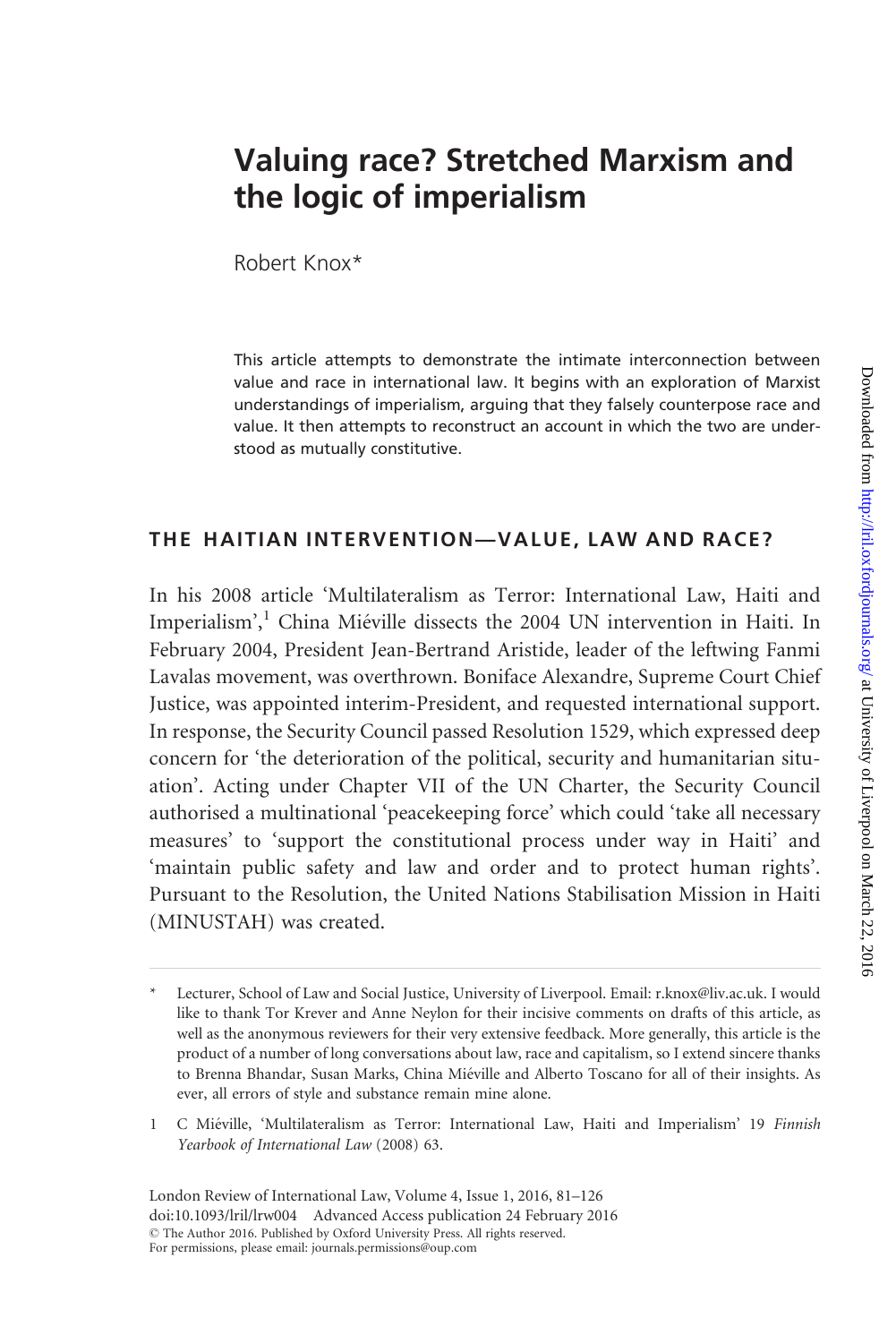# Valuing race? Stretched Marxism and the logic of imperialism

Robert Knox*

This article attempts to demonstrate the intimate interconnection between value and race in international law. It begins with an exploration of Marxist understandings of imperialism, arguing that they falsely counterpose race and value. It then attempts to reconstruct an account in which the two are understood as mutually constitutive.

## THE HAITIAN INTERVENTION—VALUE, LAW AND RACE?

In his 2008 article 'Multilateralism as Terror: International Law, Haiti and Imperialism',[1] China Miéville dissects the 2004 UN intervention in Haiti. In February 2004, President Jean-Bertrand Aristide, leader of the leftwing Fanmi Lavalas movement, was overthrown. Boniface Alexandre, Supreme Court Chief Justice, was appointed interim-President, and requested international support. In response, the Security Council passed Resolution 1529, which expressed deep concern for 'the deterioration of the political, security and humanitarian situation'. Acting under Chapter VII of the UN Charter, the Security Council authorised a multinational 'peacekeeping force' which could 'take all necessary measures' to 'support the constitutional process under way in Haiti' and 'maintain public safety and law and order and to protect human rights'. Pursuant to the Resolution, the United Nations Stabilisation Mission in Haiti (MINUSTAH) was created.

---

\* Lecturer, School of Law and Social Justice, University of Liverpool. Email: r.knox@liv.ac.uk. I would like to thank Tor Krever and Anne Neylon for their incisive comments on drafts of this article, as well as the anonymous reviewers for their very extensive feedback. More generally, this article is the product of a number of long conversations about law, race and capitalism, so I extend sincere thanks to Brenna Bhandar, Susan Marks, China Miéville and Alberto Toscano for all of their insights. As ever, all errors of style and substance remain mine alone.

1 C Miéville, 'Multilateralism as Terror: International Law, Haiti and Imperialism' 19 *Finnish Yearbook of International Law* (2008) 63.

London Review of International Law, Volume 4, Issue 1, 2016, 81–126
doi:10.1093/lril/lrw004 Advanced Access publication 24 February 2016
© The Author 2016. Published by Oxford University Press. All rights reserved.
For permissions, please email: journals.permissions@oup.com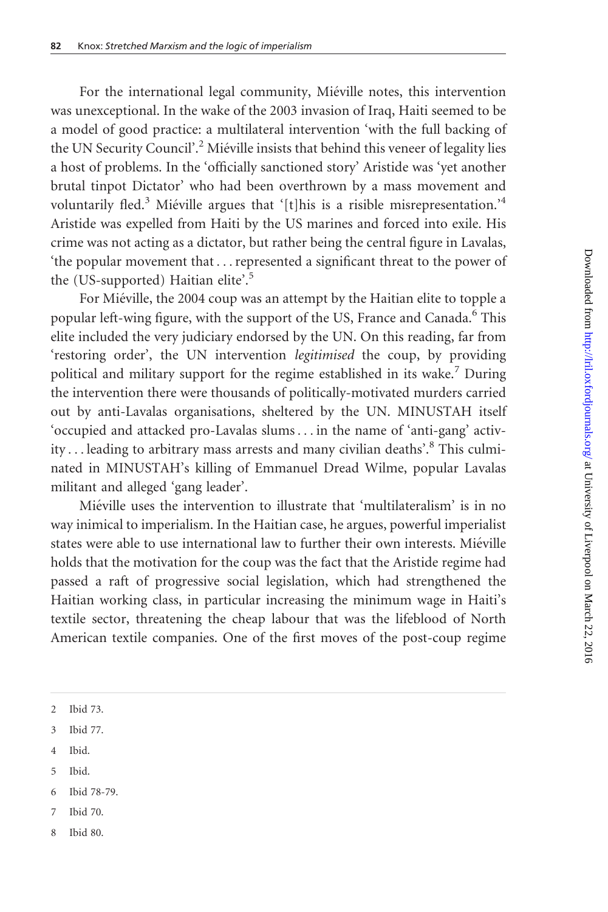For the international legal community, Miéville notes, this intervention was unexceptional. In the wake of the 2003 invasion of Iraq, Haiti seemed to be a model of good practice: a multilateral intervention 'with the full backing of the UN Security Council'.[2] Miéville insists that behind this veneer of legality lies a host of problems. In the 'officially sanctioned story' Aristide was 'yet another brutal tinpot Dictator' who had been overthrown by a mass movement and voluntarily fled.[3] Miéville argues that '[t]his is a risible misrepresentation.'[4] Aristide was expelled from Haiti by the US marines and forced into exile. His crime was not acting as a dictator, but rather being the central figure in Lavalas, 'the popular movement that . . . represented a significant threat to the power of the (US-supported) Haitian elite'.[5]

For Miéville, the 2004 coup was an attempt by the Haitian elite to topple a popular left-wing figure, with the support of the US, France and Canada.[6] This elite included the very judiciary endorsed by the UN. On this reading, far from 'restoring order', the UN intervention *legitimised* the coup, by providing political and military support for the regime established in its wake.[7] During the intervention there were thousands of politically-motivated murders carried out by anti-Lavalas organisations, sheltered by the UN. MINUSTAH itself 'occupied and attacked pro-Lavalas slums . . . in the name of 'anti-gang' activity . . . leading to arbitrary mass arrests and many civilian deaths'.[8] This culminated in MINUSTAH's killing of Emmanuel Dread Wilme, popular Lavalas militant and alleged 'gang leader'.

Miéville uses the intervention to illustrate that 'multilateralism' is in no way inimical to imperialism. In the Haitian case, he argues, powerful imperialist states were able to use international law to further their own interests. Miéville holds that the motivation for the coup was the fact that the Aristide regime had passed a raft of progressive social legislation, which had strengthened the Haitian working class, in particular increasing the minimum wage in Haiti's textile sector, threatening the cheap labour that was the lifeblood of North American textile companies. One of the first moves of the post-coup regime

2 Ibid 73.

3 Ibid 77.

4 Ibid.

5 Ibid.

6 Ibid 78-79.

7 Ibid 70.

8 Ibid 80.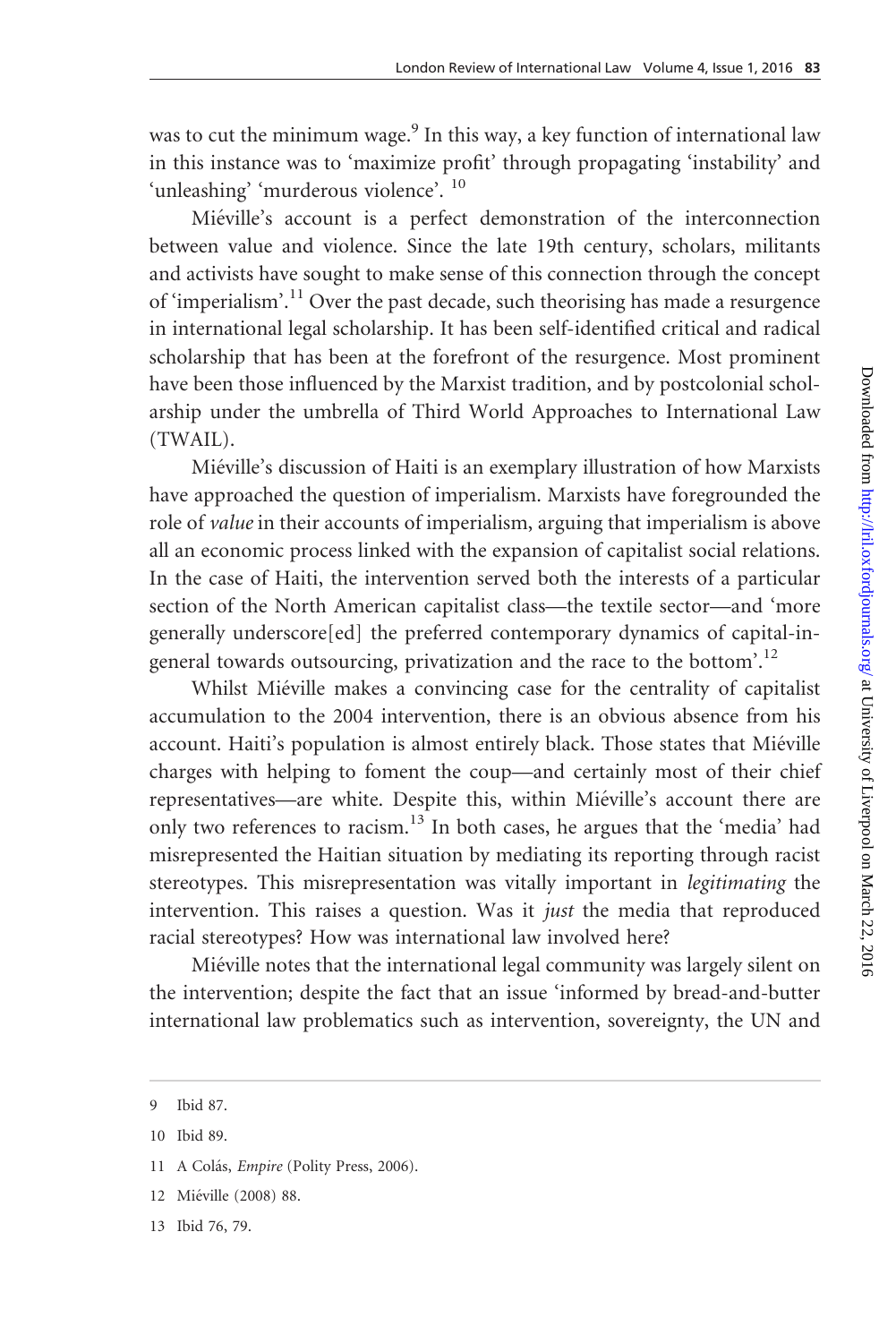was to cut the minimum wage.[9] In this way, a key function of international law in this instance was to 'maximize profit' through propagating 'instability' and 'unleashing' 'murderous violence'. [10]

Miéville's account is a perfect demonstration of the interconnection between value and violence. Since the late 19th century, scholars, militants and activists have sought to make sense of this connection through the concept of 'imperialism'.[11] Over the past decade, such theorising has made a resurgence in international legal scholarship. It has been self-identified critical and radical scholarship that has been at the forefront of the resurgence. Most prominent have been those influenced by the Marxist tradition, and by postcolonial scholarship under the umbrella of Third World Approaches to International Law (TWAIL).

Miéville's discussion of Haiti is an exemplary illustration of how Marxists have approached the question of imperialism. Marxists have foregrounded the role of *value* in their accounts of imperialism, arguing that imperialism is above all an economic process linked with the expansion of capitalist social relations. In the case of Haiti, the intervention served both the interests of a particular section of the North American capitalist class—the textile sector—and 'more generally underscore[ed] the preferred contemporary dynamics of capital-in-general towards outsourcing, privatization and the race to the bottom'.[12]

Whilst Miéville makes a convincing case for the centrality of capitalist accumulation to the 2004 intervention, there is an obvious absence from his account. Haiti's population is almost entirely black. Those states that Miéville charges with helping to foment the coup—and certainly most of their chief representatives—are white. Despite this, within Miéville's account there are only two references to racism.[13] In both cases, he argues that the 'media' had misrepresented the Haitian situation by mediating its reporting through racist stereotypes. This misrepresentation was vitally important in *legitimating* the intervention. This raises a question. Was it *just* the media that reproduced racial stereotypes? How was international law involved here?

Miéville notes that the international legal community was largely silent on the intervention; despite the fact that an issue 'informed by bread-and-butter international law problematics such as intervention, sovereignty, the UN and

9 Ibid 87.

10 Ibid 89.

11 A Colás, *Empire* (Polity Press, 2006).

12 Miéville (2008) 88.

13 Ibid 76, 79.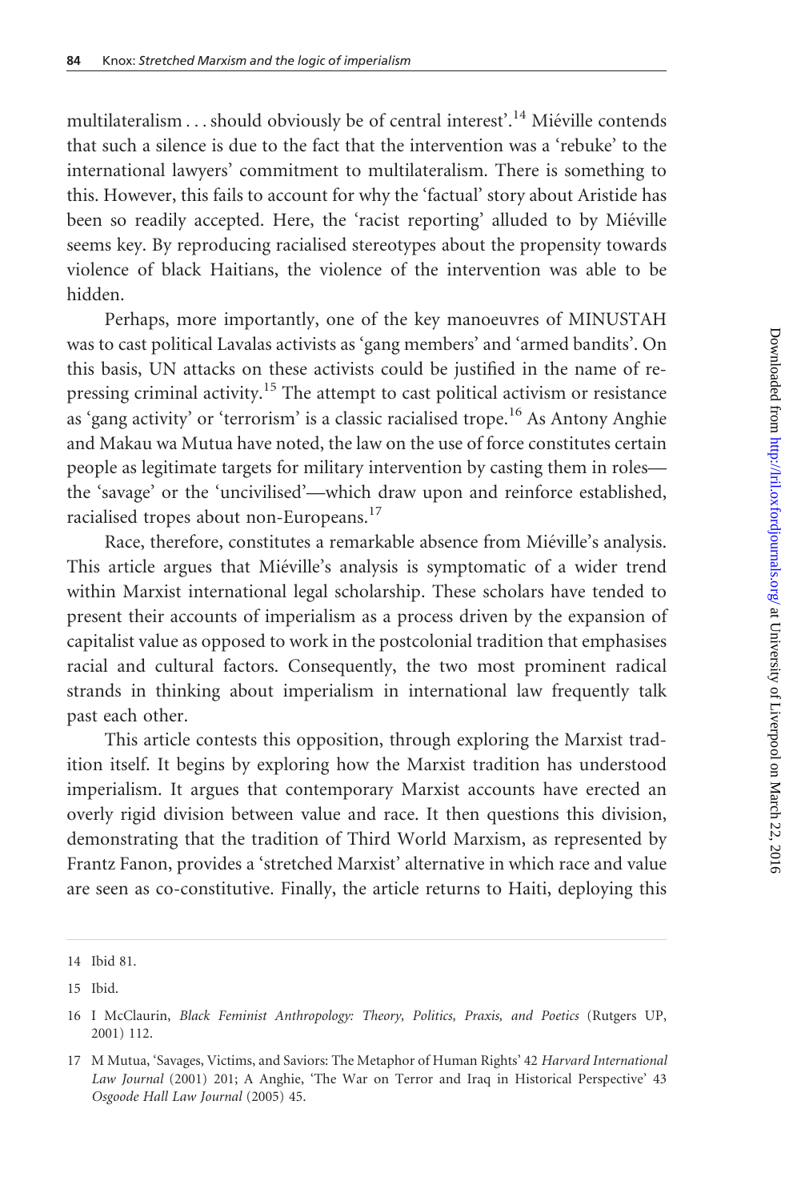multilateralism . . . should obviously be of central interest'.[14] Miéville contends that such a silence is due to the fact that the intervention was a 'rebuke' to the international lawyers' commitment to multilateralism. There is something to this. However, this fails to account for why the 'factual' story about Aristide has been so readily accepted. Here, the 'racist reporting' alluded to by Miéville seems key. By reproducing racialised stereotypes about the propensity towards violence of black Haitians, the violence of the intervention was able to be hidden.

Perhaps, more importantly, one of the key manoeuvres of MINUSTAH was to cast political Lavalas activists as 'gang members' and 'armed bandits'. On this basis, UN attacks on these activists could be justified in the name of repressing criminal activity.[15] The attempt to cast political activism or resistance as 'gang activity' or 'terrorism' is a classic racialised trope.[16] As Antony Anghie and Makau wa Mutua have noted, the law on the use of force constitutes certain people as legitimate targets for military intervention by casting them in roles—the 'savage' or the 'uncivilised'—which draw upon and reinforce established, racialised tropes about non-Europeans.[17]

Race, therefore, constitutes a remarkable absence from Miéville's analysis. This article argues that Miéville's analysis is symptomatic of a wider trend within Marxist international legal scholarship. These scholars have tended to present their accounts of imperialism as a process driven by the expansion of capitalist value as opposed to work in the postcolonial tradition that emphasises racial and cultural factors. Consequently, the two most prominent radical strands in thinking about imperialism in international law frequently talk past each other.

This article contests this opposition, through exploring the Marxist tradition itself. It begins by exploring how the Marxist tradition has understood imperialism. It argues that contemporary Marxist accounts have erected an overly rigid division between value and race. It then questions this division, demonstrating that the tradition of Third World Marxism, as represented by Frantz Fanon, provides a 'stretched Marxist' alternative in which race and value are seen as co-constitutive. Finally, the article returns to Haiti, deploying this

14 Ibid 81.

15 Ibid.

16 I McClaurin, *Black Feminist Anthropology: Theory, Politics, Praxis, and Poetics* (Rutgers UP, 2001) 112.

17 M Mutua, 'Savages, Victims, and Saviors: The Metaphor of Human Rights' 42 *Harvard International Law Journal* (2001) 201; A Anghie, 'The War on Terror and Iraq in Historical Perspective' 43 *Osgoode Hall Law Journal* (2005) 45.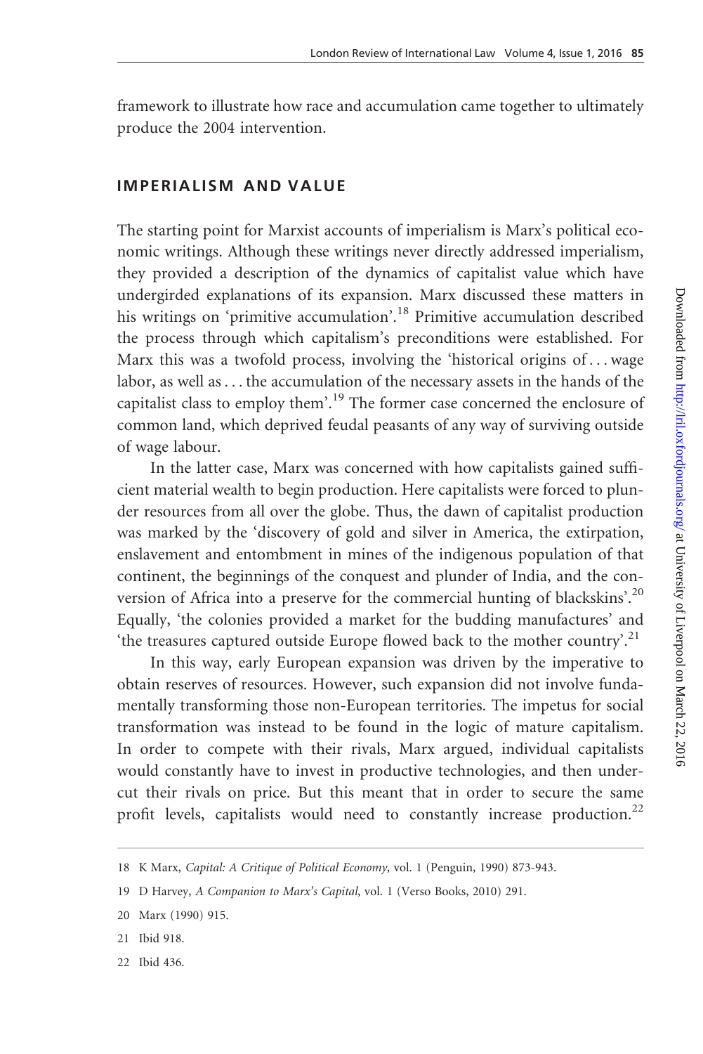framework to illustrate how race and accumulation came together to ultimately produce the 2004 intervention.

## IMPERIALISM AND VALUE

The starting point for Marxist accounts of imperialism is Marx's political economic writings. Although these writings never directly addressed imperialism, they provided a description of the dynamics of capitalist value which have undergirded explanations of its expansion. Marx discussed these matters in his writings on 'primitive accumulation'.[18] Primitive accumulation described the process through which capitalism's preconditions were established. For Marx this was a twofold process, involving the 'historical origins of . . . wage labor, as well as . . . the accumulation of the necessary assets in the hands of the capitalist class to employ them'.[19] The former case concerned the enclosure of common land, which deprived feudal peasants of any way of surviving outside of wage labour.

In the latter case, Marx was concerned with how capitalists gained sufficient material wealth to begin production. Here capitalists were forced to plunder resources from all over the globe. Thus, the dawn of capitalist production was marked by the 'discovery of gold and silver in America, the extirpation, enslavement and entombment in mines of the indigenous population of that continent, the beginnings of the conquest and plunder of India, and the conversion of Africa into a preserve for the commercial hunting of blackskins'.[20] Equally, 'the colonies provided a market for the budding manufactures' and 'the treasures captured outside Europe flowed back to the mother country'.[21]

In this way, early European expansion was driven by the imperative to obtain reserves of resources. However, such expansion did not involve fundamentally transforming those non-European territories. The impetus for social transformation was instead to be found in the logic of mature capitalism. In order to compete with their rivals, Marx argued, individual capitalists would constantly have to invest in productive technologies, and then undercut their rivals on price. But this meant that in order to secure the same profit levels, capitalists would need to constantly increase production.[22]

---

18 K Marx, *Capital: A Critique of Political Economy*, vol. 1 (Penguin, 1990) 873-943.

19 D Harvey, *A Companion to Marx's Capital*, vol. 1 (Verso Books, 2010) 291.

20 Marx (1990) 915.

21 Ibid 918.

22 Ibid 436.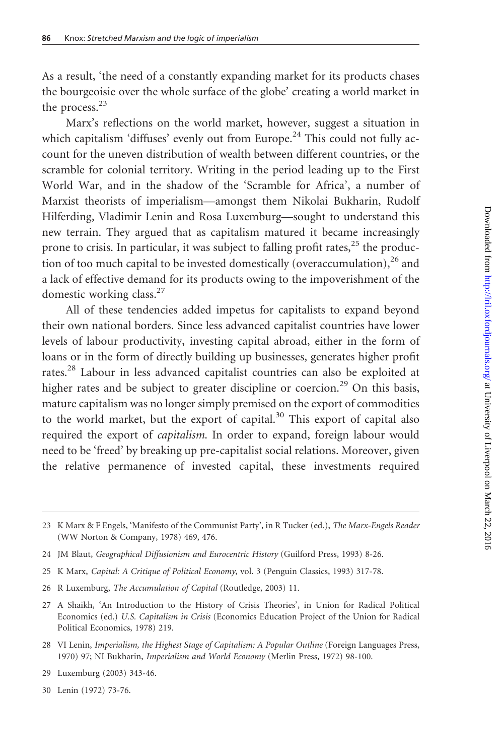As a result, 'the need of a constantly expanding market for its products chases the bourgeoisie over the whole surface of the globe' creating a world market in the process.[23]

Marx's reflections on the world market, however, suggest a situation in which capitalism 'diffuses' evenly out from Europe.[24] This could not fully account for the uneven distribution of wealth between different countries, or the scramble for colonial territory. Writing in the period leading up to the First World War, and in the shadow of the 'Scramble for Africa', a number of Marxist theorists of imperialism—amongst them Nikolai Bukharin, Rudolf Hilferding, Vladimir Lenin and Rosa Luxemburg—sought to understand this new terrain. They argued that as capitalism matured it became increasingly prone to crisis. In particular, it was subject to falling profit rates,[25] the production of too much capital to be invested domestically (overaccumulation),[26] and a lack of effective demand for its products owing to the impoverishment of the domestic working class.[27]

All of these tendencies added impetus for capitalists to expand beyond their own national borders. Since less advanced capitalist countries have lower levels of labour productivity, investing capital abroad, either in the form of loans or in the form of directly building up businesses, generates higher profit rates.[28] Labour in less advanced capitalist countries can also be exploited at higher rates and be subject to greater discipline or coercion.[29] On this basis, mature capitalism was no longer simply premised on the export of commodities to the world market, but the export of capital.[30] This export of capital also required the export of *capitalism*. In order to expand, foreign labour would need to be 'freed' by breaking up pre-capitalist social relations. Moreover, given the relative permanence of invested capital, these investments required

---

23 K Marx & F Engels, 'Manifesto of the Communist Party', in R Tucker (ed.), *The Marx-Engels Reader* (WW Norton & Company, 1978) 469, 476.

24 JM Blaut, *Geographical Diffusionism and Eurocentric History* (Guilford Press, 1993) 8-26.

25 K Marx, *Capital: A Critique of Political Economy*, vol. 3 (Penguin Classics, 1993) 317-78.

26 R Luxemburg, *The Accumulation of Capital* (Routledge, 2003) 11.

27 A Shaikh, 'An Introduction to the History of Crisis Theories', in Union for Radical Political Economics (ed.) *U.S. Capitalism in Crisis* (Economics Education Project of the Union for Radical Political Economics, 1978) 219.

28 VI Lenin, *Imperialism, the Highest Stage of Capitalism: A Popular Outline* (Foreign Languages Press, 1970) 97; NI Bukharin, *Imperialism and World Economy* (Merlin Press, 1972) 98-100.

29 Luxemburg (2003) 343-46.

30 Lenin (1972) 73-76.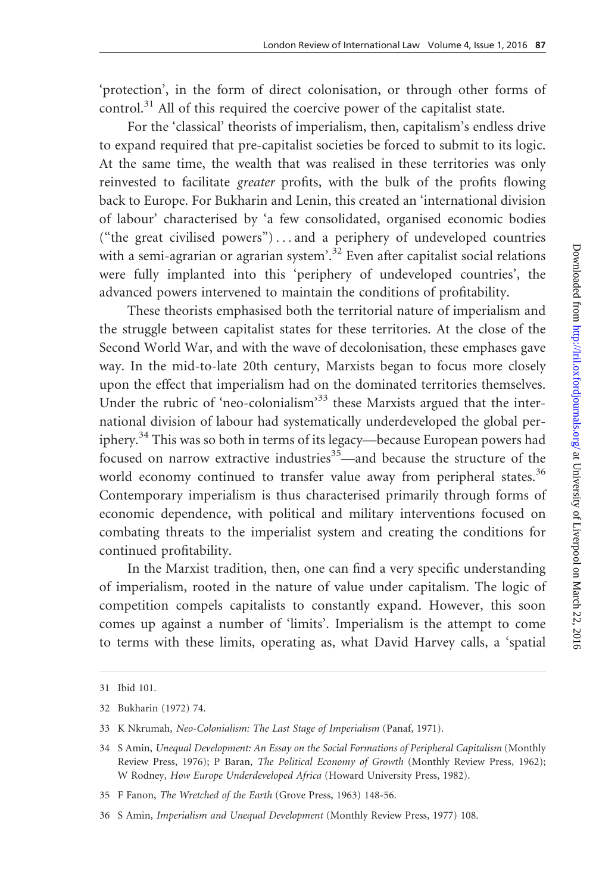'protection', in the form of direct colonisation, or through other forms of control.[31] All of this required the coercive power of the capitalist state.

For the 'classical' theorists of imperialism, then, capitalism's endless drive to expand required that pre-capitalist societies be forced to submit to its logic. At the same time, the wealth that was realised in these territories was only reinvested to facilitate *greater* profits, with the bulk of the profits flowing back to Europe. For Bukharin and Lenin, this created an 'international division of labour' characterised by 'a few consolidated, organised economic bodies ("the great civilised powers") . . . and a periphery of undeveloped countries with a semi-agrarian or agrarian system'.[32] Even after capitalist social relations were fully implanted into this 'periphery of undeveloped countries', the advanced powers intervened to maintain the conditions of profitability.

These theorists emphasised both the territorial nature of imperialism and the struggle between capitalist states for these territories. At the close of the Second World War, and with the wave of decolonisation, these emphases gave way. In the mid-to-late 20th century, Marxists began to focus more closely upon the effect that imperialism had on the dominated territories themselves. Under the rubric of 'neo-colonialism'[33] these Marxists argued that the international division of labour had systematically underdeveloped the global periphery.[34] This was so both in terms of its legacy—because European powers had focused on narrow extractive industries[35]—and because the structure of the world economy continued to transfer value away from peripheral states.[36] Contemporary imperialism is thus characterised primarily through forms of economic dependence, with political and military interventions focused on combating threats to the imperialist system and creating the conditions for continued profitability.

In the Marxist tradition, then, one can find a very specific understanding of imperialism, rooted in the nature of value under capitalism. The logic of competition compels capitalists to constantly expand. However, this soon comes up against a number of 'limits'. Imperialism is the attempt to come to terms with these limits, operating as, what David Harvey calls, a 'spatial

31 Ibid 101.

32 Bukharin (1972) 74.

33 K Nkrumah, *Neo-Colonialism: The Last Stage of Imperialism* (Panaf, 1971).

34 S Amin, *Unequal Development: An Essay on the Social Formations of Peripheral Capitalism* (Monthly Review Press, 1976); P Baran, *The Political Economy of Growth* (Monthly Review Press, 1962); W Rodney, *How Europe Underdeveloped Africa* (Howard University Press, 1982).

35 F Fanon, *The Wretched of the Earth* (Grove Press, 1963) 148-56.

36 S Amin, *Imperialism and Unequal Development* (Monthly Review Press, 1977) 108.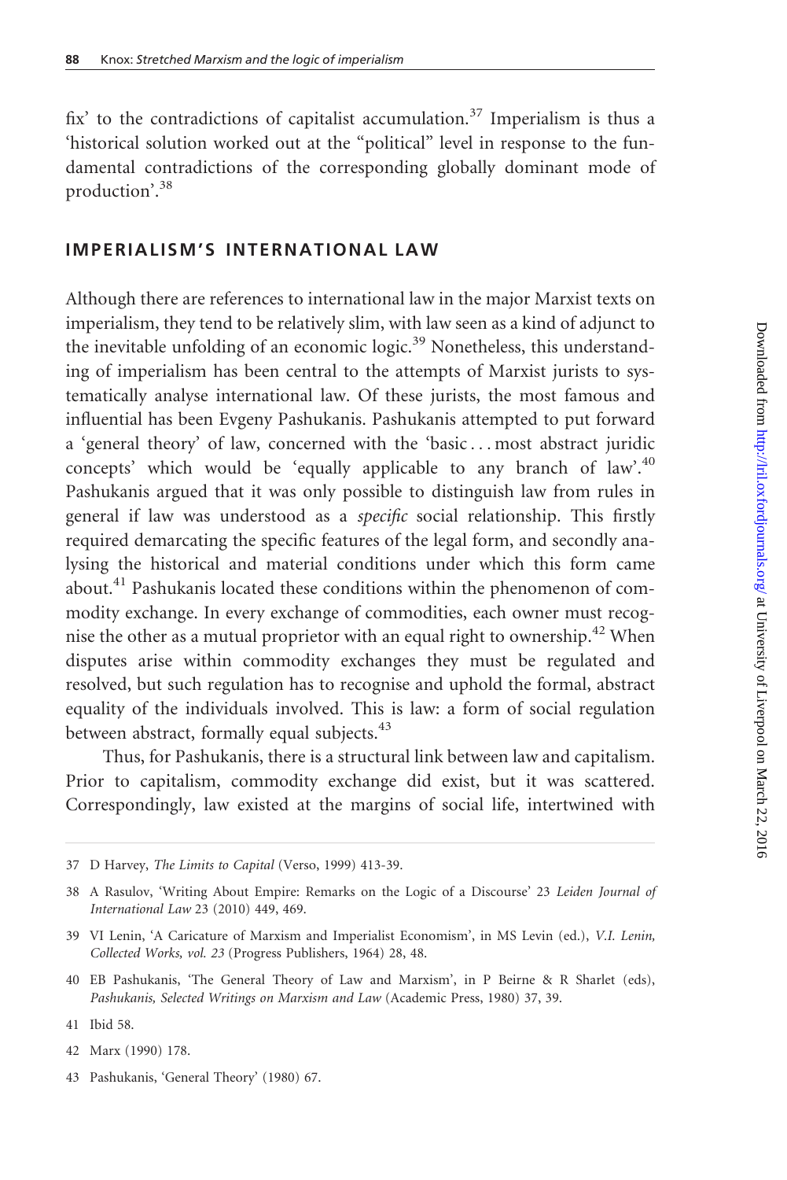fix' to the contradictions of capitalist accumulation.[37] Imperialism is thus a 'historical solution worked out at the "political" level in response to the fundamental contradictions of the corresponding globally dominant mode of production'.[38]

## IMPERIALISM'S INTERNATIONAL LAW

Although there are references to international law in the major Marxist texts on imperialism, they tend to be relatively slim, with law seen as a kind of adjunct to the inevitable unfolding of an economic logic.[39] Nonetheless, this understanding of imperialism has been central to the attempts of Marxist jurists to systematically analyse international law. Of these jurists, the most famous and influential has been Evgeny Pashukanis. Pashukanis attempted to put forward a 'general theory' of law, concerned with the 'basic ... most abstract juridic concepts' which would be 'equally applicable to any branch of law'.[40] Pashukanis argued that it was only possible to distinguish law from rules in general if law was understood as a *specific* social relationship. This firstly required demarcating the specific features of the legal form, and secondly analysing the historical and material conditions under which this form came about.[41] Pashukanis located these conditions within the phenomenon of commodity exchange. In every exchange of commodities, each owner must recognise the other as a mutual proprietor with an equal right to ownership.[42] When disputes arise within commodity exchanges they must be regulated and resolved, but such regulation has to recognise and uphold the formal, abstract equality of the individuals involved. This is law: a form of social regulation between abstract, formally equal subjects.[43]

Thus, for Pashukanis, there is a structural link between law and capitalism. Prior to capitalism, commodity exchange did exist, but it was scattered. Correspondingly, law existed at the margins of social life, intertwined with

---

37 D Harvey, *The Limits to Capital* (Verso, 1999) 413-39.

38 A Rasulov, 'Writing About Empire: Remarks on the Logic of a Discourse' 23 *Leiden Journal of International Law* 23 (2010) 449, 469.

39 VI Lenin, 'A Caricature of Marxism and Imperialist Economism', in MS Levin (ed.), *V.I. Lenin, Collected Works, vol. 23* (Progress Publishers, 1964) 28, 48.

40 EB Pashukanis, 'The General Theory of Law and Marxism', in P Beirne & R Sharlet (eds), *Pashukanis, Selected Writings on Marxism and Law* (Academic Press, 1980) 37, 39.

41 Ibid 58.

42 Marx (1990) 178.

43 Pashukanis, 'General Theory' (1980) 67.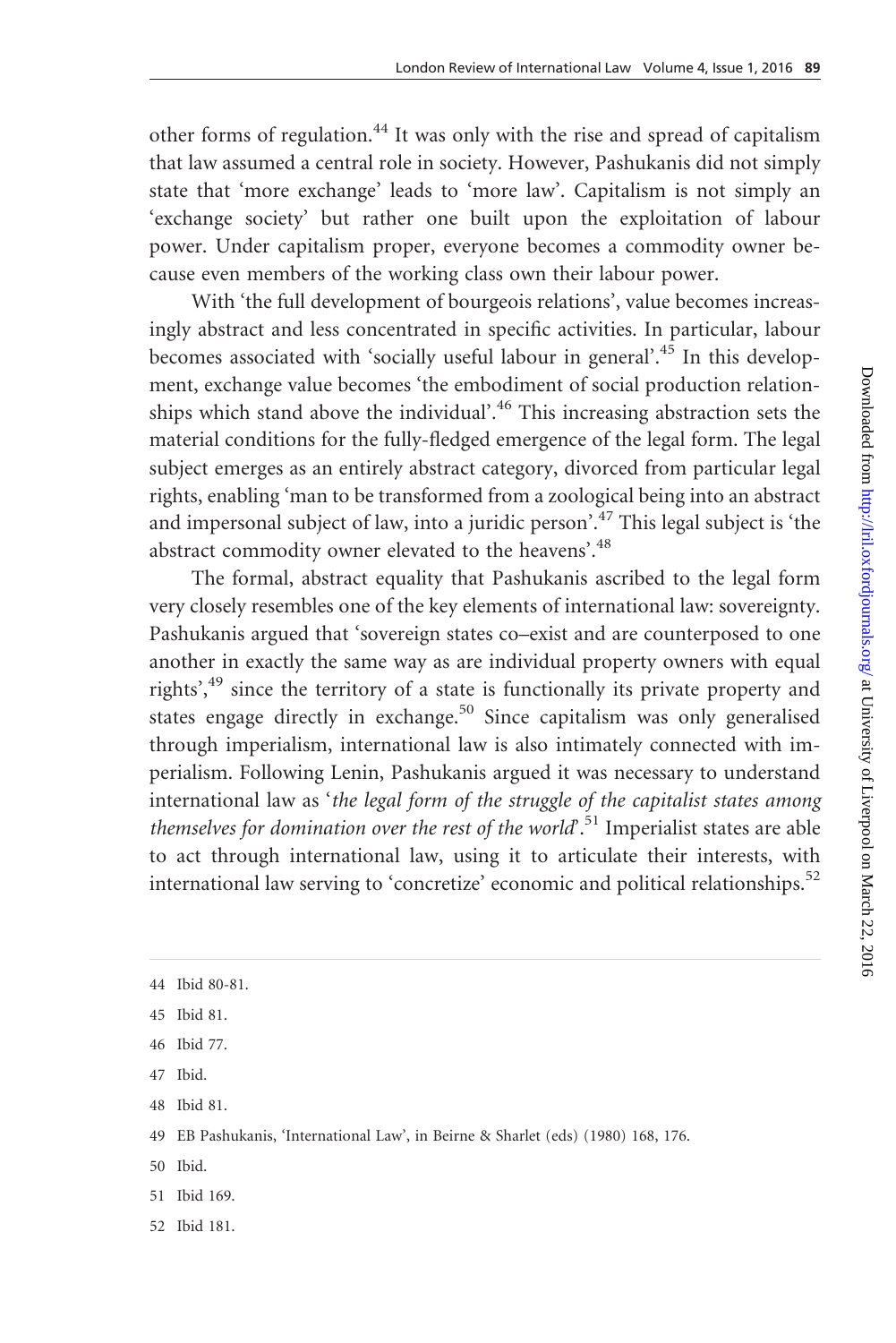other forms of regulation.[44] It was only with the rise and spread of capitalism that law assumed a central role in society. However, Pashukanis did not simply state that 'more exchange' leads to 'more law'. Capitalism is not simply an 'exchange society' but rather one built upon the exploitation of labour power. Under capitalism proper, everyone becomes a commodity owner because even members of the working class own their labour power.

With 'the full development of bourgeois relations', value becomes increasingly abstract and less concentrated in specific activities. In particular, labour becomes associated with 'socially useful labour in general'.[45] In this development, exchange value becomes 'the embodiment of social production relationships which stand above the individual'.[46] This increasing abstraction sets the material conditions for the fully-fledged emergence of the legal form. The legal subject emerges as an entirely abstract category, divorced from particular legal rights, enabling 'man to be transformed from a zoological being into an abstract and impersonal subject of law, into a juridic person'.[47] This legal subject is 'the abstract commodity owner elevated to the heavens'.[48]

The formal, abstract equality that Pashukanis ascribed to the legal form very closely resembles one of the key elements of international law: sovereignty. Pashukanis argued that 'sovereign states co–exist and are counterposed to one another in exactly the same way as are individual property owners with equal rights',[49] since the territory of a state is functionally its private property and states engage directly in exchange.[50] Since capitalism was only generalised through imperialism, international law is also intimately connected with imperialism. Following Lenin, Pashukanis argued it was necessary to understand international law as '*the legal form of the struggle of the capitalist states among themselves for domination over the rest of the world*'.[51] Imperialist states are able to act through international law, using it to articulate their interests, with international law serving to 'concretize' economic and political relationships.[52]

44 Ibid 80-81.

45 Ibid 81.

46 Ibid 77.

47 Ibid.

48 Ibid 81.

49 EB Pashukanis, 'International Law', in Beirne & Sharlet (eds) (1980) 168, 176.

50 Ibid.

51 Ibid 169.

52 Ibid 181.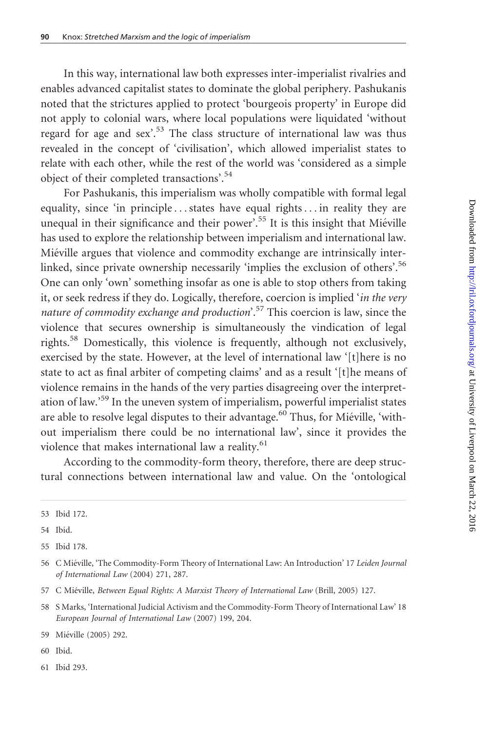In this way, international law both expresses inter-imperialist rivalries and enables advanced capitalist states to dominate the global periphery. Pashukanis noted that the strictures applied to protect 'bourgeois property' in Europe did not apply to colonial wars, where local populations were liquidated 'without regard for age and sex'.[53] The class structure of international law was thus revealed in the concept of 'civilisation', which allowed imperialist states to relate with each other, while the rest of the world was 'considered as a simple object of their completed transactions'.[54]

For Pashukanis, this imperialism was wholly compatible with formal legal equality, since 'in principle ... states have equal rights ... in reality they are unequal in their significance and their power'.[55] It is this insight that Miéville has used to explore the relationship between imperialism and international law. Miéville argues that violence and commodity exchange are intrinsically interlinked, since private ownership necessarily 'implies the exclusion of others'.[56] One can only 'own' something insofar as one is able to stop others from taking it, or seek redress if they do. Logically, therefore, coercion is implied '*in the very nature of commodity exchange and production*'.[57] This coercion is law, since the violence that secures ownership is simultaneously the vindication of legal rights.[58] Domestically, this violence is frequently, although not exclusively, exercised by the state. However, at the level of international law '[t]here is no state to act as final arbiter of competing claims' and as a result '[t]he means of violence remains in the hands of the very parties disagreeing over the interpretation of law.'[59] In the uneven system of imperialism, powerful imperialist states are able to resolve legal disputes to their advantage.[60] Thus, for Miéville, 'without imperialism there could be no international law', since it provides the violence that makes international law a reality.[61]

According to the commodity-form theory, therefore, there are deep structural connections between international law and value. On the 'ontological

---

53 Ibid 172.

54 Ibid.

55 Ibid 178.

56 C Miéville, 'The Commodity-Form Theory of International Law: An Introduction' 17 *Leiden Journal of International Law* (2004) 271, 287.

57 C Miéville, *Between Equal Rights: A Marxist Theory of International Law* (Brill, 2005) 127.

58 S Marks, 'International Judicial Activism and the Commodity-Form Theory of International Law' 18 *European Journal of International Law* (2007) 199, 204.

59 Miéville (2005) 292.

60 Ibid.

61 Ibid 293.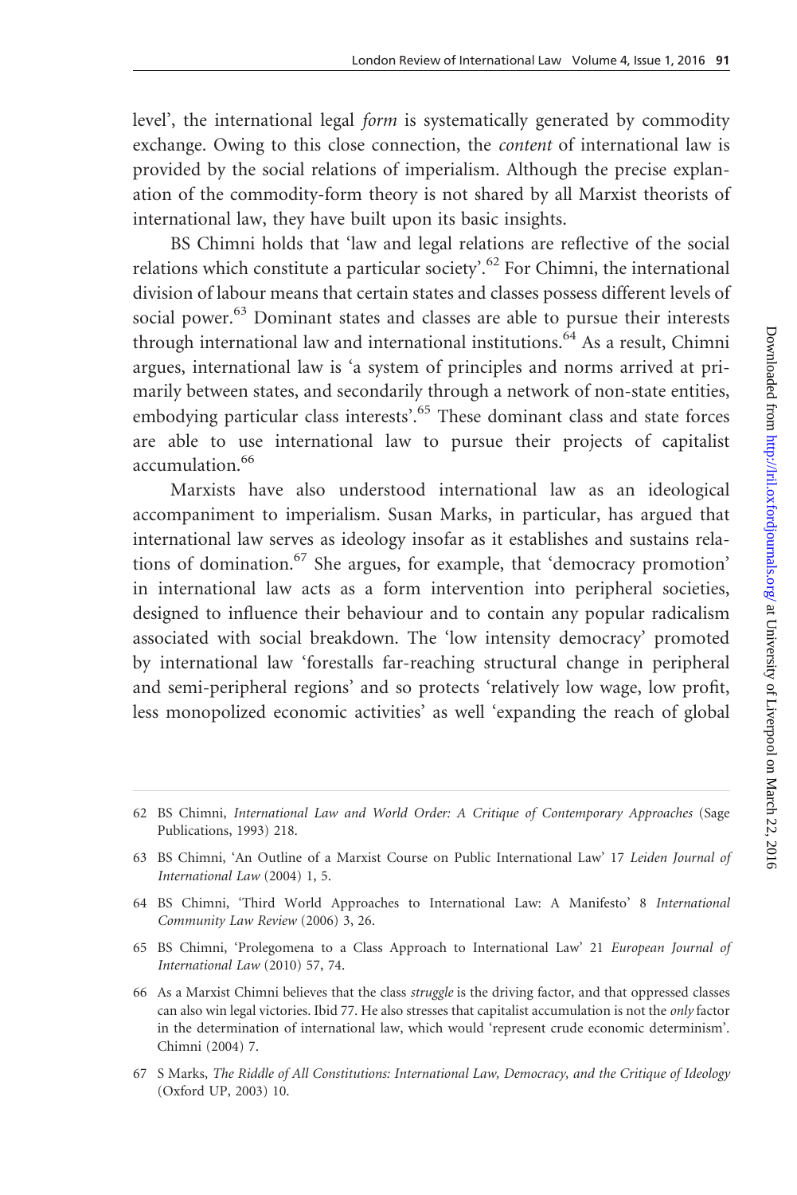level', the international legal *form* is systematically generated by commodity exchange. Owing to this close connection, the *content* of international law is provided by the social relations of imperialism. Although the precise explanation of the commodity-form theory is not shared by all Marxist theorists of international law, they have built upon its basic insights.

BS Chimni holds that 'law and legal relations are reflective of the social relations which constitute a particular society'.[62] For Chimni, the international division of labour means that certain states and classes possess different levels of social power.[63] Dominant states and classes are able to pursue their interests through international law and international institutions.[64] As a result, Chimni argues, international law is 'a system of principles and norms arrived at primarily between states, and secondarily through a network of non-state entities, embodying particular class interests'.[65] These dominant class and state forces are able to use international law to pursue their projects of capitalist accumulation.[66]

Marxists have also understood international law as an ideological accompaniment to imperialism. Susan Marks, in particular, has argued that international law serves as ideology insofar as it establishes and sustains relations of domination.[67] She argues, for example, that 'democracy promotion' in international law acts as a form intervention into peripheral societies, designed to influence their behaviour and to contain any popular radicalism associated with social breakdown. The 'low intensity democracy' promoted by international law 'forestalls far-reaching structural change in peripheral and semi-peripheral regions' and so protects 'relatively low wage, low profit, less monopolized economic activities' as well 'expanding the reach of global

---

62 BS Chimni, *International Law and World Order: A Critique of Contemporary Approaches* (Sage Publications, 1993) 218.

63 BS Chimni, 'An Outline of a Marxist Course on Public International Law' 17 *Leiden Journal of International Law* (2004) 1, 5.

64 BS Chimni, 'Third World Approaches to International Law: A Manifesto' 8 *International Community Law Review* (2006) 3, 26.

65 BS Chimni, 'Prolegomena to a Class Approach to International Law' 21 *European Journal of International Law* (2010) 57, 74.

66 As a Marxist Chimni believes that the class *struggle* is the driving factor, and that oppressed classes can also win legal victories. Ibid 77. He also stresses that capitalist accumulation is not the *only* factor in the determination of international law, which would 'represent crude economic determinism'. Chimni (2004) 7.

67 S Marks, *The Riddle of All Constitutions: International Law, Democracy, and the Critique of Ideology* (Oxford UP, 2003) 10.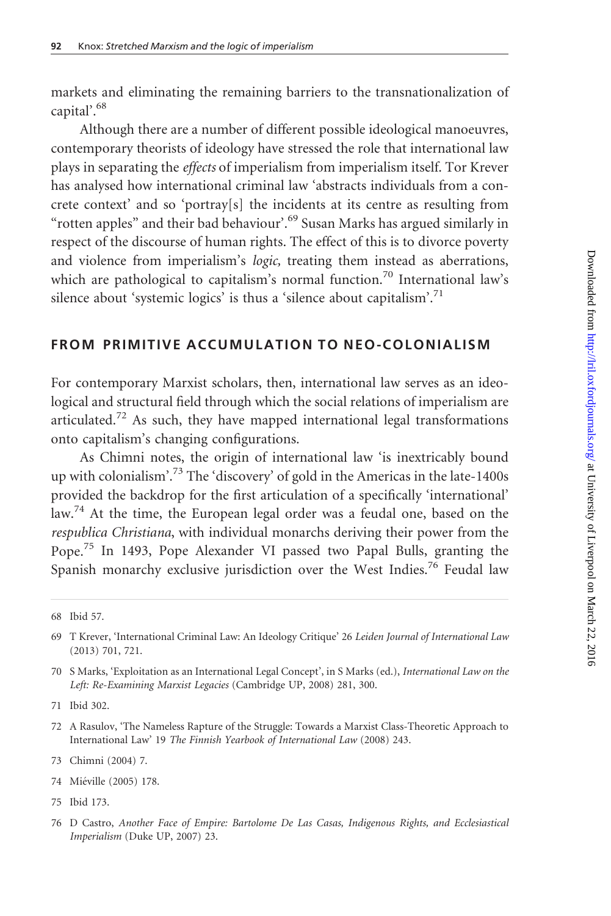markets and eliminating the remaining barriers to the transnationalization of capital'.[68]

Although there are a number of different possible ideological manoeuvres, contemporary theorists of ideology have stressed the role that international law plays in separating the *effects* of imperialism from imperialism itself. Tor Krever has analysed how international criminal law 'abstracts individuals from a concrete context' and so 'portray[s] the incidents at its centre as resulting from "rotten apples" and their bad behaviour'.[69] Susan Marks has argued similarly in respect of the discourse of human rights. The effect of this is to divorce poverty and violence from imperialism's *logic*, treating them instead as aberrations, which are pathological to capitalism's normal function.[70] International law's silence about 'systemic logics' is thus a 'silence about capitalism'.[71]

## FROM PRIMITIVE ACCUMULATION TO NEO-COLONIALISM

For contemporary Marxist scholars, then, international law serves as an ideological and structural field through which the social relations of imperialism are articulated.[72] As such, they have mapped international legal transformations onto capitalism's changing configurations.

As Chimni notes, the origin of international law 'is inextricably bound up with colonialism'.[73] The 'discovery' of gold in the Americas in the late-1400s provided the backdrop for the first articulation of a specifically 'international' law.[74] At the time, the European legal order was a feudal one, based on the *respublica Christiana*, with individual monarchs deriving their power from the Pope.[75] In 1493, Pope Alexander VI passed two Papal Bulls, granting the Spanish monarchy exclusive jurisdiction over the West Indies.[76] Feudal law

---

68 Ibid 57.

69 T Krever, 'International Criminal Law: An Ideology Critique' 26 *Leiden Journal of International Law* (2013) 701, 721.

70 S Marks, 'Exploitation as an International Legal Concept', in S Marks (ed.), *International Law on the Left: Re-Examining Marxist Legacies* (Cambridge UP, 2008) 281, 300.

71 Ibid 302.

72 A Rasulov, 'The Nameless Rapture of the Struggle: Towards a Marxist Class-Theoretic Approach to International Law' 19 *The Finnish Yearbook of International Law* (2008) 243.

73 Chimni (2004) 7.

74 Miéville (2005) 178.

75 Ibid 173.

76 D Castro, *Another Face of Empire: Bartolome De Las Casas, Indigenous Rights, and Ecclesiastical Imperialism* (Duke UP, 2007) 23.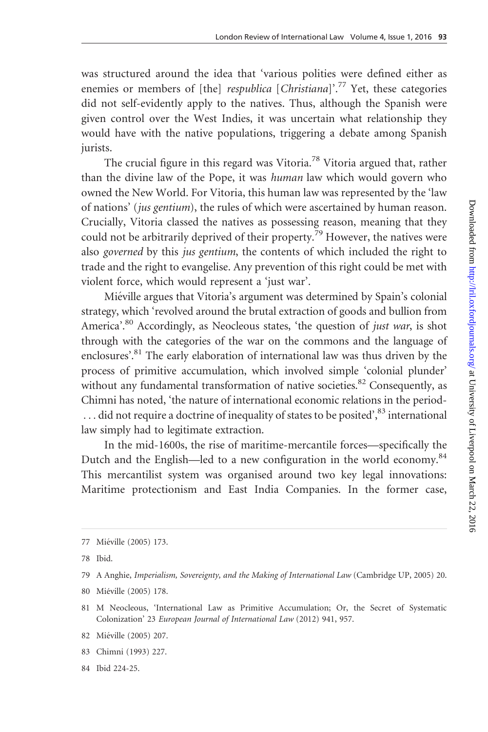was structured around the idea that 'various polities were defined either as enemies or members of [the] *respublica* [*Christiana*]'.[77] Yet, these categories did not self-evidently apply to the natives. Thus, although the Spanish were given control over the West Indies, it was uncertain what relationship they would have with the native populations, triggering a debate among Spanish jurists.

The crucial figure in this regard was Vitoria.[78] Vitoria argued that, rather than the divine law of the Pope, it was *human* law which would govern who owned the New World. For Vitoria, this human law was represented by the 'law of nations' (*jus gentium*), the rules of which were ascertained by human reason. Crucially, Vitoria classed the natives as possessing reason, meaning that they could not be arbitrarily deprived of their property.[79] However, the natives were also *governed* by this *jus gentium*, the contents of which included the right to trade and the right to evangelise. Any prevention of this right could be met with violent force, which would represent a 'just war'.

Miéville argues that Vitoria's argument was determined by Spain's colonial strategy, which 'revolved around the brutal extraction of goods and bullion from America'.[80] Accordingly, as Neocleous states, 'the question of *just war*, is shot through with the categories of the war on the commons and the language of enclosures'.[81] The early elaboration of international law was thus driven by the process of primitive accumulation, which involved simple 'colonial plunder' without any fundamental transformation of native societies.[82] Consequently, as Chimni has noted, 'the nature of international economic relations in the period- . . . did not require a doctrine of inequality of states to be posited',[83] international law simply had to legitimate extraction.

In the mid-1600s, the rise of maritime-mercantile forces—specifically the Dutch and the English—led to a new configuration in the world economy.[84] This mercantilist system was organised around two key legal innovations: Maritime protectionism and East India Companies. In the former case,

---

77 Miéville (2005) 173.

78 Ibid.

79 A Anghie, *Imperialism, Sovereignty, and the Making of International Law* (Cambridge UP, 2005) 20.

80 Miéville (2005) 178.

81 M Neocleous, 'International Law as Primitive Accumulation; Or, the Secret of Systematic Colonization' 23 *European Journal of International Law* (2012) 941, 957.

82 Miéville (2005) 207.

83 Chimni (1993) 227.

84 Ibid 224-25.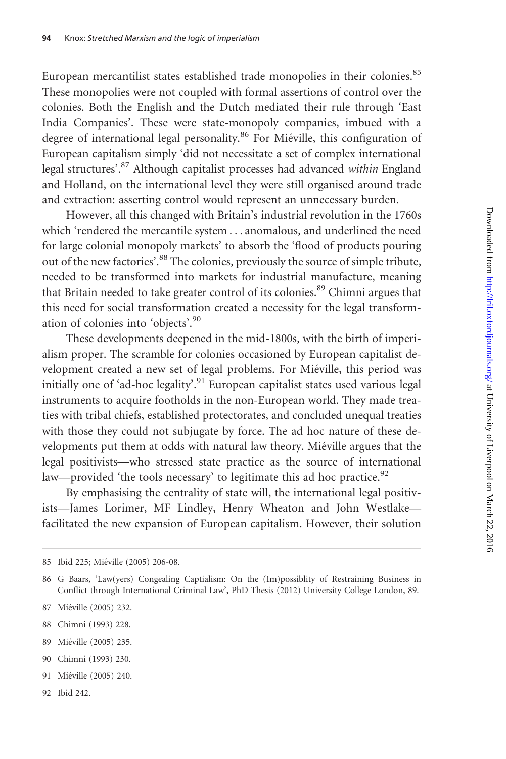European mercantilist states established trade monopolies in their colonies.[85] These monopolies were not coupled with formal assertions of control over the colonies. Both the English and the Dutch mediated their rule through 'East India Companies'. These were state-monopoly companies, imbued with a degree of international legal personality.[86] For Miéville, this configuration of European capitalism simply 'did not necessitate a set of complex international legal structures'.[87] Although capitalist processes had advanced *within* England and Holland, on the international level they were still organised around trade and extraction: asserting control would represent an unnecessary burden.

However, all this changed with Britain's industrial revolution in the 1760s which 'rendered the mercantile system . . . anomalous, and underlined the need for large colonial monopoly markets' to absorb the 'flood of products pouring out of the new factories'.[88] The colonies, previously the source of simple tribute, needed to be transformed into markets for industrial manufacture, meaning that Britain needed to take greater control of its colonies.[89] Chimni argues that this need for social transformation created a necessity for the legal transformation of colonies into 'objects'.[90]

These developments deepened in the mid-1800s, with the birth of imperialism proper. The scramble for colonies occasioned by European capitalist development created a new set of legal problems. For Miéville, this period was initially one of 'ad-hoc legality'.[91] European capitalist states used various legal instruments to acquire footholds in the non-European world. They made treaties with tribal chiefs, established protectorates, and concluded unequal treaties with those they could not subjugate by force. The ad hoc nature of these developments put them at odds with natural law theory. Miéville argues that the legal positivists—who stressed state practice as the source of international law—provided 'the tools necessary' to legitimate this ad hoc practice.[92]

By emphasising the centrality of state will, the international legal positivists—James Lorimer, MF Lindley, Henry Wheaton and John Westlake—facilitated the new expansion of European capitalism. However, their solution

85 Ibid 225; Miéville (2005) 206-08.

86 G Baars, 'Law(yers) Congealing Captialism: On the (Im)possiblity of Restraining Business in Conflict through International Criminal Law', PhD Thesis (2012) University College London, 89.

87 Miéville (2005) 232.

88 Chimni (1993) 228.

89 Miéville (2005) 235.

90 Chimni (1993) 230.

91 Miéville (2005) 240.

92 Ibid 242.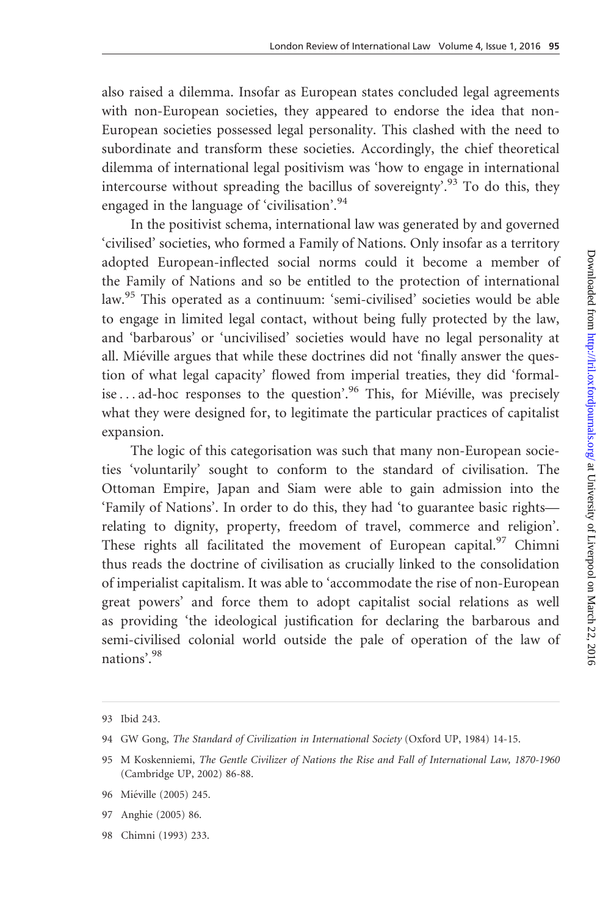also raised a dilemma. Insofar as European states concluded legal agreements with non-European societies, they appeared to endorse the idea that non-European societies possessed legal personality. This clashed with the need to subordinate and transform these societies. Accordingly, the chief theoretical dilemma of international legal positivism was 'how to engage in international intercourse without spreading the bacillus of sovereignty'.[93] To do this, they engaged in the language of 'civilisation'.[94]

In the positivist schema, international law was generated by and governed 'civilised' societies, who formed a Family of Nations. Only insofar as a territory adopted European-inflected social norms could it become a member of the Family of Nations and so be entitled to the protection of international law.[95] This operated as a continuum: 'semi-civilised' societies would be able to engage in limited legal contact, without being fully protected by the law, and 'barbarous' or 'uncivilised' societies would have no legal personality at all. Miéville argues that while these doctrines did not 'finally answer the question of what legal capacity' flowed from imperial treaties, they did 'formalise . . . ad-hoc responses to the question'.[96] This, for Miéville, was precisely what they were designed for, to legitimate the particular practices of capitalist expansion.

The logic of this categorisation was such that many non-European societies 'voluntarily' sought to conform to the standard of civilisation. The Ottoman Empire, Japan and Siam were able to gain admission into the 'Family of Nations'. In order to do this, they had 'to guarantee basic rights—relating to dignity, property, freedom of travel, commerce and religion'. These rights all facilitated the movement of European capital.[97] Chimni thus reads the doctrine of civilisation as crucially linked to the consolidation of imperialist capitalism. It was able to 'accommodate the rise of non-European great powers' and force them to adopt capitalist social relations as well as providing 'the ideological justification for declaring the barbarous and semi-civilised colonial world outside the pale of operation of the law of nations'.[98]

---

93 Ibid 243.

94 GW Gong, *The Standard of Civilization in International Society* (Oxford UP, 1984) 14-15.

95 M Koskenniemi, *The Gentle Civilizer of Nations the Rise and Fall of International Law, 1870-1960* (Cambridge UP, 2002) 86-88.

96 Miéville (2005) 245.

97 Anghie (2005) 86.

98 Chimni (1993) 233.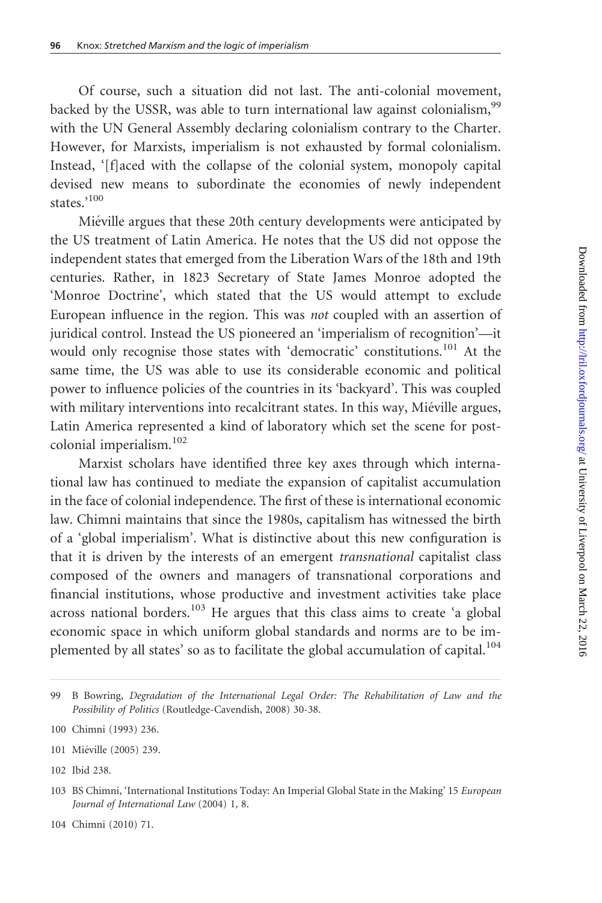Of course, such a situation did not last. The anti-colonial movement, backed by the USSR, was able to turn international law against colonialism,[99] with the UN General Assembly declaring colonialism contrary to the Charter. However, for Marxists, imperialism is not exhausted by formal colonialism. Instead, '[f]aced with the collapse of the colonial system, monopoly capital devised new means to subordinate the economies of newly independent states.'[100]

Miéville argues that these 20th century developments were anticipated by the US treatment of Latin America. He notes that the US did not oppose the independent states that emerged from the Liberation Wars of the 18th and 19th centuries. Rather, in 1823 Secretary of State James Monroe adopted the 'Monroe Doctrine', which stated that the US would attempt to exclude European influence in the region. This was *not* coupled with an assertion of juridical control. Instead the US pioneered an 'imperialism of recognition'—it would only recognise those states with 'democratic' constitutions.[101] At the same time, the US was able to use its considerable economic and political power to influence policies of the countries in its 'backyard'. This was coupled with military interventions into recalcitrant states. In this way, Miéville argues, Latin America represented a kind of laboratory which set the scene for post-colonial imperialism.[102]

Marxist scholars have identified three key axes through which international law has continued to mediate the expansion of capitalist accumulation in the face of colonial independence. The first of these is international economic law. Chimni maintains that since the 1980s, capitalism has witnessed the birth of a 'global imperialism'. What is distinctive about this new configuration is that it is driven by the interests of an emergent *transnational* capitalist class composed of the owners and managers of transnational corporations and financial institutions, whose productive and investment activities take place across national borders.[103] He argues that this class aims to create 'a global economic space in which uniform global standards and norms are to be implemented by all states' so as to facilitate the global accumulation of capital.[104]

---

99 B Bowring, *Degradation of the International Legal Order: The Rehabilitation of Law and the Possibility of Politics* (Routledge-Cavendish, 2008) 30-38.

100 Chimni (1993) 236.

101 Miéville (2005) 239.

102 Ibid 238.

103 BS Chimni, 'International Institutions Today: An Imperial Global State in the Making' 15 *European Journal of International Law* (2004) 1, 8.

104 Chimni (2010) 71.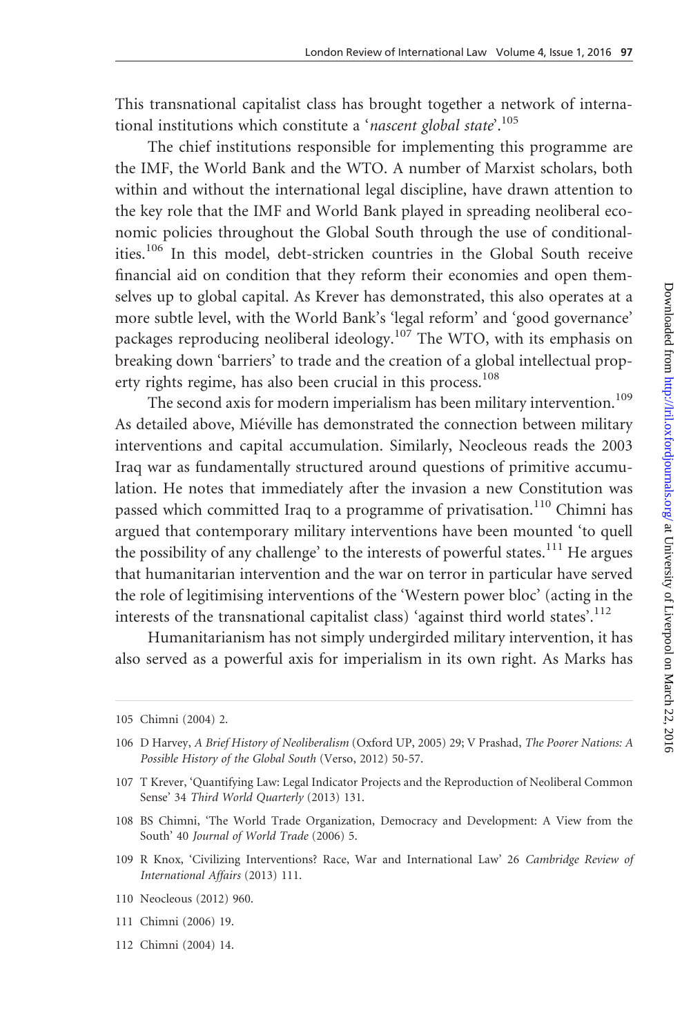This transnational capitalist class has brought together a network of international institutions which constitute a '*nascent global state*'.[105]

The chief institutions responsible for implementing this programme are the IMF, the World Bank and the WTO. A number of Marxist scholars, both within and without the international legal discipline, have drawn attention to the key role that the IMF and World Bank played in spreading neoliberal economic policies throughout the Global South through the use of conditionalities.[106] In this model, debt-stricken countries in the Global South receive financial aid on condition that they reform their economies and open themselves up to global capital. As Krever has demonstrated, this also operates at a more subtle level, with the World Bank's 'legal reform' and 'good governance' packages reproducing neoliberal ideology.[107] The WTO, with its emphasis on breaking down 'barriers' to trade and the creation of a global intellectual property rights regime, has also been crucial in this process.[108]

The second axis for modern imperialism has been military intervention.[109] As detailed above, Miéville has demonstrated the connection between military interventions and capital accumulation. Similarly, Neocleous reads the 2003 Iraq war as fundamentally structured around questions of primitive accumulation. He notes that immediately after the invasion a new Constitution was passed which committed Iraq to a programme of privatisation.[110] Chimni has argued that contemporary military interventions have been mounted 'to quell the possibility of any challenge' to the interests of powerful states.[111] He argues that humanitarian intervention and the war on terror in particular have served the role of legitimising interventions of the 'Western power bloc' (acting in the interests of the transnational capitalist class) 'against third world states'.[112]

Humanitarianism has not simply undergirded military intervention, it has also served as a powerful axis for imperialism in its own right. As Marks has

105 Chimni (2004) 2.

106 D Harvey, *A Brief History of Neoliberalism* (Oxford UP, 2005) 29; V Prashad, *The Poorer Nations: A Possible History of the Global South* (Verso, 2012) 50-57.

107 T Krever, 'Quantifying Law: Legal Indicator Projects and the Reproduction of Neoliberal Common Sense' 34 *Third World Quarterly* (2013) 131.

108 BS Chimni, 'The World Trade Organization, Democracy and Development: A View from the South' 40 *Journal of World Trade* (2006) 5.

109 R Knox, 'Civilizing Interventions? Race, War and International Law' 26 *Cambridge Review of International Affairs* (2013) 111.

110 Neocleous (2012) 960.

111 Chimni (2006) 19.

112 Chimni (2004) 14.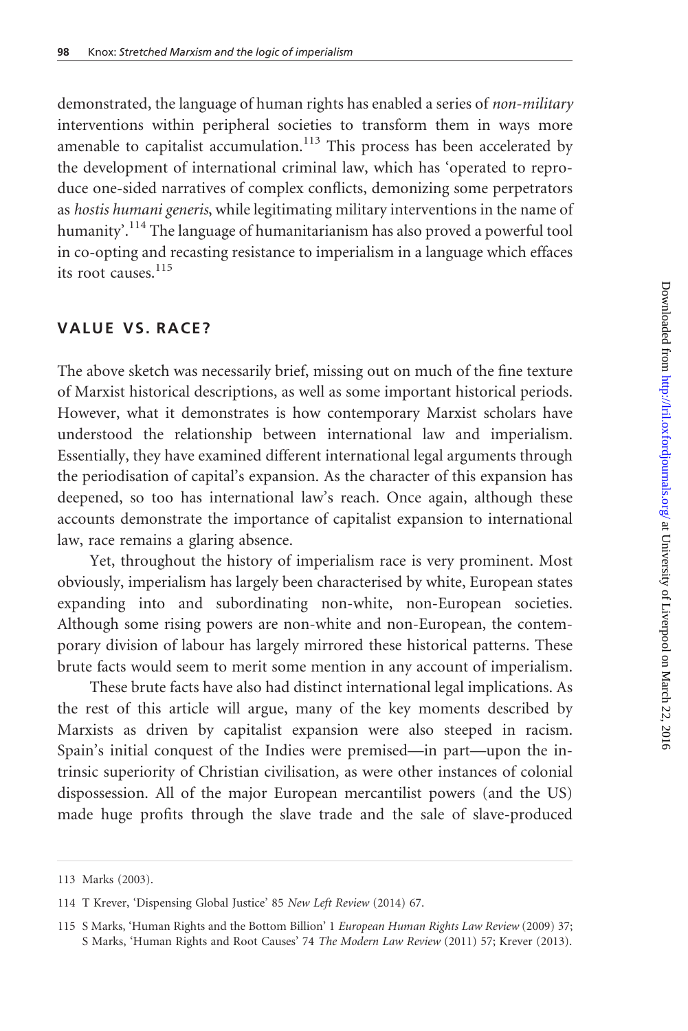demonstrated, the language of human rights has enabled a series of *non-military* interventions within peripheral societies to transform them in ways more amenable to capitalist accumulation.[113] This process has been accelerated by the development of international criminal law, which has 'operated to reproduce one-sided narratives of complex conflicts, demonizing some perpetrators as *hostis humani generis*, while legitimating military interventions in the name of humanity'.[114] The language of humanitarianism has also proved a powerful tool in co-opting and recasting resistance to imperialism in a language which effaces its root causes.[115]

## VALUE VS. RACE?

The above sketch was necessarily brief, missing out on much of the fine texture of Marxist historical descriptions, as well as some important historical periods. However, what it demonstrates is how contemporary Marxist scholars have understood the relationship between international law and imperialism. Essentially, they have examined different international legal arguments through the periodisation of capital's expansion. As the character of this expansion has deepened, so too has international law's reach. Once again, although these accounts demonstrate the importance of capitalist expansion to international law, race remains a glaring absence.

Yet, throughout the history of imperialism race is very prominent. Most obviously, imperialism has largely been characterised by white, European states expanding into and subordinating non-white, non-European societies. Although some rising powers are non-white and non-European, the contemporary division of labour has largely mirrored these historical patterns. These brute facts would seem to merit some mention in any account of imperialism.

These brute facts have also had distinct international legal implications. As the rest of this article will argue, many of the key moments described by Marxists as driven by capitalist expansion were also steeped in racism. Spain's initial conquest of the Indies were premised—in part—upon the intrinsic superiority of Christian civilisation, as were other instances of colonial dispossession. All of the major European mercantilist powers (and the US) made huge profits through the slave trade and the sale of slave-produced

---

113 Marks (2003).

114 T Krever, 'Dispensing Global Justice' 85 *New Left Review* (2014) 67.

115 S Marks, 'Human Rights and the Bottom Billion' 1 *European Human Rights Law Review* (2009) 37; S Marks, 'Human Rights and Root Causes' 74 *The Modern Law Review* (2011) 57; Krever (2013).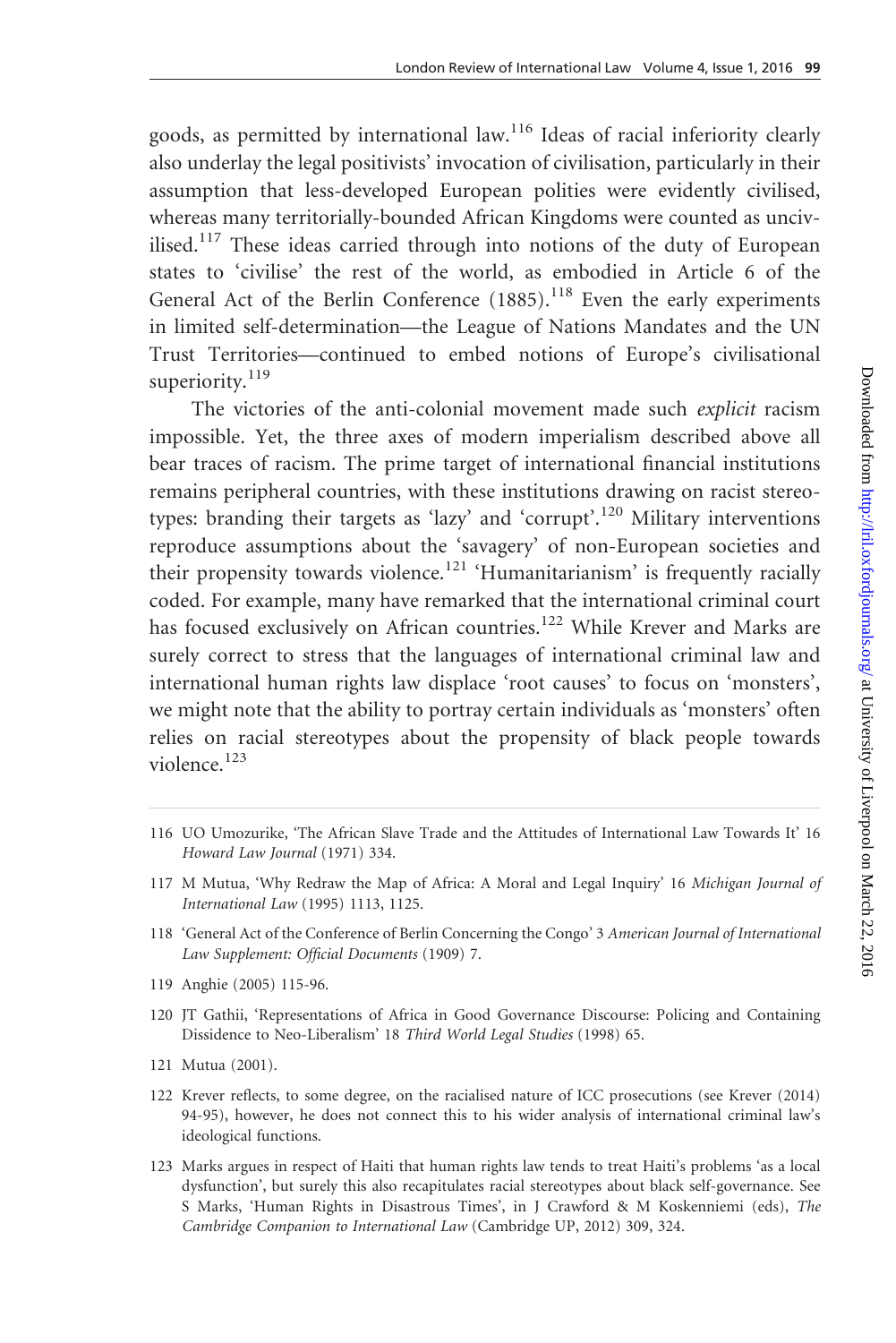goods, as permitted by international law.[116] Ideas of racial inferiority clearly also underlay the legal positivists' invocation of civilisation, particularly in their assumption that less-developed European polities were evidently civilised, whereas many territorially-bounded African Kingdoms were counted as uncivilised.[117] These ideas carried through into notions of the duty of European states to 'civilise' the rest of the world, as embodied in Article 6 of the General Act of the Berlin Conference (1885).[118] Even the early experiments in limited self-determination—the League of Nations Mandates and the UN Trust Territories—continued to embed notions of Europe's civilisational superiority.[119]

The victories of the anti-colonial movement made such *explicit* racism impossible. Yet, the three axes of modern imperialism described above all bear traces of racism. The prime target of international financial institutions remains peripheral countries, with these institutions drawing on racist stereotypes: branding their targets as 'lazy' and 'corrupt'.[120] Military interventions reproduce assumptions about the 'savagery' of non-European societies and their propensity towards violence.[121] 'Humanitarianism' is frequently racially coded. For example, many have remarked that the international criminal court has focused exclusively on African countries.[122] While Krever and Marks are surely correct to stress that the languages of international criminal law and international human rights law displace 'root causes' to focus on 'monsters', we might note that the ability to portray certain individuals as 'monsters' often relies on racial stereotypes about the propensity of black people towards violence.[123]

116 UO Umozurike, 'The African Slave Trade and the Attitudes of International Law Towards It' 16 *Howard Law Journal* (1971) 334.

117 M Mutua, 'Why Redraw the Map of Africa: A Moral and Legal Inquiry' 16 *Michigan Journal of International Law* (1995) 1113, 1125.

118 'General Act of the Conference of Berlin Concerning the Congo' 3 *American Journal of International Law Supplement: Official Documents* (1909) 7.

119 Anghie (2005) 115-96.

120 JT Gathii, 'Representations of Africa in Good Governance Discourse: Policing and Containing Dissidence to Neo-Liberalism' 18 *Third World Legal Studies* (1998) 65.

121 Mutua (2001).

122 Krever reflects, to some degree, on the racialised nature of ICC prosecutions (see Krever (2014) 94-95), however, he does not connect this to his wider analysis of international criminal law's ideological functions.

123 Marks argues in respect of Haiti that human rights law tends to treat Haiti's problems 'as a local dysfunction', but surely this also recapitulates racial stereotypes about black self-governance. See S Marks, 'Human Rights in Disastrous Times', in J Crawford & M Koskenniemi (eds), *The Cambridge Companion to International Law* (Cambridge UP, 2012) 309, 324.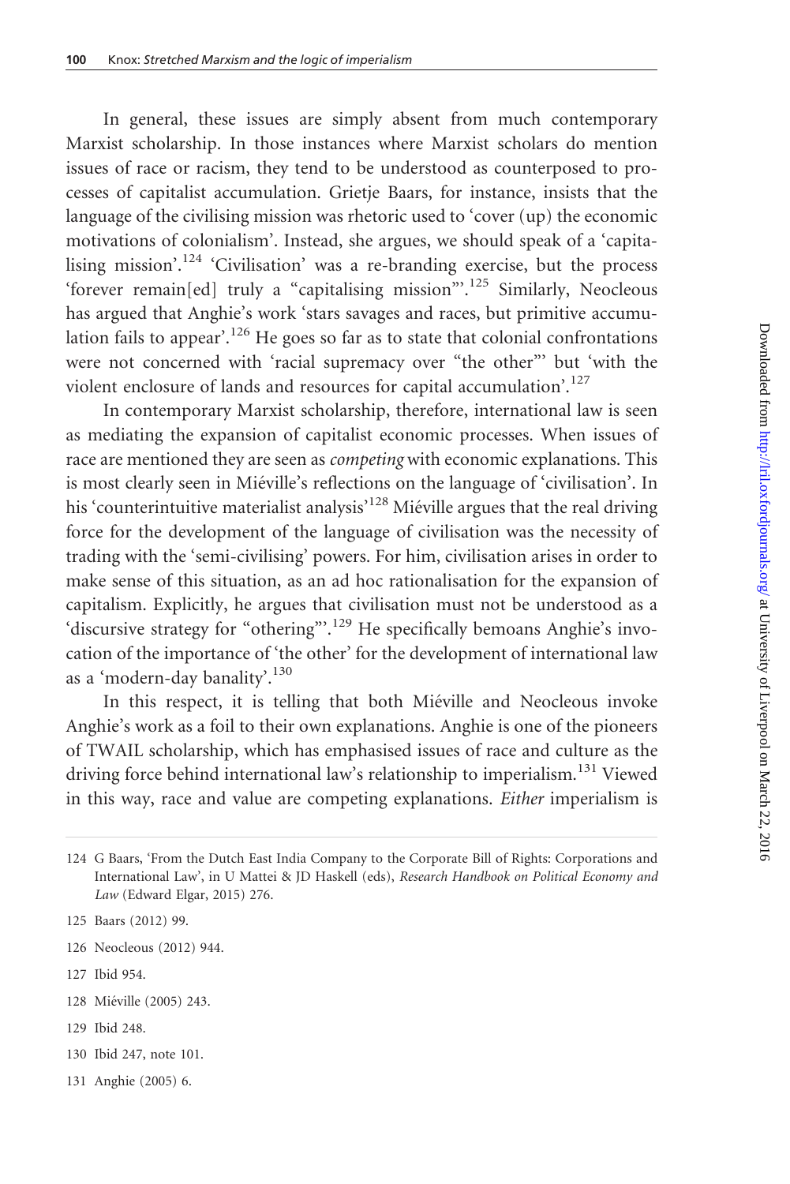In general, these issues are simply absent from much contemporary Marxist scholarship. In those instances where Marxist scholars do mention issues of race or racism, they tend to be understood as counterposed to processes of capitalist accumulation. Grietje Baars, for instance, insists that the language of the civilising mission was rhetoric used to 'cover (up) the economic motivations of colonialism'. Instead, she argues, we should speak of a 'capitalising mission'.[124] 'Civilisation' was a re-branding exercise, but the process 'forever remain[ed] truly a "capitalising mission"'.[125] Similarly, Neocleous has argued that Anghie's work 'stars savages and races, but primitive accumulation fails to appear'.[126] He goes so far as to state that colonial confrontations were not concerned with 'racial supremacy over "the other"' but 'with the violent enclosure of lands and resources for capital accumulation'.[127]

In contemporary Marxist scholarship, therefore, international law is seen as mediating the expansion of capitalist economic processes. When issues of race are mentioned they are seen as *competing* with economic explanations. This is most clearly seen in Miéville's reflections on the language of 'civilisation'. In his 'counterintuitive materialist analysis'[128] Miéville argues that the real driving force for the development of the language of civilisation was the necessity of trading with the 'semi-civilising' powers. For him, civilisation arises in order to make sense of this situation, as an ad hoc rationalisation for the expansion of capitalism. Explicitly, he argues that civilisation must not be understood as a 'discursive strategy for "othering"'.[129] He specifically bemoans Anghie's invocation of the importance of 'the other' for the development of international law as a 'modern-day banality'.[130]

In this respect, it is telling that both Miéville and Neocleous invoke Anghie's work as a foil to their own explanations. Anghie is one of the pioneers of TWAIL scholarship, which has emphasised issues of race and culture as the driving force behind international law's relationship to imperialism.[131] Viewed in this way, race and value are competing explanations. *Either* imperialism is

124 G Baars, 'From the Dutch East India Company to the Corporate Bill of Rights: Corporations and International Law', in U Mattei & JD Haskell (eds), *Research Handbook on Political Economy and Law* (Edward Elgar, 2015) 276.

125 Baars (2012) 99.

126 Neocleous (2012) 944.

127 Ibid 954.

128 Miéville (2005) 243.

129 Ibid 248.

130 Ibid 247, note 101.

131 Anghie (2005) 6.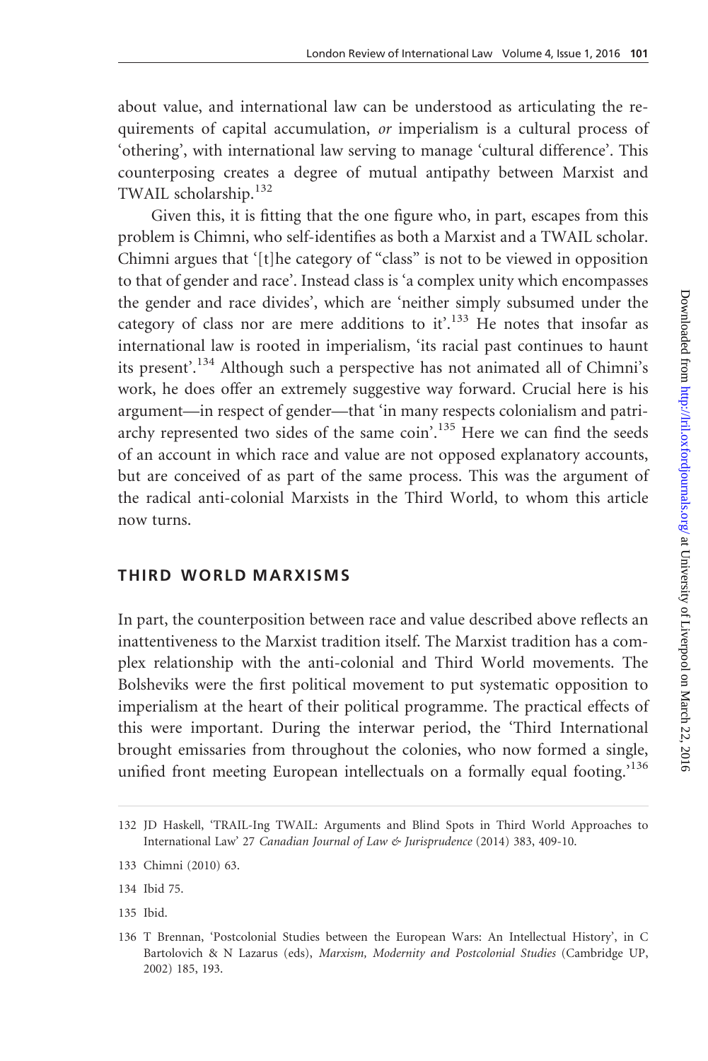about value, and international law can be understood as articulating the requirements of capital accumulation, *or* imperialism is a cultural process of 'othering', with international law serving to manage 'cultural difference'. This counterposing creates a degree of mutual antipathy between Marxist and TWAIL scholarship.[132]

Given this, it is fitting that the one figure who, in part, escapes from this problem is Chimni, who self-identifies as both a Marxist and a TWAIL scholar. Chimni argues that '[t]he category of "class" is not to be viewed in opposition to that of gender and race'. Instead class is 'a complex unity which encompasses the gender and race divides', which are 'neither simply subsumed under the category of class nor are mere additions to it'.[133] He notes that insofar as international law is rooted in imperialism, 'its racial past continues to haunt its present'.[134] Although such a perspective has not animated all of Chimni's work, he does offer an extremely suggestive way forward. Crucial here is his argument—in respect of gender—that 'in many respects colonialism and patriarchy represented two sides of the same coin'.[135] Here we can find the seeds of an account in which race and value are not opposed explanatory accounts, but are conceived of as part of the same process. This was the argument of the radical anti-colonial Marxists in the Third World, to whom this article now turns.

## THIRD WORLD MARXISMS

In part, the counterposition between race and value described above reflects an inattentiveness to the Marxist tradition itself. The Marxist tradition has a complex relationship with the anti-colonial and Third World movements. The Bolsheviks were the first political movement to put systematic opposition to imperialism at the heart of their political programme. The practical effects of this were important. During the interwar period, the 'Third International brought emissaries from throughout the colonies, who now formed a single, unified front meeting European intellectuals on a formally equal footing.'[136]

---

132 JD Haskell, 'TRAIL-Ing TWAIL: Arguments and Blind Spots in Third World Approaches to International Law' 27 *Canadian Journal of Law & Jurisprudence* (2014) 383, 409-10.

133 Chimni (2010) 63.

134 Ibid 75.

135 Ibid.

136 T Brennan, 'Postcolonial Studies between the European Wars: An Intellectual History', in C Bartolovich & N Lazarus (eds), *Marxism, Modernity and Postcolonial Studies* (Cambridge UP, 2002) 185, 193.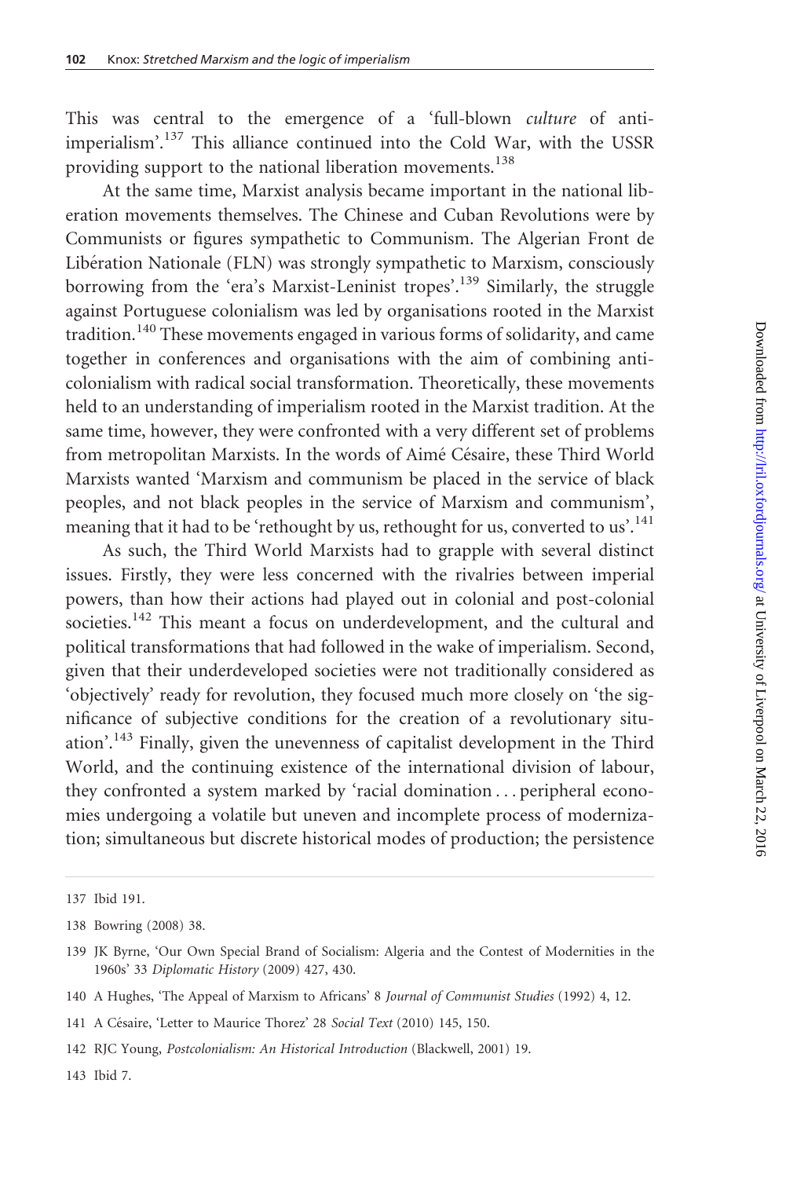This was central to the emergence of a 'full-blown *culture* of anti-imperialism'.[137] This alliance continued into the Cold War, with the USSR providing support to the national liberation movements.[138]

At the same time, Marxist analysis became important in the national liberation movements themselves. The Chinese and Cuban Revolutions were by Communists or figures sympathetic to Communism. The Algerian Front de Libération Nationale (FLN) was strongly sympathetic to Marxism, consciously borrowing from the 'era's Marxist-Leninist tropes'.[139] Similarly, the struggle against Portuguese colonialism was led by organisations rooted in the Marxist tradition.[140] These movements engaged in various forms of solidarity, and came together in conferences and organisations with the aim of combining anti-colonialism with radical social transformation. Theoretically, these movements held to an understanding of imperialism rooted in the Marxist tradition. At the same time, however, they were confronted with a very different set of problems from metropolitan Marxists. In the words of Aimé Césaire, these Third World Marxists wanted 'Marxism and communism be placed in the service of black peoples, and not black peoples in the service of Marxism and communism', meaning that it had to be 'rethought by us, rethought for us, converted to us'.[141]

As such, the Third World Marxists had to grapple with several distinct issues. Firstly, they were less concerned with the rivalries between imperial powers, than how their actions had played out in colonial and post-colonial societies.[142] This meant a focus on underdevelopment, and the cultural and political transformations that had followed in the wake of imperialism. Second, given that their underdeveloped societies were not traditionally considered as 'objectively' ready for revolution, they focused much more closely on 'the significance of subjective conditions for the creation of a revolutionary situation'.[143] Finally, given the unevenness of capitalist development in the Third World, and the continuing existence of the international division of labour, they confronted a system marked by 'racial domination . . . peripheral economies undergoing a volatile but uneven and incomplete process of modernization; simultaneous but discrete historical modes of production; the persistence

137 Ibid 191.

138 Bowring (2008) 38.

139 JK Byrne, 'Our Own Special Brand of Socialism: Algeria and the Contest of Modernities in the 1960s' 33 *Diplomatic History* (2009) 427, 430.

140 A Hughes, 'The Appeal of Marxism to Africans' 8 *Journal of Communist Studies* (1992) 4, 12.

141 A Césaire, 'Letter to Maurice Thorez' 28 *Social Text* (2010) 145, 150.

142 RJC Young, *Postcolonialism: An Historical Introduction* (Blackwell, 2001) 19.

143 Ibid 7.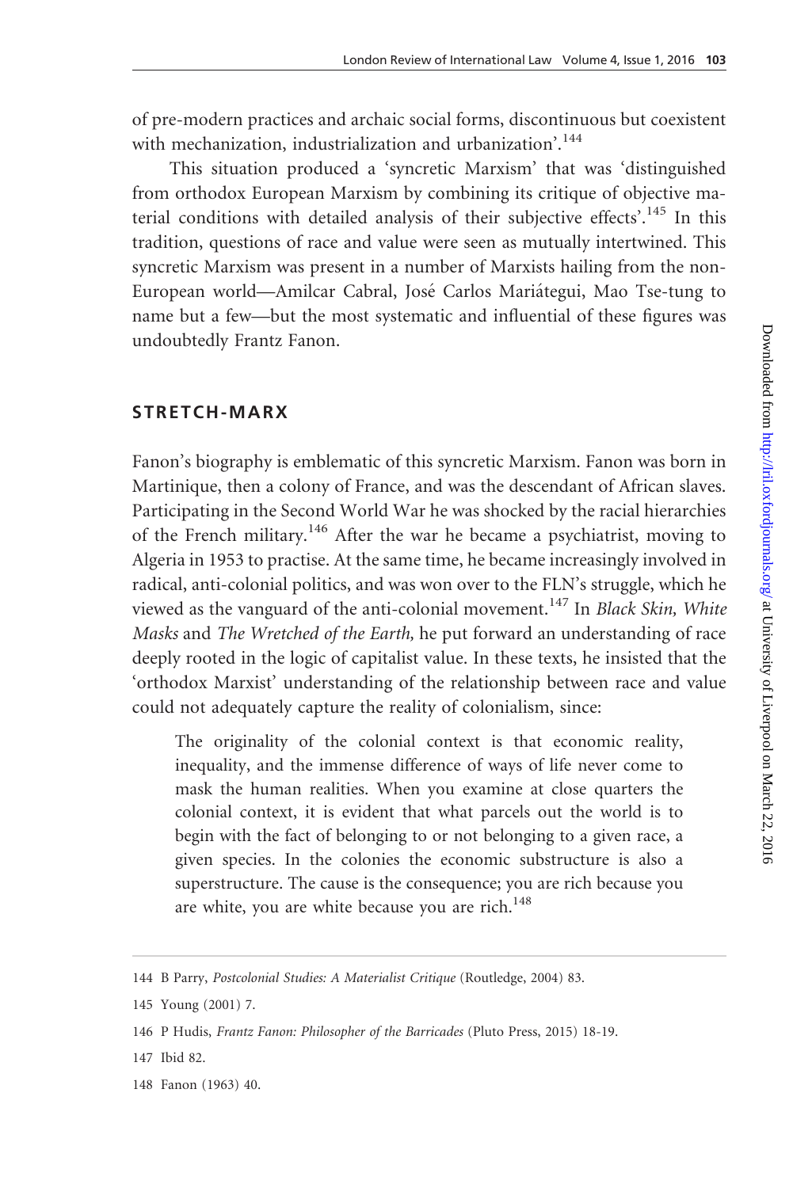of pre-modern practices and archaic social forms, discontinuous but coexistent with mechanization, industrialization and urbanization'.[144]

This situation produced a 'syncretic Marxism' that was 'distinguished from orthodox European Marxism by combining its critique of objective material conditions with detailed analysis of their subjective effects'.[145] In this tradition, questions of race and value were seen as mutually intertwined. This syncretic Marxism was present in a number of Marxists hailing from the non-European world—Amilcar Cabral, José Carlos Mariátegui, Mao Tse-tung to name but a few—but the most systematic and influential of these figures was undoubtedly Frantz Fanon.

## STRETCH-MARX

Fanon's biography is emblematic of this syncretic Marxism. Fanon was born in Martinique, then a colony of France, and was the descendant of African slaves. Participating in the Second World War he was shocked by the racial hierarchies of the French military.[146] After the war he became a psychiatrist, moving to Algeria in 1953 to practise. At the same time, he became increasingly involved in radical, anti-colonial politics, and was won over to the FLN's struggle, which he viewed as the vanguard of the anti-colonial movement.[147] In *Black Skin, White Masks* and *The Wretched of the Earth,* he put forward an understanding of race deeply rooted in the logic of capitalist value. In these texts, he insisted that the 'orthodox Marxist' understanding of the relationship between race and value could not adequately capture the reality of colonialism, since:

> The originality of the colonial context is that economic reality, inequality, and the immense difference of ways of life never come to mask the human realities. When you examine at close quarters the colonial context, it is evident that what parcels out the world is to begin with the fact of belonging to or not belonging to a given race, a given species. In the colonies the economic substructure is also a superstructure. The cause is the consequence; you are rich because you are white, you are white because you are rich.[148]

---

144 B Parry, *Postcolonial Studies: A Materialist Critique* (Routledge, 2004) 83.

145 Young (2001) 7.

146 P Hudis, *Frantz Fanon: Philosopher of the Barricades* (Pluto Press, 2015) 18-19.

147 Ibid 82.

148 Fanon (1963) 40.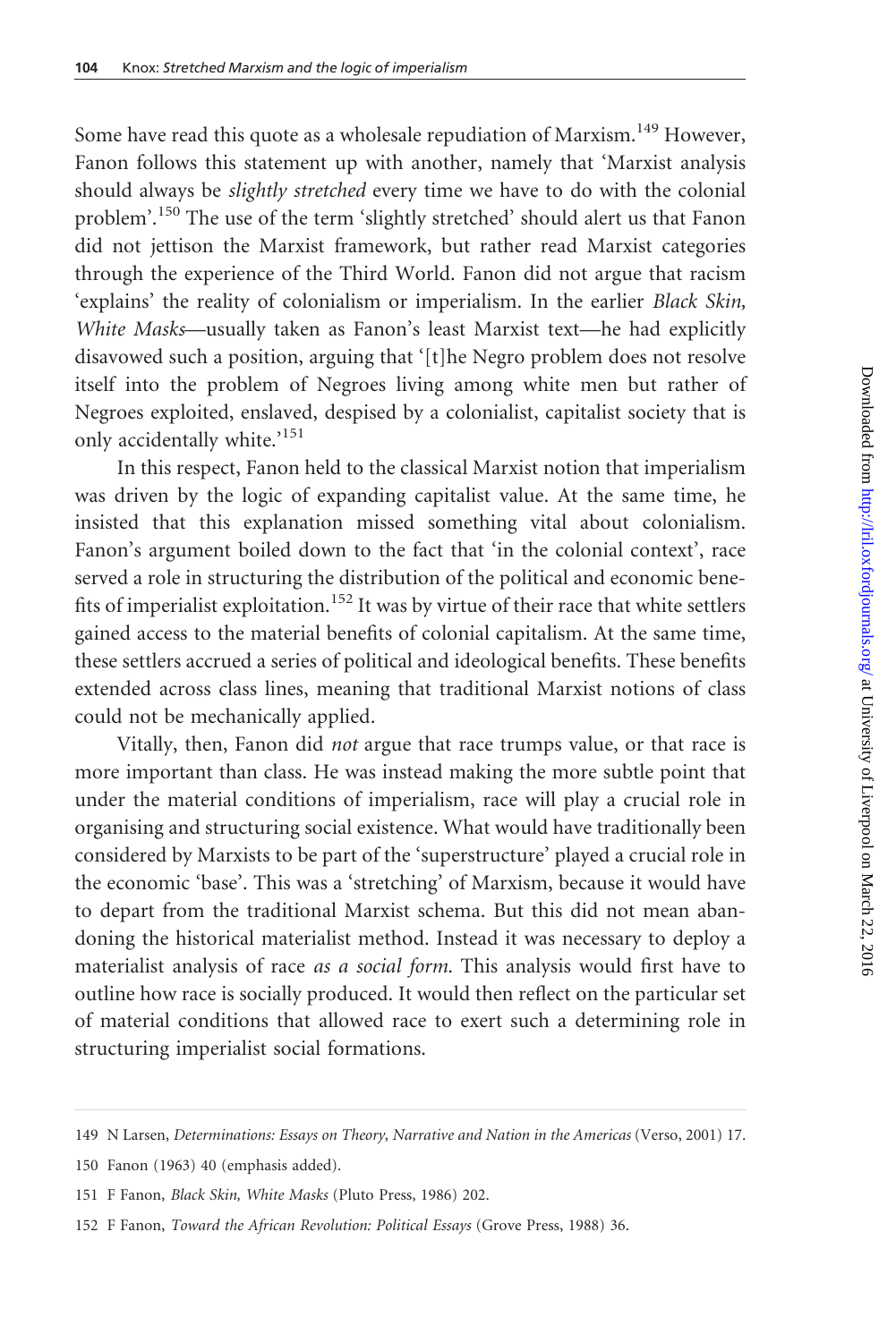Some have read this quote as a wholesale repudiation of Marxism.[149] However, Fanon follows this statement up with another, namely that 'Marxist analysis should always be *slightly stretched* every time we have to do with the colonial problem'.[150] The use of the term 'slightly stretched' should alert us that Fanon did not jettison the Marxist framework, but rather read Marxist categories through the experience of the Third World. Fanon did not argue that racism 'explains' the reality of colonialism or imperialism. In the earlier *Black Skin, White Masks*—usually taken as Fanon's least Marxist text—he had explicitly disavowed such a position, arguing that '[t]he Negro problem does not resolve itself into the problem of Negroes living among white men but rather of Negroes exploited, enslaved, despised by a colonialist, capitalist society that is only accidentally white.'[151]

In this respect, Fanon held to the classical Marxist notion that imperialism was driven by the logic of expanding capitalist value. At the same time, he insisted that this explanation missed something vital about colonialism. Fanon's argument boiled down to the fact that 'in the colonial context', race served a role in structuring the distribution of the political and economic benefits of imperialist exploitation.[152] It was by virtue of their race that white settlers gained access to the material benefits of colonial capitalism. At the same time, these settlers accrued a series of political and ideological benefits. These benefits extended across class lines, meaning that traditional Marxist notions of class could not be mechanically applied.

Vitally, then, Fanon did *not* argue that race trumps value, or that race is more important than class. He was instead making the more subtle point that under the material conditions of imperialism, race will play a crucial role in organising and structuring social existence. What would have traditionally been considered by Marxists to be part of the 'superstructure' played a crucial role in the economic 'base'. This was a 'stretching' of Marxism, because it would have to depart from the traditional Marxist schema. But this did not mean abandoning the historical materialist method. Instead it was necessary to deploy a materialist analysis of race *as a social form*. This analysis would first have to outline how race is socially produced. It would then reflect on the particular set of material conditions that allowed race to exert such a determining role in structuring imperialist social formations.

149 N Larsen, *Determinations: Essays on Theory, Narrative and Nation in the Americas* (Verso, 2001) 17.

150 Fanon (1963) 40 (emphasis added).

151 F Fanon, *Black Skin, White Masks* (Pluto Press, 1986) 202.

152 F Fanon, *Toward the African Revolution: Political Essays* (Grove Press, 1988) 36.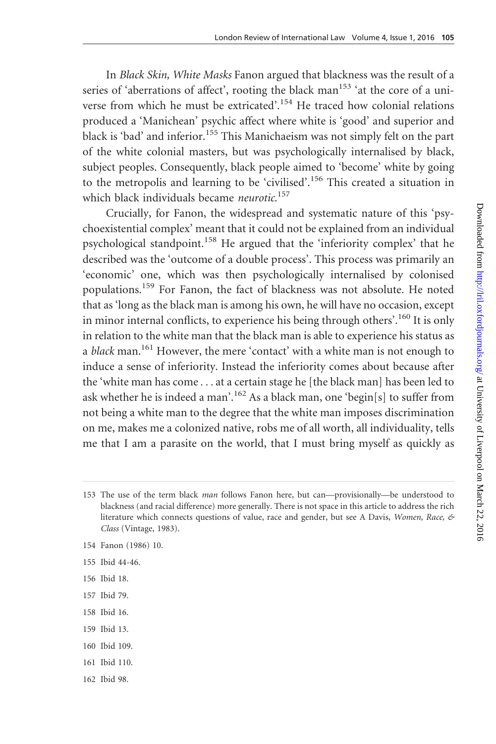In *Black Skin, White Masks* Fanon argued that blackness was the result of a series of 'aberrations of affect', rooting the black man[153] 'at the core of a universe from which he must be extricated'.[154] He traced how colonial relations produced a 'Manichean' psychic affect where white is 'good' and superior and black is 'bad' and inferior.[155] This Manichaeism was not simply felt on the part of the white colonial masters, but was psychologically internalised by black, subject peoples. Consequently, black people aimed to 'become' white by going to the metropolis and learning to be 'civilised'.[156] This created a situation in which black individuals became *neurotic*.[157]

Crucially, for Fanon, the widespread and systematic nature of this 'psychoexistential complex' meant that it could not be explained from an individual psychological standpoint.[158] He argued that the 'inferiority complex' that he described was the 'outcome of a double process'. This process was primarily an 'economic' one, which was then psychologically internalised by colonised populations.[159] For Fanon, the fact of blackness was not absolute. He noted that as 'long as the black man is among his own, he will have no occasion, except in minor internal conflicts, to experience his being through others'.[160] It is only in relation to the white man that the black man is able to experience his status as a *black* man.[161] However, the mere 'contact' with a white man is not enough to induce a sense of inferiority. Instead the inferiority comes about because after the 'white man has come . . . at a certain stage he [the black man] has been led to ask whether he is indeed a man'.[162] As a black man, one 'begin[s] to suffer from not being a white man to the degree that the white man imposes discrimination on me, makes me a colonized native, robs me of all worth, all individuality, tells me that I am a parasite on the world, that I must bring myself as quickly as

153 The use of the term black *man* follows Fanon here, but can—provisionally—be understood to blackness (and racial difference) more generally. There is not space in this article to address the rich literature which connects questions of value, race and gender, but see A Davis, *Women, Race, & Class* (Vintage, 1983).

154 Fanon (1986) 10.

155 Ibid 44-46.

156 Ibid 18.

157 Ibid 79.

158 Ibid 16.

159 Ibid 13.

160 Ibid 109.

161 Ibid 110.

162 Ibid 98.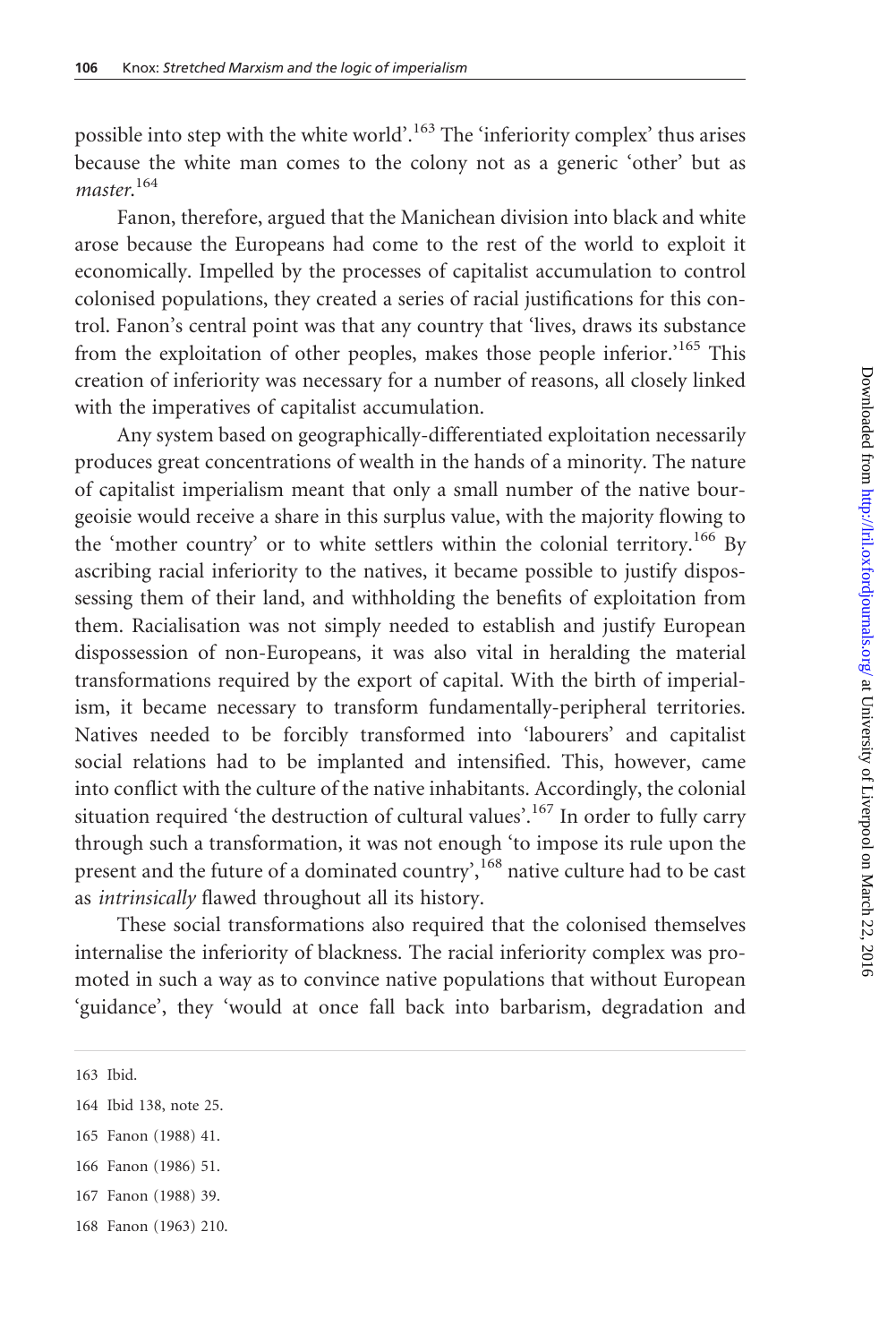possible into step with the white world'.[163] The 'inferiority complex' thus arises because the white man comes to the colony not as a generic 'other' but as *master*.[164]

Fanon, therefore, argued that the Manichean division into black and white arose because the Europeans had come to the rest of the world to exploit it economically. Impelled by the processes of capitalist accumulation to control colonised populations, they created a series of racial justifications for this control. Fanon's central point was that any country that 'lives, draws its substance from the exploitation of other peoples, makes those people inferior.'[165] This creation of inferiority was necessary for a number of reasons, all closely linked with the imperatives of capitalist accumulation.

Any system based on geographically-differentiated exploitation necessarily produces great concentrations of wealth in the hands of a minority. The nature of capitalist imperialism meant that only a small number of the native bourgeoisie would receive a share in this surplus value, with the majority flowing to the 'mother country' or to white settlers within the colonial territory.[166] By ascribing racial inferiority to the natives, it became possible to justify dispossessing them of their land, and withholding the benefits of exploitation from them. Racialisation was not simply needed to establish and justify European dispossession of non-Europeans, it was also vital in heralding the material transformations required by the export of capital. With the birth of imperialism, it became necessary to transform fundamentally-peripheral territories. Natives needed to be forcibly transformed into 'labourers' and capitalist social relations had to be implanted and intensified. This, however, came into conflict with the culture of the native inhabitants. Accordingly, the colonial situation required 'the destruction of cultural values'.[167] In order to fully carry through such a transformation, it was not enough 'to impose its rule upon the present and the future of a dominated country',[168] native culture had to be cast as *intrinsically* flawed throughout all its history.

These social transformations also required that the colonised themselves internalise the inferiority of blackness. The racial inferiority complex was promoted in such a way as to convince native populations that without European 'guidance', they 'would at once fall back into barbarism, degradation and

163 Ibid.

164 Ibid 138, note 25.

165 Fanon (1988) 41.

166 Fanon (1986) 51.

167 Fanon (1988) 39.

168 Fanon (1963) 210.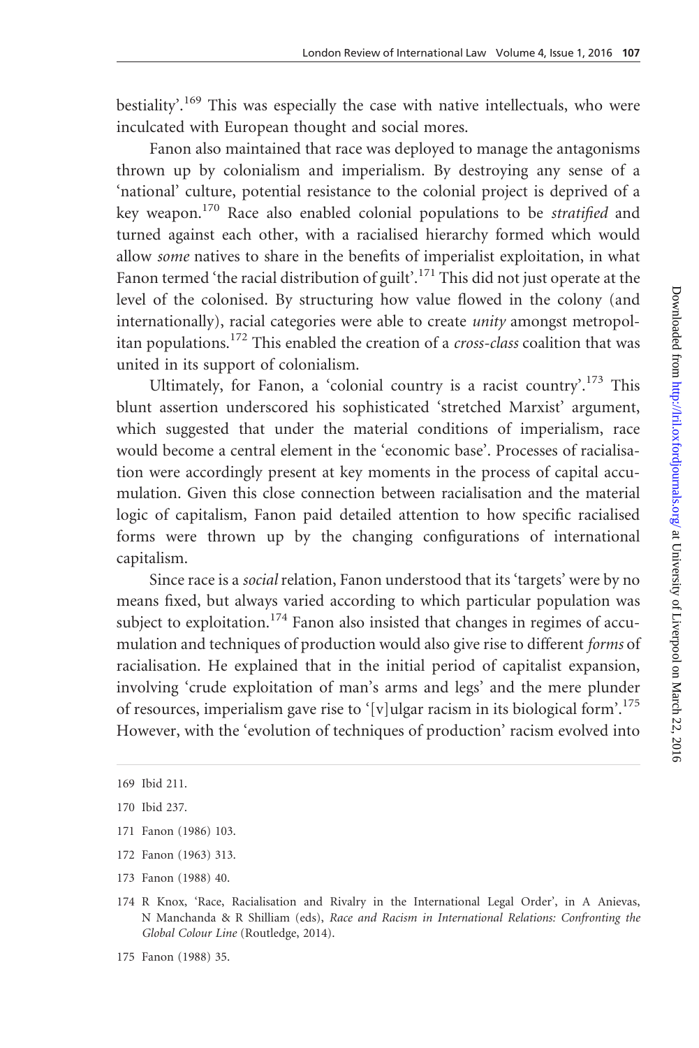bestiality'.[169] This was especially the case with native intellectuals, who were inculcated with European thought and social mores.

Fanon also maintained that race was deployed to manage the antagonisms thrown up by colonialism and imperialism. By destroying any sense of a 'national' culture, potential resistance to the colonial project is deprived of a key weapon.[170] Race also enabled colonial populations to be *stratified* and turned against each other, with a racialised hierarchy formed which would allow *some* natives to share in the benefits of imperialist exploitation, in what Fanon termed 'the racial distribution of guilt'.[171] This did not just operate at the level of the colonised. By structuring how value flowed in the colony (and internationally), racial categories were able to create *unity* amongst metropolitan populations.[172] This enabled the creation of a *cross-class* coalition that was united in its support of colonialism.

Ultimately, for Fanon, a 'colonial country is a racist country'.[173] This blunt assertion underscored his sophisticated 'stretched Marxist' argument, which suggested that under the material conditions of imperialism, race would become a central element in the 'economic base'. Processes of racialisation were accordingly present at key moments in the process of capital accumulation. Given this close connection between racialisation and the material logic of capitalism, Fanon paid detailed attention to how specific racialised forms were thrown up by the changing configurations of international capitalism.

Since race is a *social* relation, Fanon understood that its 'targets' were by no means fixed, but always varied according to which particular population was subject to exploitation.[174] Fanon also insisted that changes in regimes of accumulation and techniques of production would also give rise to different *forms* of racialisation. He explained that in the initial period of capitalist expansion, involving 'crude exploitation of man's arms and legs' and the mere plunder of resources, imperialism gave rise to '[v]ulgar racism in its biological form'.[175] However, with the 'evolution of techniques of production' racism evolved into

169 Ibid 211.

170 Ibid 237.

171 Fanon (1986) 103.

172 Fanon (1963) 313.

173 Fanon (1988) 40.

174 R Knox, 'Race, Racialisation and Rivalry in the International Legal Order', in A Anievas, N Manchanda & R Shilliam (eds), *Race and Racism in International Relations: Confronting the Global Colour Line* (Routledge, 2014).

175 Fanon (1988) 35.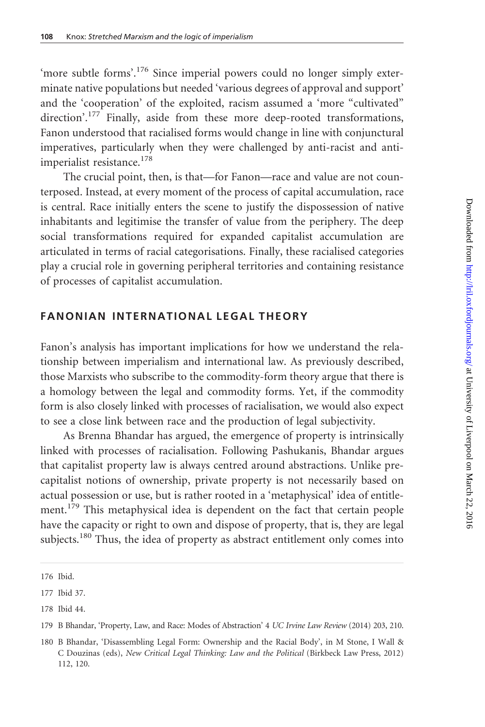'more subtle forms'.[176] Since imperial powers could no longer simply exterminate native populations but needed 'various degrees of approval and support' and the 'cooperation' of the exploited, racism assumed a 'more "cultivated" direction'.[177] Finally, aside from these more deep-rooted transformations, Fanon understood that racialised forms would change in line with conjunctural imperatives, particularly when they were challenged by anti-racist and anti-imperialist resistance.[178]

The crucial point, then, is that—for Fanon—race and value are not counterposed. Instead, at every moment of the process of capital accumulation, race is central. Race initially enters the scene to justify the dispossession of native inhabitants and legitimise the transfer of value from the periphery. The deep social transformations required for expanded capitalist accumulation are articulated in terms of racial categorisations. Finally, these racialised categories play a crucial role in governing peripheral territories and containing resistance of processes of capitalist accumulation.

## FANONIAN INTERNATIONAL LEGAL THEORY

Fanon's analysis has important implications for how we understand the relationship between imperialism and international law. As previously described, those Marxists who subscribe to the commodity-form theory argue that there is a homology between the legal and commodity forms. Yet, if the commodity form is also closely linked with processes of racialisation, we would also expect to see a close link between race and the production of legal subjectivity.

As Brenna Bhandar has argued, the emergence of property is intrinsically linked with processes of racialisation. Following Pashukanis, Bhandar argues that capitalist property law is always centred around abstractions. Unlike pre-capitalist notions of ownership, private property is not necessarily based on actual possession or use, but is rather rooted in a 'metaphysical' idea of entitlement.[179] This metaphysical idea is dependent on the fact that certain people have the capacity or right to own and dispose of property, that is, they are legal subjects.[180] Thus, the idea of property as abstract entitlement only comes into

176 Ibid.

177 Ibid 37.

178 Ibid 44.

179 B Bhandar, 'Property, Law, and Race: Modes of Abstraction' 4 *UC Irvine Law Review* (2014) 203, 210.

180 B Bhandar, 'Disassembling Legal Form: Ownership and the Racial Body', in M Stone, I Wall & C Douzinas (eds), *New Critical Legal Thinking: Law and the Political* (Birkbeck Law Press, 2012) 112, 120.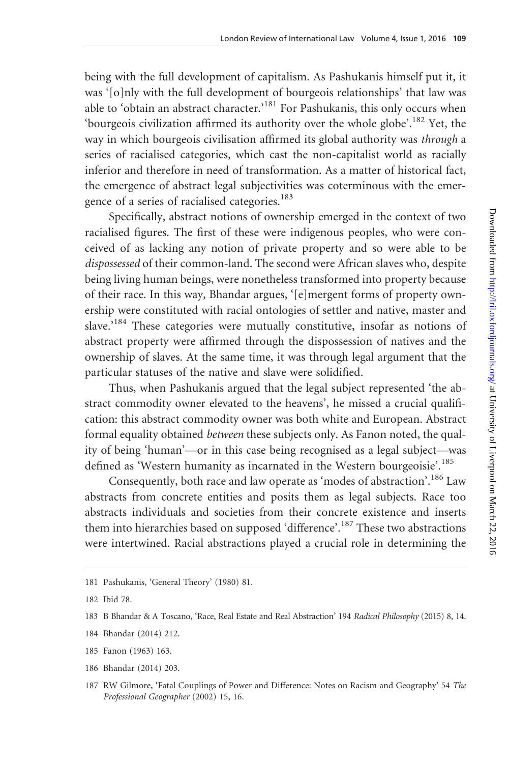being with the full development of capitalism. As Pashukanis himself put it, it was '[o]nly with the full development of bourgeois relationships' that law was able to 'obtain an abstract character.'[181] For Pashukanis, this only occurs when 'bourgeois civilization affirmed its authority over the whole globe'.[182] Yet, the way in which bourgeois civilisation affirmed its global authority was *through* a series of racialised categories, which cast the non-capitalist world as racially inferior and therefore in need of transformation. As a matter of historical fact, the emergence of abstract legal subjectivities was coterminous with the emergence of a series of racialised categories.[183]

Specifically, abstract notions of ownership emerged in the context of two racialised figures. The first of these were indigenous peoples, who were conceived of as lacking any notion of private property and so were able to be *dispossessed* of their common-land. The second were African slaves who, despite being living human beings, were nonetheless transformed into property because of their race. In this way, Bhandar argues, '[e]mergent forms of property ownership were constituted with racial ontologies of settler and native, master and slave.'[184] These categories were mutually constitutive, insofar as notions of abstract property were affirmed through the dispossession of natives and the ownership of slaves. At the same time, it was through legal argument that the particular statuses of the native and slave were solidified.

Thus, when Pashukanis argued that the legal subject represented 'the abstract commodity owner elevated to the heavens', he missed a crucial qualification: this abstract commodity owner was both white and European. Abstract formal equality obtained *between* these subjects only. As Fanon noted, the quality of being 'human'—or in this case being recognised as a legal subject—was defined as 'Western humanity as incarnated in the Western bourgeoisie'.[185]

Consequently, both race and law operate as 'modes of abstraction'.[186] Law abstracts from concrete entities and posits them as legal subjects. Race too abstracts individuals and societies from their concrete existence and inserts them into hierarchies based on supposed 'difference'.[187] These two abstractions were intertwined. Racial abstractions played a crucial role in determining the

---

181 Pashukanis, 'General Theory' (1980) 81.

182 Ibid 78.

183 B Bhandar & A Toscano, 'Race, Real Estate and Real Abstraction' 194 *Radical Philosophy* (2015) 8, 14.

184 Bhandar (2014) 212.

185 Fanon (1963) 163.

186 Bhandar (2014) 203.

187 RW Gilmore, 'Fatal Couplings of Power and Difference: Notes on Racism and Geography' 54 *The Professional Geographer* (2002) 15, 16.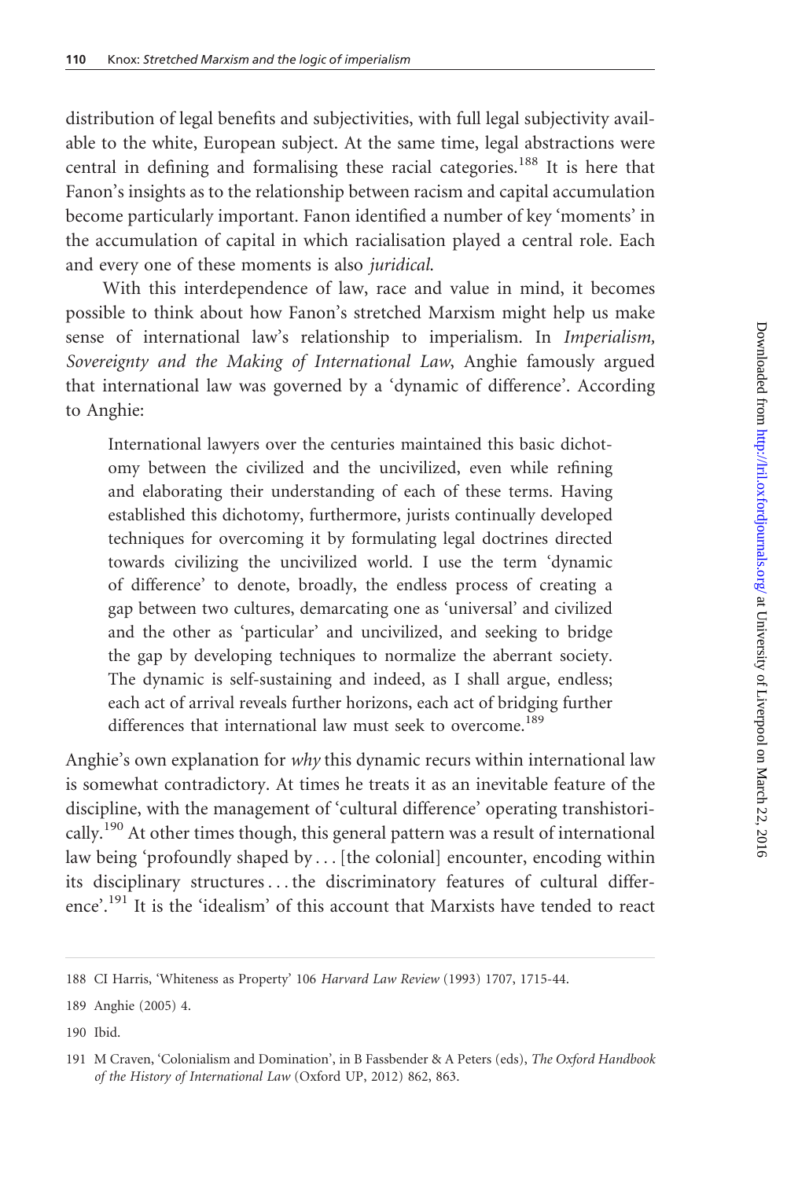distribution of legal benefits and subjectivities, with full legal subjectivity available to the white, European subject. At the same time, legal abstractions were central in defining and formalising these racial categories.[188] It is here that Fanon's insights as to the relationship between racism and capital accumulation become particularly important. Fanon identified a number of key 'moments' in the accumulation of capital in which racialisation played a central role. Each and every one of these moments is also *juridical*.

With this interdependence of law, race and value in mind, it becomes possible to think about how Fanon's stretched Marxism might help us make sense of international law's relationship to imperialism. In *Imperialism, Sovereignty and the Making of International Law*, Anghie famously argued that international law was governed by a 'dynamic of difference'. According to Anghie:

> International lawyers over the centuries maintained this basic dichotomy between the civilized and the uncivilized, even while refining and elaborating their understanding of each of these terms. Having established this dichotomy, furthermore, jurists continually developed techniques for overcoming it by formulating legal doctrines directed towards civilizing the uncivilized world. I use the term 'dynamic of difference' to denote, broadly, the endless process of creating a gap between two cultures, demarcating one as 'universal' and civilized and the other as 'particular' and uncivilized, and seeking to bridge the gap by developing techniques to normalize the aberrant society. The dynamic is self-sustaining and indeed, as I shall argue, endless; each act of arrival reveals further horizons, each act of bridging further differences that international law must seek to overcome.[189]

Anghie's own explanation for *why* this dynamic recurs within international law is somewhat contradictory. At times he treats it as an inevitable feature of the discipline, with the management of 'cultural difference' operating transhistorically.[190] At other times though, this general pattern was a result of international law being 'profoundly shaped by . . . [the colonial] encounter, encoding within its disciplinary structures . . . the discriminatory features of cultural difference'.[191] It is the 'idealism' of this account that Marxists have tended to react

---

188 CI Harris, 'Whiteness as Property' 106 *Harvard Law Review* (1993) 1707, 1715-44.

189 Anghie (2005) 4.

190 Ibid.

191 M Craven, 'Colonialism and Domination', in B Fassbender & A Peters (eds), *The Oxford Handbook of the History of International Law* (Oxford UP, 2012) 862, 863.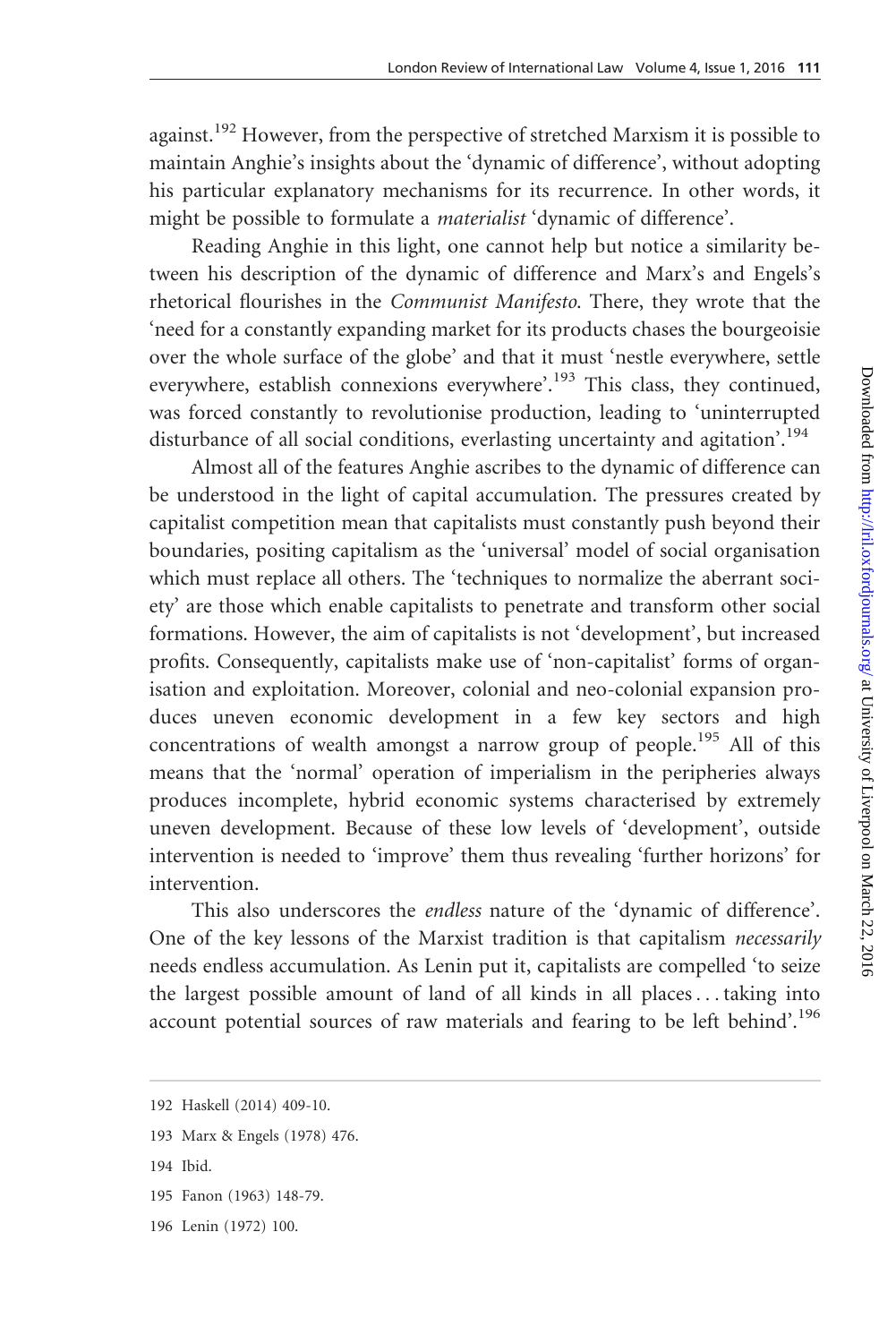against.[192] However, from the perspective of stretched Marxism it is possible to maintain Anghie's insights about the 'dynamic of difference', without adopting his particular explanatory mechanisms for its recurrence. In other words, it might be possible to formulate a *materialist* 'dynamic of difference'.

Reading Anghie in this light, one cannot help but notice a similarity between his description of the dynamic of difference and Marx's and Engels's rhetorical flourishes in the *Communist Manifesto*. There, they wrote that the 'need for a constantly expanding market for its products chases the bourgeoisie over the whole surface of the globe' and that it must 'nestle everywhere, settle everywhere, establish connexions everywhere'.[193] This class, they continued, was forced constantly to revolutionise production, leading to 'uninterrupted disturbance of all social conditions, everlasting uncertainty and agitation'.[194]

Almost all of the features Anghie ascribes to the dynamic of difference can be understood in the light of capital accumulation. The pressures created by capitalist competition mean that capitalists must constantly push beyond their boundaries, positing capitalism as the 'universal' model of social organisation which must replace all others. The 'techniques to normalize the aberrant society' are those which enable capitalists to penetrate and transform other social formations. However, the aim of capitalists is not 'development', but increased profits. Consequently, capitalists make use of 'non-capitalist' forms of organisation and exploitation. Moreover, colonial and neo-colonial expansion produces uneven economic development in a few key sectors and high concentrations of wealth amongst a narrow group of people.[195] All of this means that the 'normal' operation of imperialism in the peripheries always produces incomplete, hybrid economic systems characterised by extremely uneven development. Because of these low levels of 'development', outside intervention is needed to 'improve' them thus revealing 'further horizons' for intervention.

This also underscores the *endless* nature of the 'dynamic of difference'. One of the key lessons of the Marxist tradition is that capitalism *necessarily* needs endless accumulation. As Lenin put it, capitalists are compelled 'to seize the largest possible amount of land of all kinds in all places . . . taking into account potential sources of raw materials and fearing to be left behind'.[196]

192 Haskell (2014) 409-10.

193 Marx & Engels (1978) 476.

194 Ibid.

195 Fanon (1963) 148-79.

196 Lenin (1972) 100.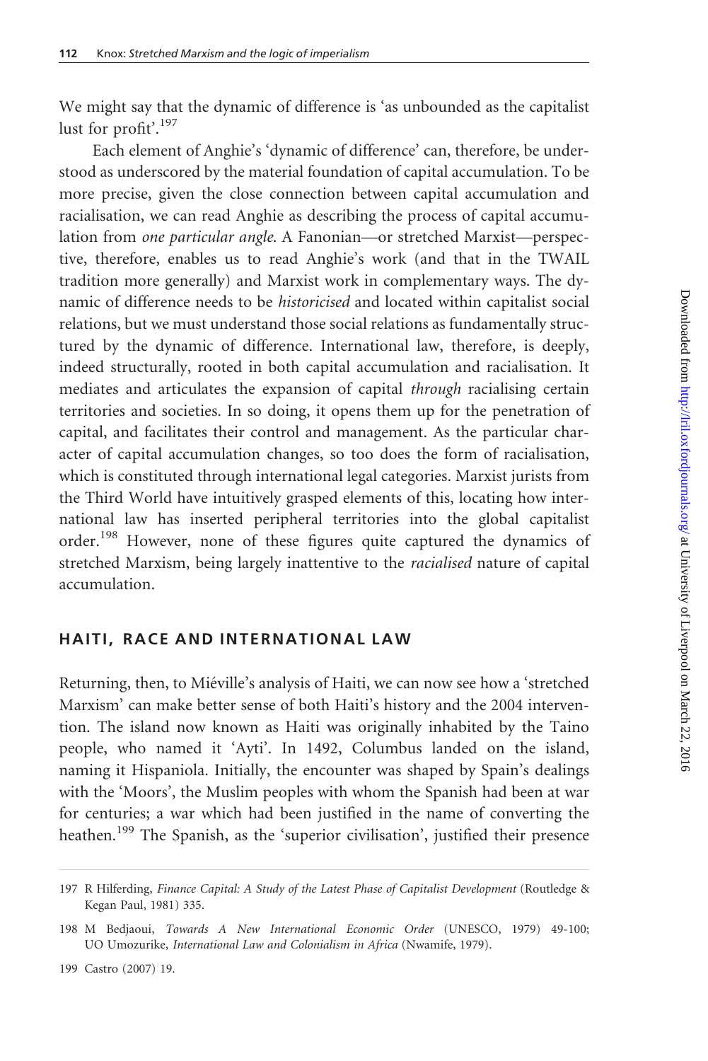We might say that the dynamic of difference is 'as unbounded as the capitalist lust for profit'.[197]

Each element of Anghie's 'dynamic of difference' can, therefore, be understood as underscored by the material foundation of capital accumulation. To be more precise, given the close connection between capital accumulation and racialisation, we can read Anghie as describing the process of capital accumulation from *one particular angle*. A Fanonian—or stretched Marxist—perspective, therefore, enables us to read Anghie's work (and that in the TWAIL tradition more generally) and Marxist work in complementary ways. The dynamic of difference needs to be *historicised* and located within capitalist social relations, but we must understand those social relations as fundamentally structured by the dynamic of difference. International law, therefore, is deeply, indeed structurally, rooted in both capital accumulation and racialisation. It mediates and articulates the expansion of capital *through* racialising certain territories and societies. In so doing, it opens them up for the penetration of capital, and facilitates their control and management. As the particular character of capital accumulation changes, so too does the form of racialisation, which is constituted through international legal categories. Marxist jurists from the Third World have intuitively grasped elements of this, locating how international law has inserted peripheral territories into the global capitalist order.[198] However, none of these figures quite captured the dynamics of stretched Marxism, being largely inattentive to the *racialised* nature of capital accumulation.

## HAITI, RACE AND INTERNATIONAL LAW

Returning, then, to Miéville's analysis of Haiti, we can now see how a 'stretched Marxism' can make better sense of both Haiti's history and the 2004 intervention. The island now known as Haiti was originally inhabited by the Taino people, who named it 'Ayti'. In 1492, Columbus landed on the island, naming it Hispaniola. Initially, the encounter was shaped by Spain's dealings with the 'Moors', the Muslim peoples with whom the Spanish had been at war for centuries; a war which had been justified in the name of converting the heathen.[199] The Spanish, as the 'superior civilisation', justified their presence

197 R Hilferding, *Finance Capital: A Study of the Latest Phase of Capitalist Development* (Routledge & Kegan Paul, 1981) 335.

198 M Bedjaoui, *Towards A New International Economic Order* (UNESCO, 1979) 49-100; UO Umozurike, *International Law and Colonialism in Africa* (Nwamife, 1979).

199 Castro (2007) 19.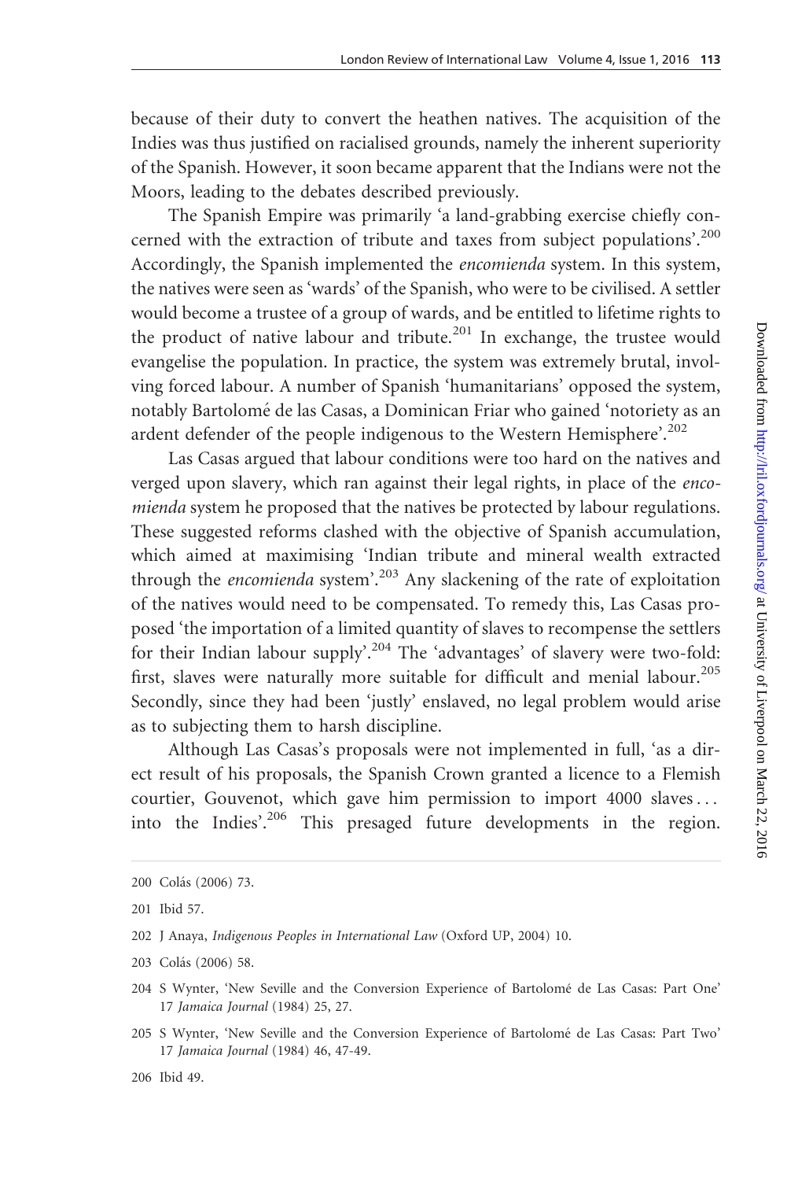because of their duty to convert the heathen natives. The acquisition of the Indies was thus justified on racialised grounds, namely the inherent superiority of the Spanish. However, it soon became apparent that the Indians were not the Moors, leading to the debates described previously.

The Spanish Empire was primarily 'a land-grabbing exercise chiefly concerned with the extraction of tribute and taxes from subject populations'.[200] Accordingly, the Spanish implemented the *encomienda* system. In this system, the natives were seen as 'wards' of the Spanish, who were to be civilised. A settler would become a trustee of a group of wards, and be entitled to lifetime rights to the product of native labour and tribute.[201] In exchange, the trustee would evangelise the population. In practice, the system was extremely brutal, involving forced labour. A number of Spanish 'humanitarians' opposed the system, notably Bartolomé de las Casas, a Dominican Friar who gained 'notoriety as an ardent defender of the people indigenous to the Western Hemisphere'.[202]

Las Casas argued that labour conditions were too hard on the natives and verged upon slavery, which ran against their legal rights, in place of the *encomienda* system he proposed that the natives be protected by labour regulations. These suggested reforms clashed with the objective of Spanish accumulation, which aimed at maximising 'Indian tribute and mineral wealth extracted through the *encomienda* system'.[203] Any slackening of the rate of exploitation of the natives would need to be compensated. To remedy this, Las Casas proposed 'the importation of a limited quantity of slaves to recompense the settlers for their Indian labour supply'.[204] The 'advantages' of slavery were two-fold: first, slaves were naturally more suitable for difficult and menial labour.[205] Secondly, since they had been 'justly' enslaved, no legal problem would arise as to subjecting them to harsh discipline.

Although Las Casas's proposals were not implemented in full, 'as a direct result of his proposals, the Spanish Crown granted a licence to a Flemish courtier, Gouvenot, which gave him permission to import 4000 slaves... into the Indies'.[206] This presaged future developments in the region.

200 Colás (2006) 73.

201 Ibid 57.

202 J Anaya, *Indigenous Peoples in International Law* (Oxford UP, 2004) 10.

203 Colás (2006) 58.

204 S Wynter, 'New Seville and the Conversion Experience of Bartolomé de Las Casas: Part One' 17 *Jamaica Journal* (1984) 25, 27.

205 S Wynter, 'New Seville and the Conversion Experience of Bartolomé de Las Casas: Part Two' 17 *Jamaica Journal* (1984) 46, 47-49.

206 Ibid 49.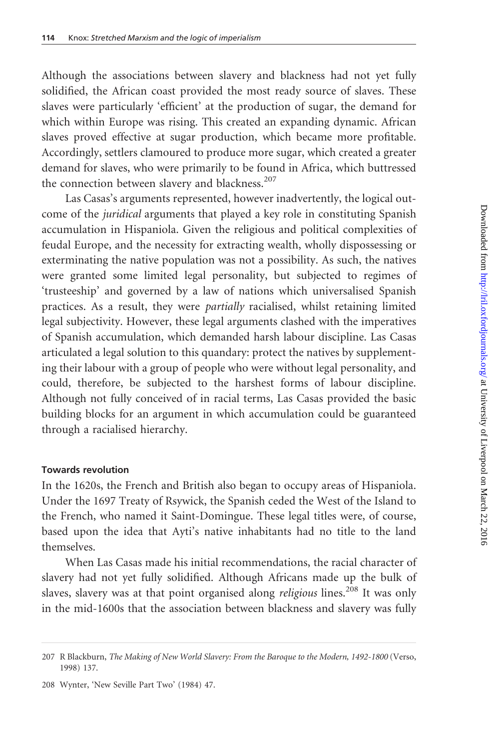Although the associations between slavery and blackness had not yet fully solidified, the African coast provided the most ready source of slaves. These slaves were particularly 'efficient' at the production of sugar, the demand for which within Europe was rising. This created an expanding dynamic. African slaves proved effective at sugar production, which became more profitable. Accordingly, settlers clamoured to produce more sugar, which created a greater demand for slaves, who were primarily to be found in Africa, which buttressed the connection between slavery and blackness.[207]

Las Casas's arguments represented, however inadvertently, the logical outcome of the *juridical* arguments that played a key role in constituting Spanish accumulation in Hispaniola. Given the religious and political complexities of feudal Europe, and the necessity for extracting wealth, wholly dispossessing or exterminating the native population was not a possibility. As such, the natives were granted some limited legal personality, but subjected to regimes of 'trusteeship' and governed by a law of nations which universalised Spanish practices. As a result, they were *partially* racialised, whilst retaining limited legal subjectivity. However, these legal arguments clashed with the imperatives of Spanish accumulation, which demanded harsh labour discipline. Las Casas articulated a legal solution to this quandary: protect the natives by supplementing their labour with a group of people who were without legal personality, and could, therefore, be subjected to the harshest forms of labour discipline. Although not fully conceived of in racial terms, Las Casas provided the basic building blocks for an argument in which accumulation could be guaranteed through a racialised hierarchy.

### Towards revolution

In the 1620s, the French and British also began to occupy areas of Hispaniola. Under the 1697 Treaty of Rsywick, the Spanish ceded the West of the Island to the French, who named it Saint-Domingue. These legal titles were, of course, based upon the idea that Ayti's native inhabitants had no title to the land themselves.

When Las Casas made his initial recommendations, the racial character of slavery had not yet fully solidified. Although Africans made up the bulk of slaves, slavery was at that point organised along *religious* lines.[208] It was only in the mid-1600s that the association between blackness and slavery was fully

---

207 R Blackburn, *The Making of New World Slavery: From the Baroque to the Modern, 1492-1800* (Verso, 1998) 137.

208 Wynter, 'New Seville Part Two' (1984) 47.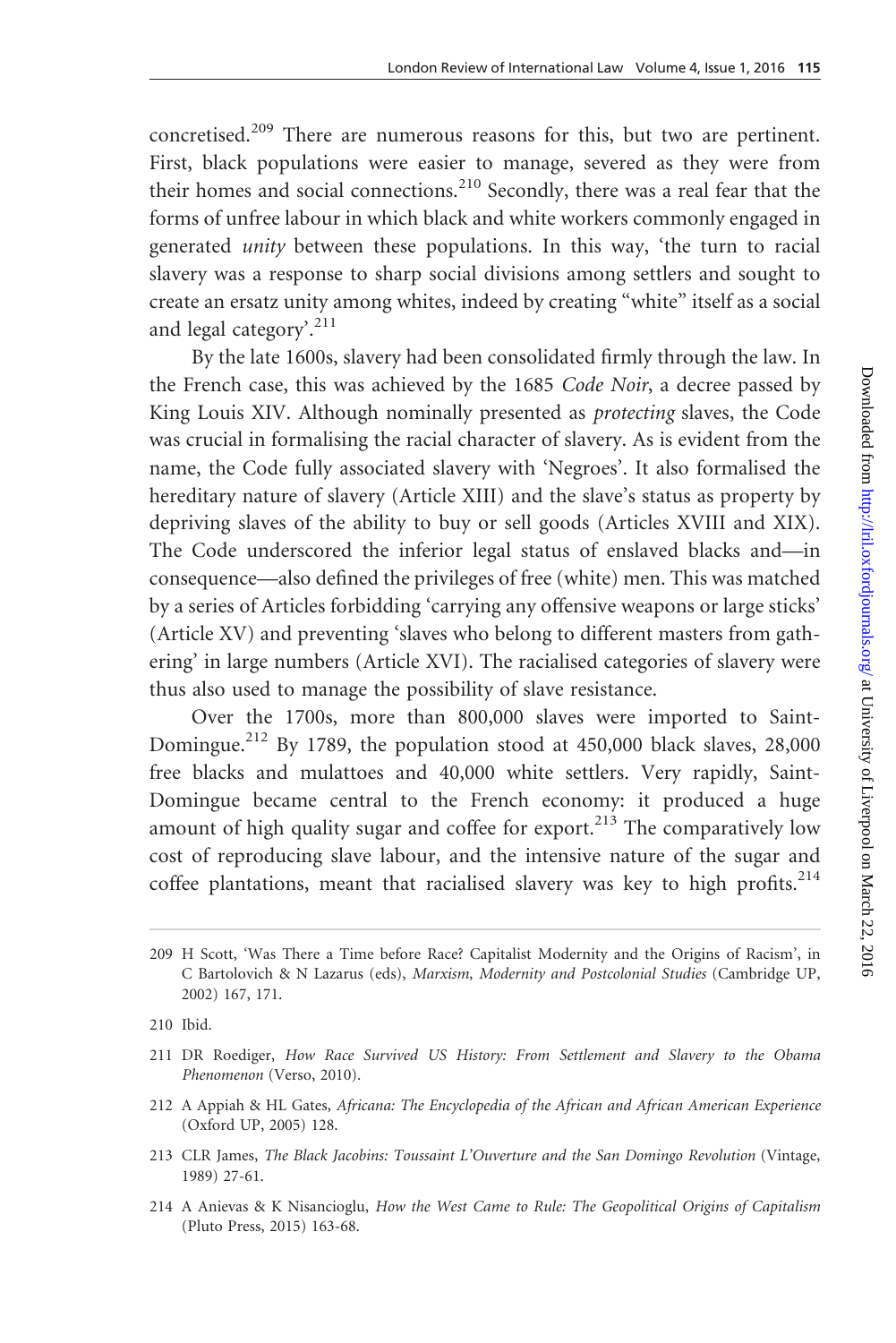concretised.[209] There are numerous reasons for this, but two are pertinent. First, black populations were easier to manage, severed as they were from their homes and social connections.[210] Secondly, there was a real fear that the forms of unfree labour in which black and white workers commonly engaged in generated *unity* between these populations. In this way, 'the turn to racial slavery was a response to sharp social divisions among settlers and sought to create an ersatz unity among whites, indeed by creating "white" itself as a social and legal category'.[211]

By the late 1600s, slavery had been consolidated firmly through the law. In the French case, this was achieved by the 1685 *Code Noir*, a decree passed by King Louis XIV. Although nominally presented as *protecting* slaves, the Code was crucial in formalising the racial character of slavery. As is evident from the name, the Code fully associated slavery with 'Negroes'. It also formalised the hereditary nature of slavery (Article XIII) and the slave's status as property by depriving slaves of the ability to buy or sell goods (Articles XVIII and XIX). The Code underscored the inferior legal status of enslaved blacks and—in consequence—also defined the privileges of free (white) men. This was matched by a series of Articles forbidding 'carrying any offensive weapons or large sticks' (Article XV) and preventing 'slaves who belong to different masters from gathering' in large numbers (Article XVI). The racialised categories of slavery were thus also used to manage the possibility of slave resistance.

Over the 1700s, more than 800,000 slaves were imported to Saint-Domingue.[212] By 1789, the population stood at 450,000 black slaves, 28,000 free blacks and mulattoes and 40,000 white settlers. Very rapidly, Saint-Domingue became central to the French economy: it produced a huge amount of high quality sugar and coffee for export.[213] The comparatively low cost of reproducing slave labour, and the intensive nature of the sugar and coffee plantations, meant that racialised slavery was key to high profits.[214]

---

209 H Scott, 'Was There a Time before Race? Capitalist Modernity and the Origins of Racism', in C Bartolovich & N Lazarus (eds), *Marxism, Modernity and Postcolonial Studies* (Cambridge UP, 2002) 167, 171.

210 Ibid.

211 DR Roediger, *How Race Survived US History: From Settlement and Slavery to the Obama Phenomenon* (Verso, 2010).

212 A Appiah & HL Gates, *Africana: The Encyclopedia of the African and African American Experience* (Oxford UP, 2005) 128.

213 CLR James, *The Black Jacobins: Toussaint L'Ouverture and the San Domingo Revolution* (Vintage, 1989) 27-61.

214 A Anievas & K Nisancioglu, *How the West Came to Rule: The Geopolitical Origins of Capitalism* (Pluto Press, 2015) 163-68.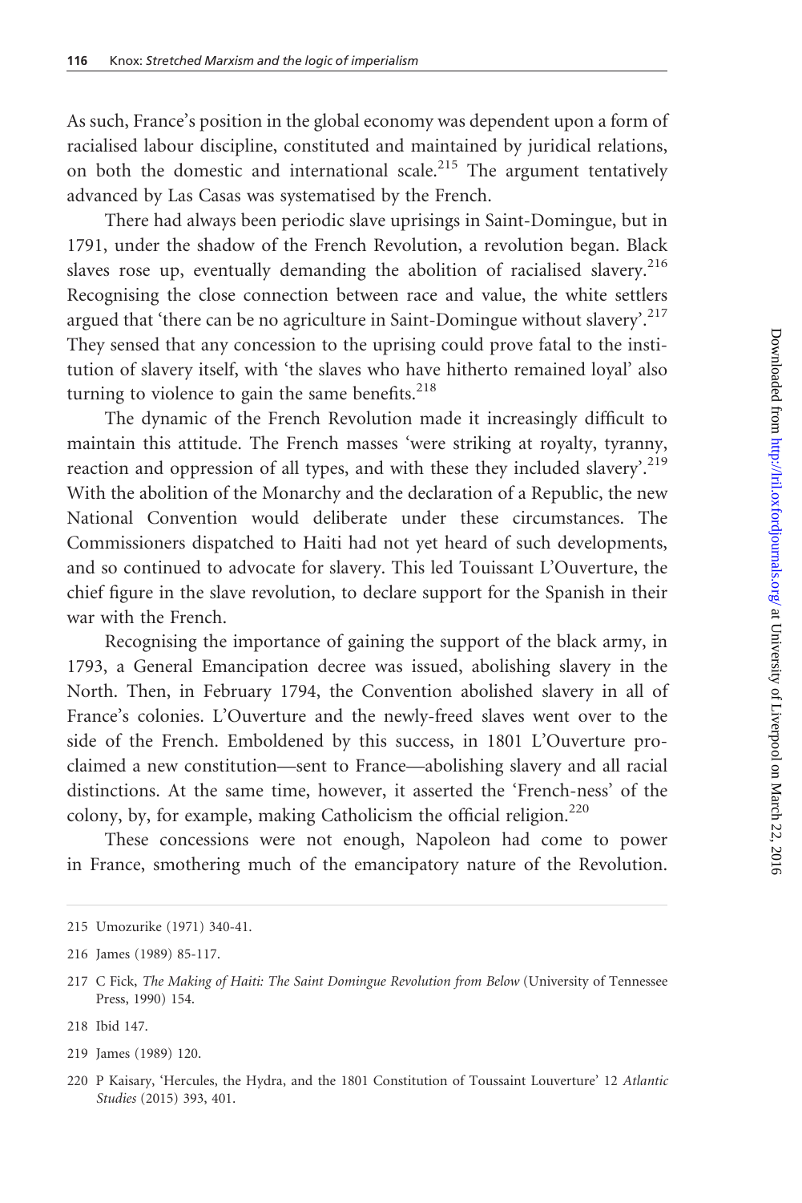As such, France's position in the global economy was dependent upon a form of racialised labour discipline, constituted and maintained by juridical relations, on both the domestic and international scale.[215] The argument tentatively advanced by Las Casas was systematised by the French.

There had always been periodic slave uprisings in Saint-Domingue, but in 1791, under the shadow of the French Revolution, a revolution began. Black slaves rose up, eventually demanding the abolition of racialised slavery.[216] Recognising the close connection between race and value, the white settlers argued that 'there can be no agriculture in Saint-Domingue without slavery'.[217] They sensed that any concession to the uprising could prove fatal to the institution of slavery itself, with 'the slaves who have hitherto remained loyal' also turning to violence to gain the same benefits.[218]

The dynamic of the French Revolution made it increasingly difficult to maintain this attitude. The French masses 'were striking at royalty, tyranny, reaction and oppression of all types, and with these they included slavery'.[219] With the abolition of the Monarchy and the declaration of a Republic, the new National Convention would deliberate under these circumstances. The Commissioners dispatched to Haiti had not yet heard of such developments, and so continued to advocate for slavery. This led Touissant L'Ouverture, the chief figure in the slave revolution, to declare support for the Spanish in their war with the French.

Recognising the importance of gaining the support of the black army, in 1793, a General Emancipation decree was issued, abolishing slavery in the North. Then, in February 1794, the Convention abolished slavery in all of France's colonies. L'Ouverture and the newly-freed slaves went over to the side of the French. Emboldened by this success, in 1801 L'Ouverture proclaimed a new constitution—sent to France—abolishing slavery and all racial distinctions. At the same time, however, it asserted the 'French-ness' of the colony, by, for example, making Catholicism the official religion.[220]

These concessions were not enough, Napoleon had come to power in France, smothering much of the emancipatory nature of the Revolution.

215 Umozurike (1971) 340-41.

216 James (1989) 85-117.

217 C Fick, *The Making of Haiti: The Saint Domingue Revolution from Below* (University of Tennessee Press, 1990) 154.

218 Ibid 147.

219 James (1989) 120.

220 P Kaisary, 'Hercules, the Hydra, and the 1801 Constitution of Toussaint Louverture' 12 *Atlantic Studies* (2015) 393, 401.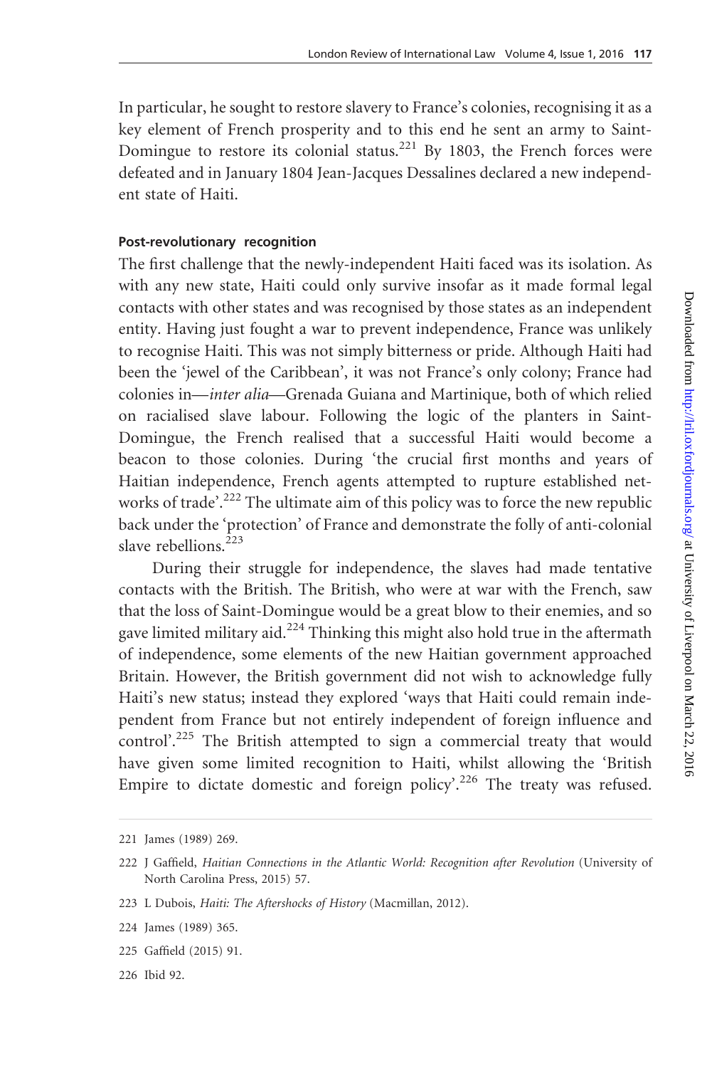In particular, he sought to restore slavery to France's colonies, recognising it as a key element of French prosperity and to this end he sent an army to Saint-Domingue to restore its colonial status.[221] By 1803, the French forces were defeated and in January 1804 Jean-Jacques Dessalines declared a new independent state of Haiti.

#### Post-revolutionary recognition

The first challenge that the newly-independent Haiti faced was its isolation. As with any new state, Haiti could only survive insofar as it made formal legal contacts with other states and was recognised by those states as an independent entity. Having just fought a war to prevent independence, France was unlikely to recognise Haiti. This was not simply bitterness or pride. Although Haiti had been the 'jewel of the Caribbean', it was not France's only colony; France had colonies in—*inter alia*—Grenada Guiana and Martinique, both of which relied on racialised slave labour. Following the logic of the planters in Saint-Domingue, the French realised that a successful Haiti would become a beacon to those colonies. During 'the crucial first months and years of Haitian independence, French agents attempted to rupture established networks of trade'.[222] The ultimate aim of this policy was to force the new republic back under the 'protection' of France and demonstrate the folly of anti-colonial slave rebellions.[223]

During their struggle for independence, the slaves had made tentative contacts with the British. The British, who were at war with the French, saw that the loss of Saint-Domingue would be a great blow to their enemies, and so gave limited military aid.[224] Thinking this might also hold true in the aftermath of independence, some elements of the new Haitian government approached Britain. However, the British government did not wish to acknowledge fully Haiti's new status; instead they explored 'ways that Haiti could remain independent from France but not entirely independent of foreign influence and control'.[225] The British attempted to sign a commercial treaty that would have given some limited recognition to Haiti, whilst allowing the 'British Empire to dictate domestic and foreign policy'.[226] The treaty was refused.

---

221 James (1989) 269.

222 J Gaffield, *Haitian Connections in the Atlantic World: Recognition after Revolution* (University of North Carolina Press, 2015) 57.

223 L Dubois, *Haiti: The Aftershocks of History* (Macmillan, 2012).

224 James (1989) 365.

225 Gaffield (2015) 91.

226 Ibid 92.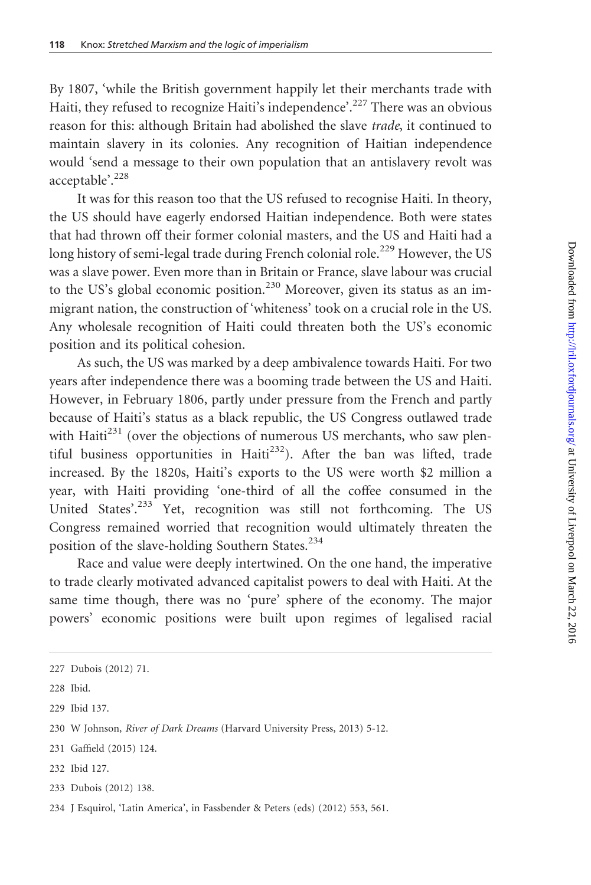By 1807, 'while the British government happily let their merchants trade with Haiti, they refused to recognize Haiti's independence'.[227] There was an obvious reason for this: although Britain had abolished the slave *trade*, it continued to maintain slavery in its colonies. Any recognition of Haitian independence would 'send a message to their own population that an antislavery revolt was acceptable'.[228]

It was for this reason too that the US refused to recognise Haiti. In theory, the US should have eagerly endorsed Haitian independence. Both were states that had thrown off their former colonial masters, and the US and Haiti had a long history of semi-legal trade during French colonial role.[229] However, the US was a slave power. Even more than in Britain or France, slave labour was crucial to the US's global economic position.[230] Moreover, given its status as an immigrant nation, the construction of 'whiteness' took on a crucial role in the US. Any wholesale recognition of Haiti could threaten both the US's economic position and its political cohesion.

As such, the US was marked by a deep ambivalence towards Haiti. For two years after independence there was a booming trade between the US and Haiti. However, in February 1806, partly under pressure from the French and partly because of Haiti's status as a black republic, the US Congress outlawed trade with Haiti[231] (over the objections of numerous US merchants, who saw plentiful business opportunities in Haiti[232]). After the ban was lifted, trade increased. By the 1820s, Haiti's exports to the US were worth $2 million a year, with Haiti providing 'one-third of all the coffee consumed in the United States'.[233] Yet, recognition was still not forthcoming. The US Congress remained worried that recognition would ultimately threaten the position of the slave-holding Southern States.[234]

Race and value were deeply intertwined. On the one hand, the imperative to trade clearly motivated advanced capitalist powers to deal with Haiti. At the same time though, there was no 'pure' sphere of the economy. The major powers' economic positions were built upon regimes of legalised racial

227 Dubois (2012) 71.

228 Ibid.

229 Ibid 137.

230 W Johnson, *River of Dark Dreams* (Harvard University Press, 2013) 5-12.

231 Gaffield (2015) 124.

232 Ibid 127.

233 Dubois (2012) 138.

234 J Esquirol, 'Latin America', in Fassbender & Peters (eds) (2012) 553, 561.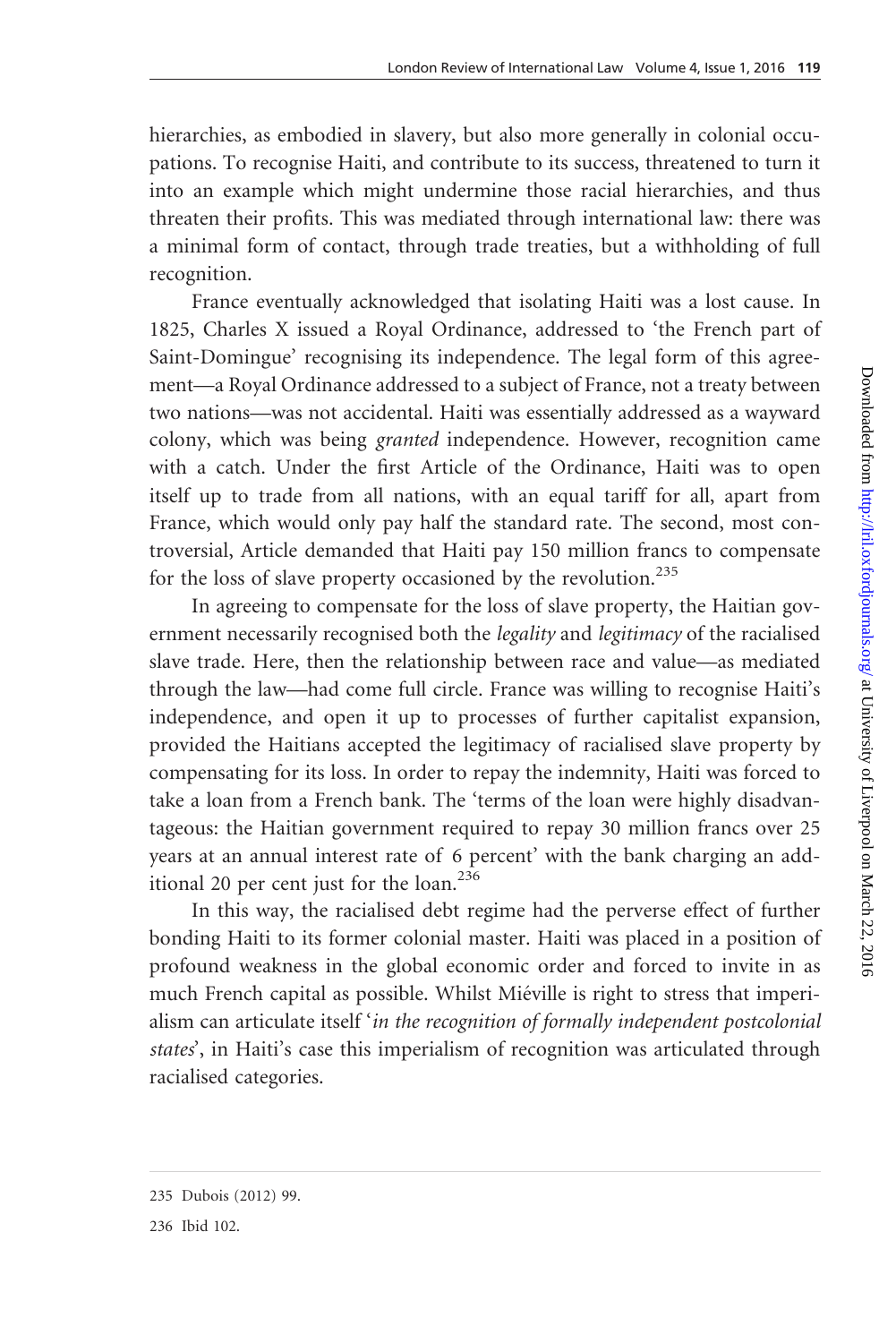hierarchies, as embodied in slavery, but also more generally in colonial occupations. To recognise Haiti, and contribute to its success, threatened to turn it into an example which might undermine those racial hierarchies, and thus threaten their profits. This was mediated through international law: there was a minimal form of contact, through trade treaties, but a withholding of full recognition.

France eventually acknowledged that isolating Haiti was a lost cause. In 1825, Charles X issued a Royal Ordinance, addressed to 'the French part of Saint-Domingue' recognising its independence. The legal form of this agreement—a Royal Ordinance addressed to a subject of France, not a treaty between two nations—was not accidental. Haiti was essentially addressed as a wayward colony, which was being *granted* independence. However, recognition came with a catch. Under the first Article of the Ordinance, Haiti was to open itself up to trade from all nations, with an equal tariff for all, apart from France, which would only pay half the standard rate. The second, most controversial, Article demanded that Haiti pay 150 million francs to compensate for the loss of slave property occasioned by the revolution.[235]

In agreeing to compensate for the loss of slave property, the Haitian government necessarily recognised both the *legality* and *legitimacy* of the racialised slave trade. Here, then the relationship between race and value—as mediated through the law—had come full circle. France was willing to recognise Haiti's independence, and open it up to processes of further capitalist expansion, provided the Haitians accepted the legitimacy of racialised slave property by compensating for its loss. In order to repay the indemnity, Haiti was forced to take a loan from a French bank. The 'terms of the loan were highly disadvantageous: the Haitian government required to repay 30 million francs over 25 years at an annual interest rate of 6 percent' with the bank charging an additional 20 per cent just for the loan.[236]

In this way, the racialised debt regime had the perverse effect of further bonding Haiti to its former colonial master. Haiti was placed in a position of profound weakness in the global economic order and forced to invite in as much French capital as possible. Whilst Miéville is right to stress that imperialism can articulate itself '*in the recognition of formally independent postcolonial states*', in Haiti's case this imperialism of recognition was articulated through racialised categories.

---

235 Dubois (2012) 99.

236 Ibid 102.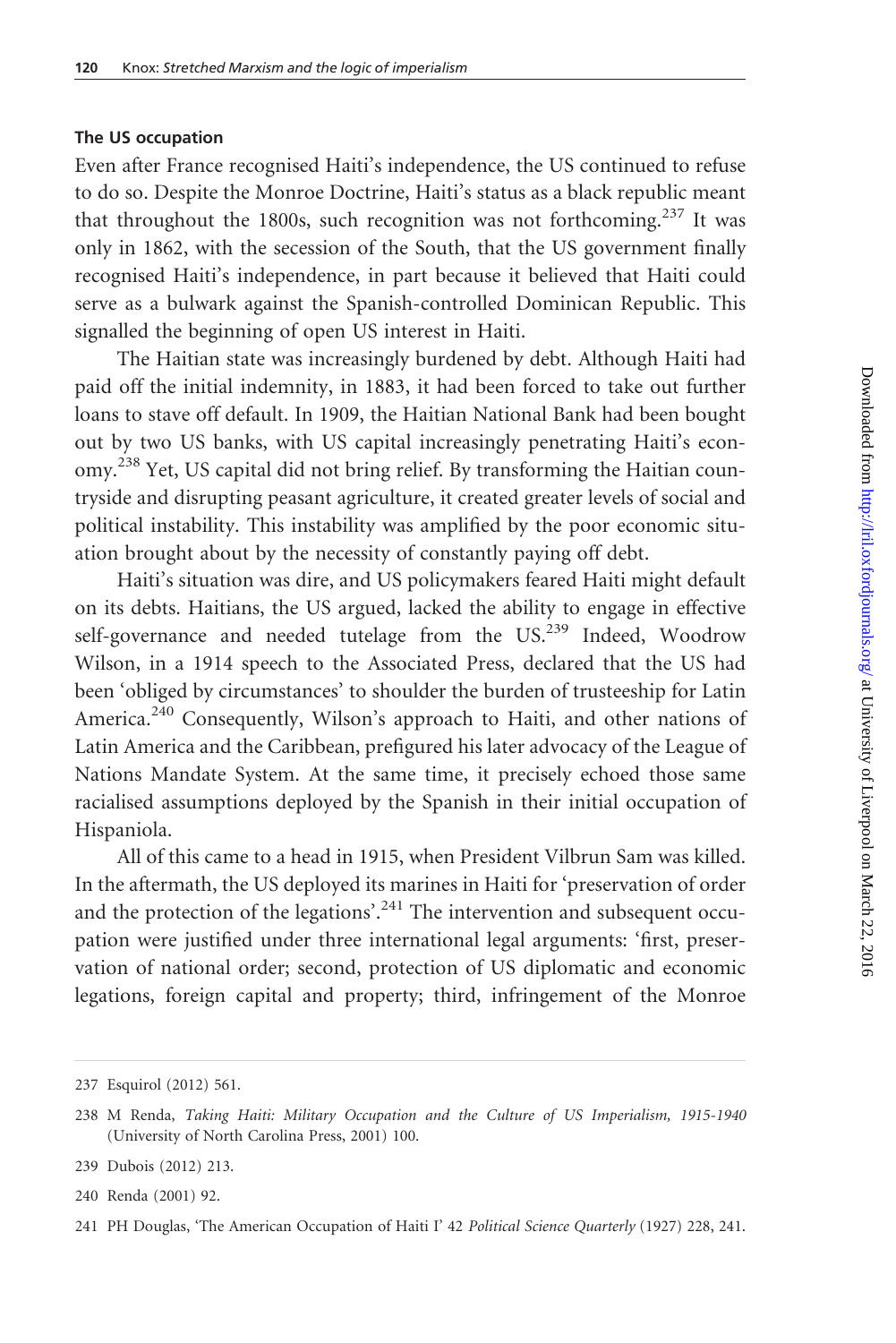### The US occupation

Even after France recognised Haiti's independence, the US continued to refuse to do so. Despite the Monroe Doctrine, Haiti's status as a black republic meant that throughout the 1800s, such recognition was not forthcoming.[237] It was only in 1862, with the secession of the South, that the US government finally recognised Haiti's independence, in part because it believed that Haiti could serve as a bulwark against the Spanish-controlled Dominican Republic. This signalled the beginning of open US interest in Haiti.

The Haitian state was increasingly burdened by debt. Although Haiti had paid off the initial indemnity, in 1883, it had been forced to take out further loans to stave off default. In 1909, the Haitian National Bank had been bought out by two US banks, with US capital increasingly penetrating Haiti's economy.[238] Yet, US capital did not bring relief. By transforming the Haitian countryside and disrupting peasant agriculture, it created greater levels of social and political instability. This instability was amplified by the poor economic situation brought about by the necessity of constantly paying off debt.

Haiti's situation was dire, and US policymakers feared Haiti might default on its debts. Haitians, the US argued, lacked the ability to engage in effective self-governance and needed tutelage from the US.[239] Indeed, Woodrow Wilson, in a 1914 speech to the Associated Press, declared that the US had been 'obliged by circumstances' to shoulder the burden of trusteeship for Latin America.[240] Consequently, Wilson's approach to Haiti, and other nations of Latin America and the Caribbean, prefigured his later advocacy of the League of Nations Mandate System. At the same time, it precisely echoed those same racialised assumptions deployed by the Spanish in their initial occupation of Hispaniola.

All of this came to a head in 1915, when President Vilbrun Sam was killed. In the aftermath, the US deployed its marines in Haiti for 'preservation of order and the protection of the legations'.[241] The intervention and subsequent occupation were justified under three international legal arguments: 'first, preservation of national order; second, protection of US diplomatic and economic legations, foreign capital and property; third, infringement of the Monroe

237 Esquirol (2012) 561.

238 M Renda, *Taking Haiti: Military Occupation and the Culture of US Imperialism, 1915-1940* (University of North Carolina Press, 2001) 100.

239 Dubois (2012) 213.

240 Renda (2001) 92.

241 PH Douglas, 'The American Occupation of Haiti I' 42 *Political Science Quarterly* (1927) 228, 241.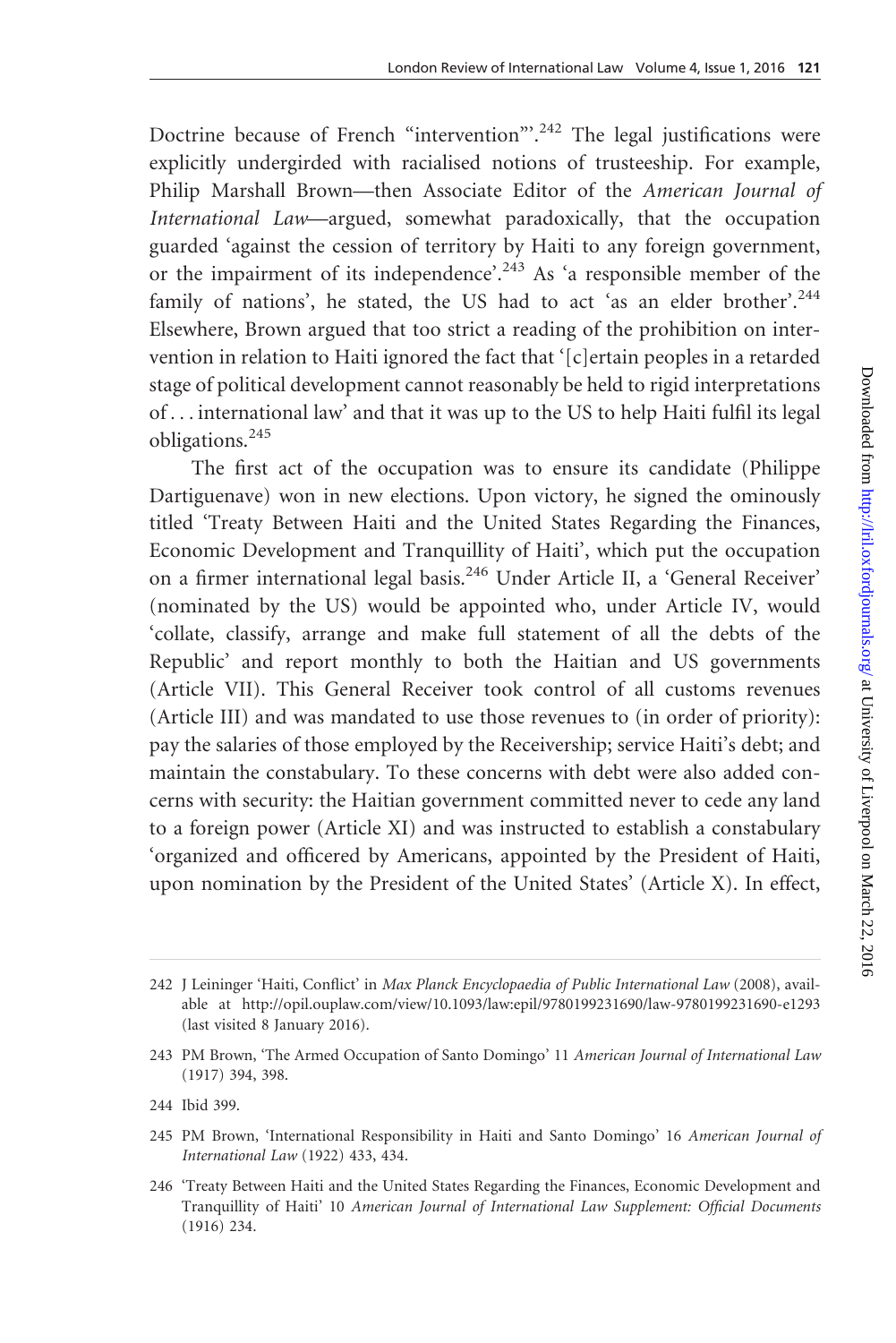Doctrine because of French "intervention"'.[242] The legal justifications were explicitly undergirded with racialised notions of trusteeship. For example, Philip Marshall Brown—then Associate Editor of the *American Journal of International Law*—argued, somewhat paradoxically, that the occupation guarded 'against the cession of territory by Haiti to any foreign government, or the impairment of its independence'.[243] As 'a responsible member of the family of nations', he stated, the US had to act 'as an elder brother'.[244] Elsewhere, Brown argued that too strict a reading of the prohibition on intervention in relation to Haiti ignored the fact that '[c]ertain peoples in a retarded stage of political development cannot reasonably be held to rigid interpretations of . . . international law' and that it was up to the US to help Haiti fulfil its legal obligations.[245]

The first act of the occupation was to ensure its candidate (Philippe Dartiguenave) won in new elections. Upon victory, he signed the ominously titled 'Treaty Between Haiti and the United States Regarding the Finances, Economic Development and Tranquillity of Haiti', which put the occupation on a firmer international legal basis.[246] Under Article II, a 'General Receiver' (nominated by the US) would be appointed who, under Article IV, would 'collate, classify, arrange and make full statement of all the debts of the Republic' and report monthly to both the Haitian and US governments (Article VII). This General Receiver took control of all customs revenues (Article III) and was mandated to use those revenues to (in order of priority): pay the salaries of those employed by the Receivership; service Haiti's debt; and maintain the constabulary. To these concerns with debt were also added concerns with security: the Haitian government committed never to cede any land to a foreign power (Article XI) and was instructed to establish a constabulary 'organized and officered by Americans, appointed by the President of Haiti, upon nomination by the President of the United States' (Article X). In effect,

---

242 J Leininger 'Haiti, Conflict' in *Max Planck Encyclopaedia of Public International Law* (2008), available at http://opil.ouplaw.com/view/10.1093/law:epil/9780199231690/law-9780199231690-e1293 (last visited 8 January 2016).

243 PM Brown, 'The Armed Occupation of Santo Domingo' 11 *American Journal of International Law* (1917) 394, 398.

244 Ibid 399.

245 PM Brown, 'International Responsibility in Haiti and Santo Domingo' 16 *American Journal of International Law* (1922) 433, 434.

246 'Treaty Between Haiti and the United States Regarding the Finances, Economic Development and Tranquillity of Haiti' 10 *American Journal of International Law Supplement: Official Documents* (1916) 234.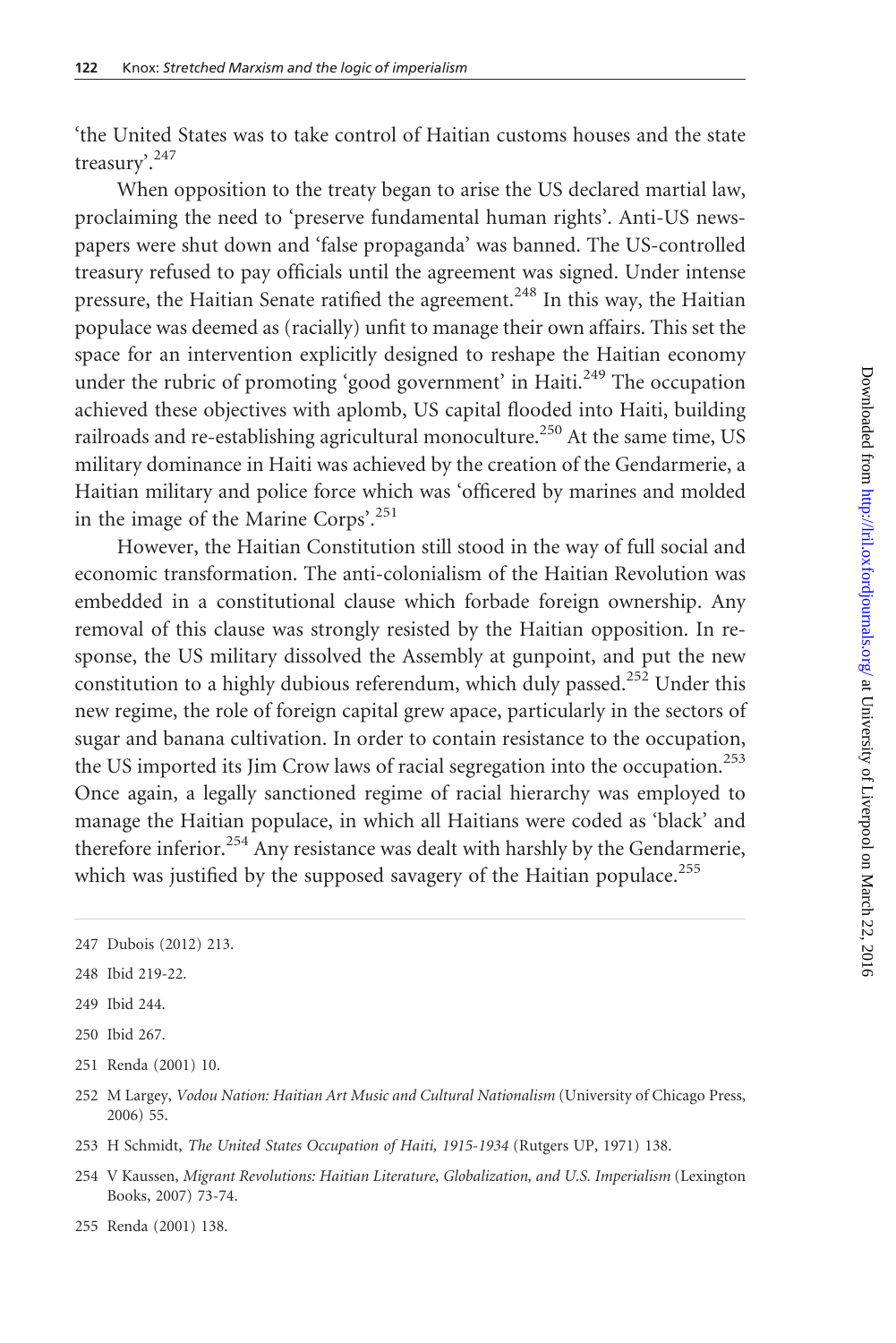'the United States was to take control of Haitian customs houses and the state treasury'.[247]

When opposition to the treaty began to arise the US declared martial law, proclaiming the need to 'preserve fundamental human rights'. Anti-US newspapers were shut down and 'false propaganda' was banned. The US-controlled treasury refused to pay officials until the agreement was signed. Under intense pressure, the Haitian Senate ratified the agreement.[248] In this way, the Haitian populace was deemed as (racially) unfit to manage their own affairs. This set the space for an intervention explicitly designed to reshape the Haitian economy under the rubric of promoting 'good government' in Haiti.[249] The occupation achieved these objectives with aplomb, US capital flooded into Haiti, building railroads and re-establishing agricultural monoculture.[250] At the same time, US military dominance in Haiti was achieved by the creation of the Gendarmerie, a Haitian military and police force which was 'officered by marines and molded in the image of the Marine Corps'.[251]

However, the Haitian Constitution still stood in the way of full social and economic transformation. The anti-colonialism of the Haitian Revolution was embedded in a constitutional clause which forbade foreign ownership. Any removal of this clause was strongly resisted by the Haitian opposition. In response, the US military dissolved the Assembly at gunpoint, and put the new constitution to a highly dubious referendum, which duly passed.[252] Under this new regime, the role of foreign capital grew apace, particularly in the sectors of sugar and banana cultivation. In order to contain resistance to the occupation, the US imported its Jim Crow laws of racial segregation into the occupation.[253] Once again, a legally sanctioned regime of racial hierarchy was employed to manage the Haitian populace, in which all Haitians were coded as 'black' and therefore inferior.[254] Any resistance was dealt with harshly by the Gendarmerie, which was justified by the supposed savagery of the Haitian populace.[255]

247 Dubois (2012) 213.

248 Ibid 219-22.

249 Ibid 244.

250 Ibid 267.

251 Renda (2001) 10.

252 M Largey, *Vodou Nation: Haitian Art Music and Cultural Nationalism* (University of Chicago Press, 2006) 55.

253 H Schmidt, *The United States Occupation of Haiti, 1915-1934* (Rutgers UP, 1971) 138.

254 V Kaussen, *Migrant Revolutions: Haitian Literature, Globalization, and U.S. Imperialism* (Lexington Books, 2007) 73-74.

255 Renda (2001) 138.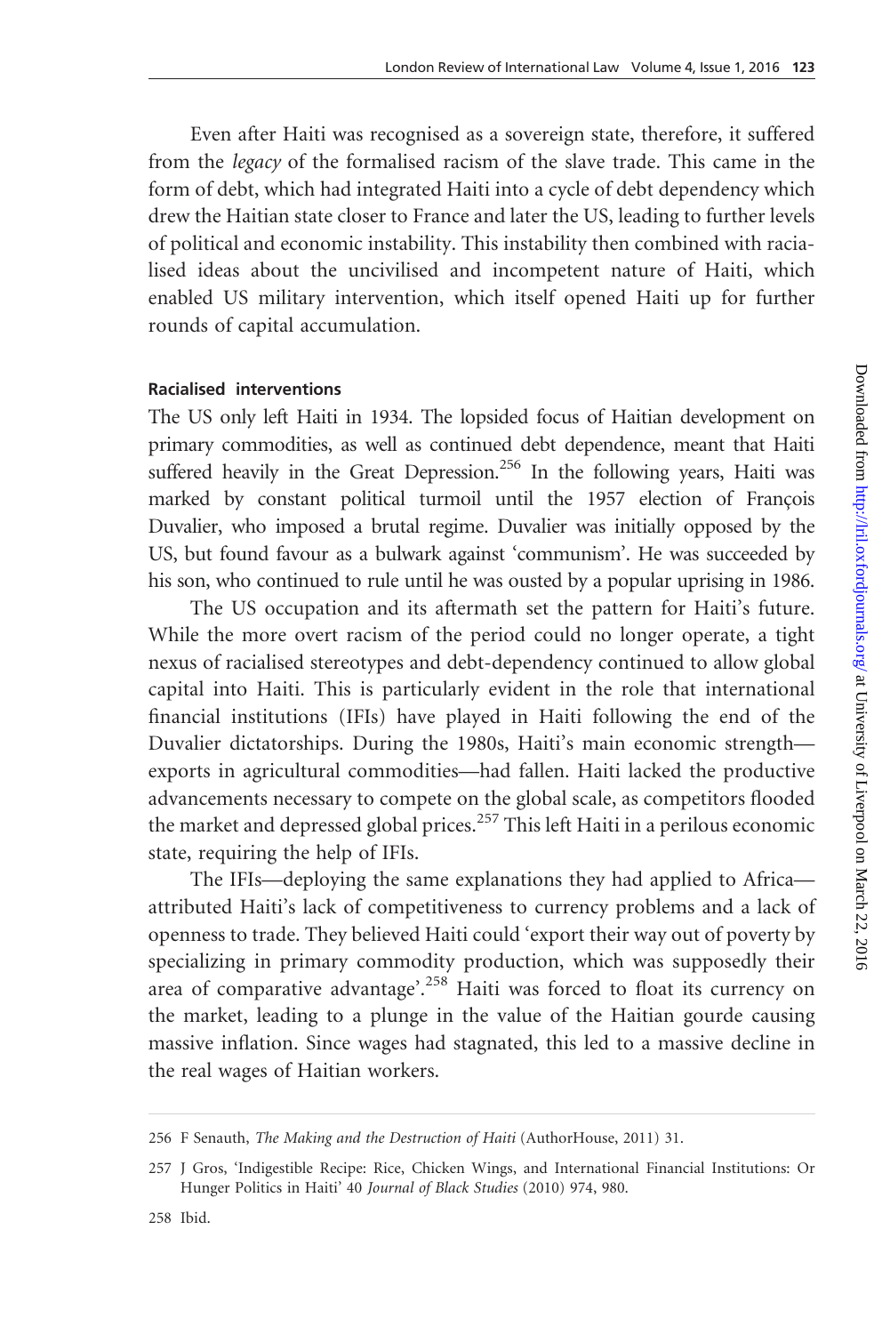Even after Haiti was recognised as a sovereign state, therefore, it suffered from the *legacy* of the formalised racism of the slave trade. This came in the form of debt, which had integrated Haiti into a cycle of debt dependency which drew the Haitian state closer to France and later the US, leading to further levels of political and economic instability. This instability then combined with racialised ideas about the uncivilised and incompetent nature of Haiti, which enabled US military intervention, which itself opened Haiti up for further rounds of capital accumulation.

### Racialised interventions

The US only left Haiti in 1934. The lopsided focus of Haitian development on primary commodities, as well as continued debt dependence, meant that Haiti suffered heavily in the Great Depression.[256] In the following years, Haiti was marked by constant political turmoil until the 1957 election of François Duvalier, who imposed a brutal regime. Duvalier was initially opposed by the US, but found favour as a bulwark against 'communism'. He was succeeded by his son, who continued to rule until he was ousted by a popular uprising in 1986.

The US occupation and its aftermath set the pattern for Haiti's future. While the more overt racism of the period could no longer operate, a tight nexus of racialised stereotypes and debt-dependency continued to allow global capital into Haiti. This is particularly evident in the role that international financial institutions (IFIs) have played in Haiti following the end of the Duvalier dictatorships. During the 1980s, Haiti's main economic strength—exports in agricultural commodities—had fallen. Haiti lacked the productive advancements necessary to compete on the global scale, as competitors flooded the market and depressed global prices.[257] This left Haiti in a perilous economic state, requiring the help of IFIs.

The IFIs—deploying the same explanations they had applied to Africa—attributed Haiti's lack of competitiveness to currency problems and a lack of openness to trade. They believed Haiti could 'export their way out of poverty by specializing in primary commodity production, which was supposedly their area of comparative advantage'.[258] Haiti was forced to float its currency on the market, leading to a plunge in the value of the Haitian gourde causing massive inflation. Since wages had stagnated, this led to a massive decline in the real wages of Haitian workers.

---

256 F Senauth, *The Making and the Destruction of Haiti* (AuthorHouse, 2011) 31.

257 J Gros, 'Indigestible Recipe: Rice, Chicken Wings, and International Financial Institutions: Or Hunger Politics in Haiti' 40 *Journal of Black Studies* (2010) 974, 980.

258 Ibid.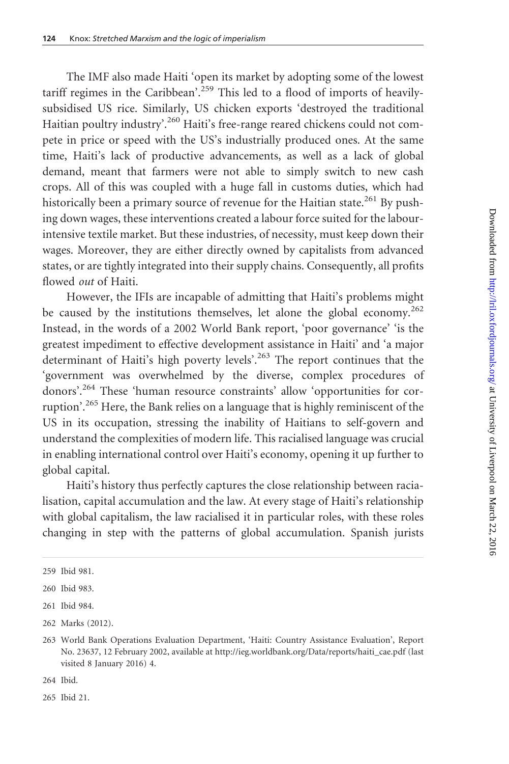The IMF also made Haiti 'open its market by adopting some of the lowest tariff regimes in the Caribbean'.[259] This led to a flood of imports of heavily-subsidised US rice. Similarly, US chicken exports 'destroyed the traditional Haitian poultry industry'.[260] Haiti's free-range reared chickens could not compete in price or speed with the US's industrially produced ones. At the same time, Haiti's lack of productive advancements, as well as a lack of global demand, meant that farmers were not able to simply switch to new cash crops. All of this was coupled with a huge fall in customs duties, which had historically been a primary source of revenue for the Haitian state.[261] By pushing down wages, these interventions created a labour force suited for the labour-intensive textile market. But these industries, of necessity, must keep down their wages. Moreover, they are either directly owned by capitalists from advanced states, or are tightly integrated into their supply chains. Consequently, all profits flowed *out* of Haiti.

However, the IFIs are incapable of admitting that Haiti's problems might be caused by the institutions themselves, let alone the global economy.[262] Instead, in the words of a 2002 World Bank report, 'poor governance' 'is the greatest impediment to effective development assistance in Haiti' and 'a major determinant of Haiti's high poverty levels'.[263] The report continues that the 'government was overwhelmed by the diverse, complex procedures of donors'.[264] These 'human resource constraints' allow 'opportunities for corruption'.[265] Here, the Bank relies on a language that is highly reminiscent of the US in its occupation, stressing the inability of Haitians to self-govern and understand the complexities of modern life. This racialised language was crucial in enabling international control over Haiti's economy, opening it up further to global capital.

Haiti's history thus perfectly captures the close relationship between racialisation, capital accumulation and the law. At every stage of Haiti's relationship with global capitalism, the law racialised it in particular roles, with these roles changing in step with the patterns of global accumulation. Spanish jurists

---

259 Ibid 981.

260 Ibid 983.

261 Ibid 984.

262 Marks (2012).

263 World Bank Operations Evaluation Department, 'Haiti: Country Assistance Evaluation', Report No. 23637, 12 February 2002, available at http://ieg.worldbank.org/Data/reports/haiti_cae.pdf (last visited 8 January 2016) 4.

264 Ibid.

265 Ibid 21.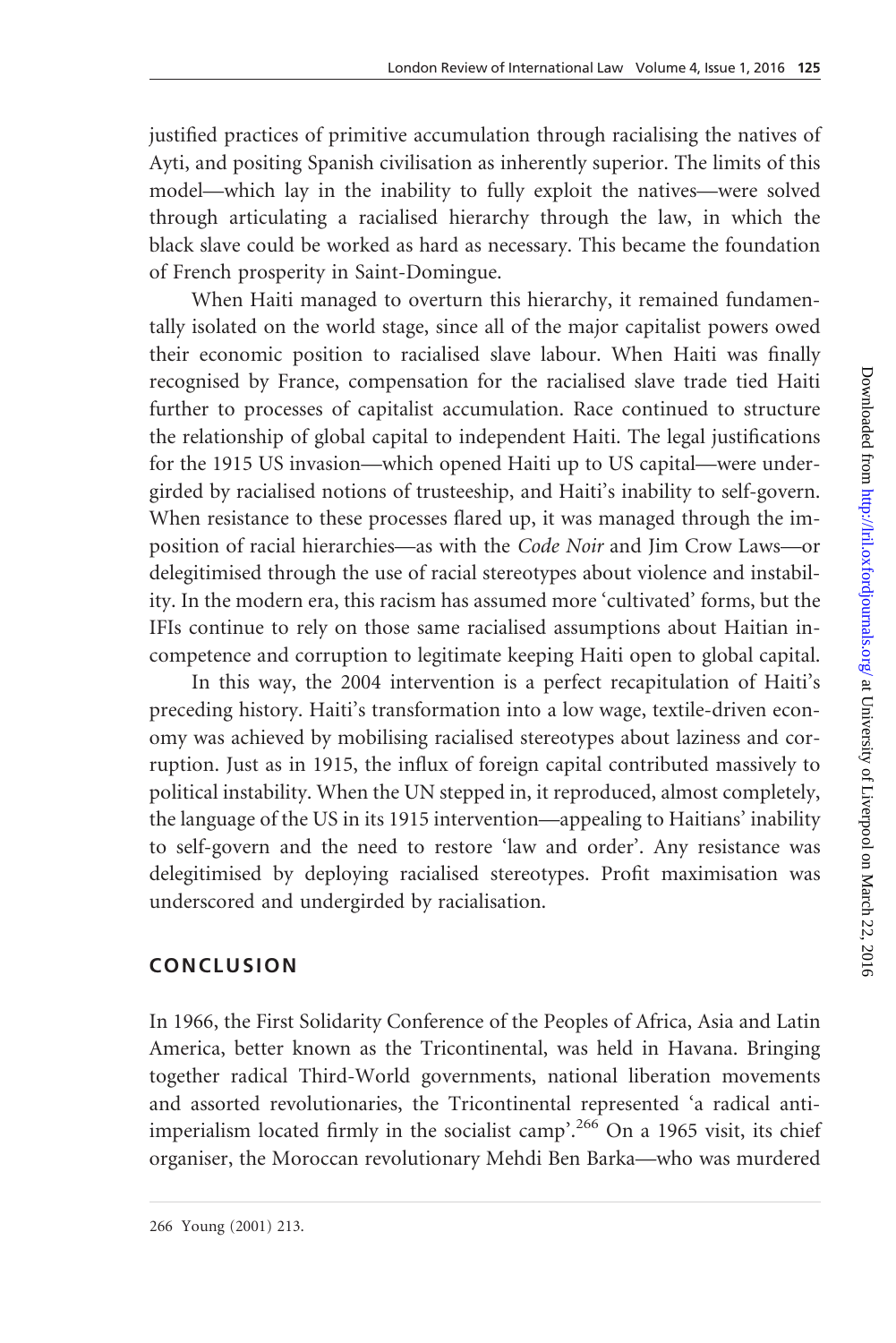justified practices of primitive accumulation through racialising the natives of Ayti, and positing Spanish civilisation as inherently superior. The limits of this model—which lay in the inability to fully exploit the natives—were solved through articulating a racialised hierarchy through the law, in which the black slave could be worked as hard as necessary. This became the foundation of French prosperity in Saint-Domingue.

When Haiti managed to overturn this hierarchy, it remained fundamentally isolated on the world stage, since all of the major capitalist powers owed their economic position to racialised slave labour. When Haiti was finally recognised by France, compensation for the racialised slave trade tied Haiti further to processes of capitalist accumulation. Race continued to structure the relationship of global capital to independent Haiti. The legal justifications for the 1915 US invasion—which opened Haiti up to US capital—were undergirded by racialised notions of trusteeship, and Haiti's inability to self-govern. When resistance to these processes flared up, it was managed through the imposition of racial hierarchies—as with the *Code Noir* and Jim Crow Laws—or delegitimised through the use of racial stereotypes about violence and instability. In the modern era, this racism has assumed more 'cultivated' forms, but the IFIs continue to rely on those same racialised assumptions about Haitian incompetence and corruption to legitimate keeping Haiti open to global capital.

In this way, the 2004 intervention is a perfect recapitulation of Haiti's preceding history. Haiti's transformation into a low wage, textile-driven economy was achieved by mobilising racialised stereotypes about laziness and corruption. Just as in 1915, the influx of foreign capital contributed massively to political instability. When the UN stepped in, it reproduced, almost completely, the language of the US in its 1915 intervention—appealing to Haitians' inability to self-govern and the need to restore 'law and order'. Any resistance was delegitimised by deploying racialised stereotypes. Profit maximisation was underscored and undergirded by racialisation.

## CONCLUSION

In 1966, the First Solidarity Conference of the Peoples of Africa, Asia and Latin America, better known as the Tricontinental, was held in Havana. Bringing together radical Third-World governments, national liberation movements and assorted revolutionaries, the Tricontinental represented 'a radical anti-imperialism located firmly in the socialist camp'.[266] On a 1965 visit, its chief organiser, the Moroccan revolutionary Mehdi Ben Barka—who was murdered

266 Young (2001) 213.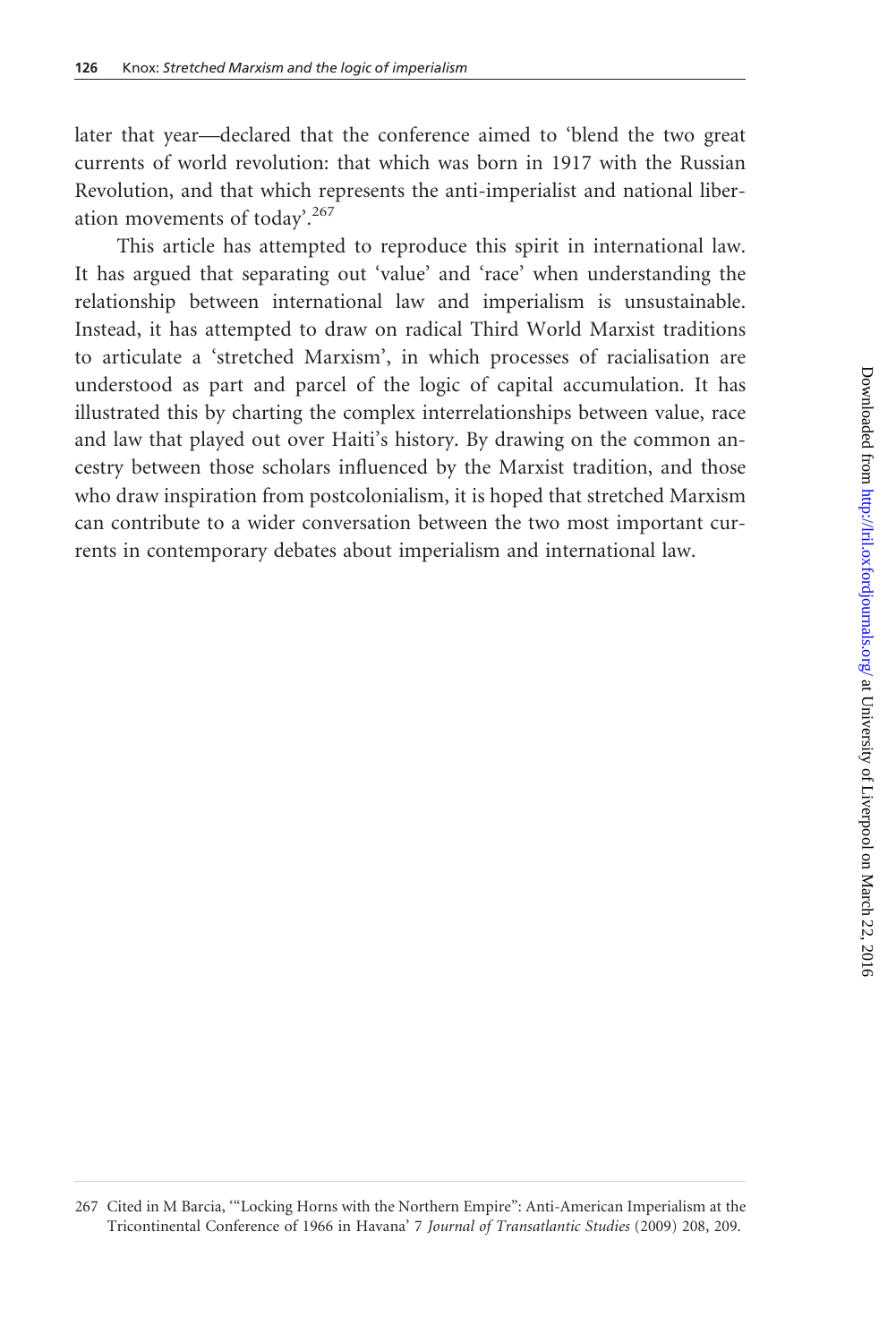later that year—declared that the conference aimed to 'blend the two great currents of world revolution: that which was born in 1917 with the Russian Revolution, and that which represents the anti-imperialist and national liberation movements of today'.[267]

This article has attempted to reproduce this spirit in international law. It has argued that separating out 'value' and 'race' when understanding the relationship between international law and imperialism is unsustainable. Instead, it has attempted to draw on radical Third World Marxist traditions to articulate a 'stretched Marxism', in which processes of racialisation are understood as part and parcel of the logic of capital accumulation. It has illustrated this by charting the complex interrelationships between value, race and law that played out over Haiti's history. By drawing on the common ancestry between those scholars influenced by the Marxist tradition, and those who draw inspiration from postcolonialism, it is hoped that stretched Marxism can contribute to a wider conversation between the two most important currents in contemporary debates about imperialism and international law.

267 Cited in M Barcia, '"Locking Horns with the Northern Empire": Anti-American Imperialism at the Tricontinental Conference of 1966 in Havana' 7 *Journal of Transatlantic Studies* (2009) 208, 209.